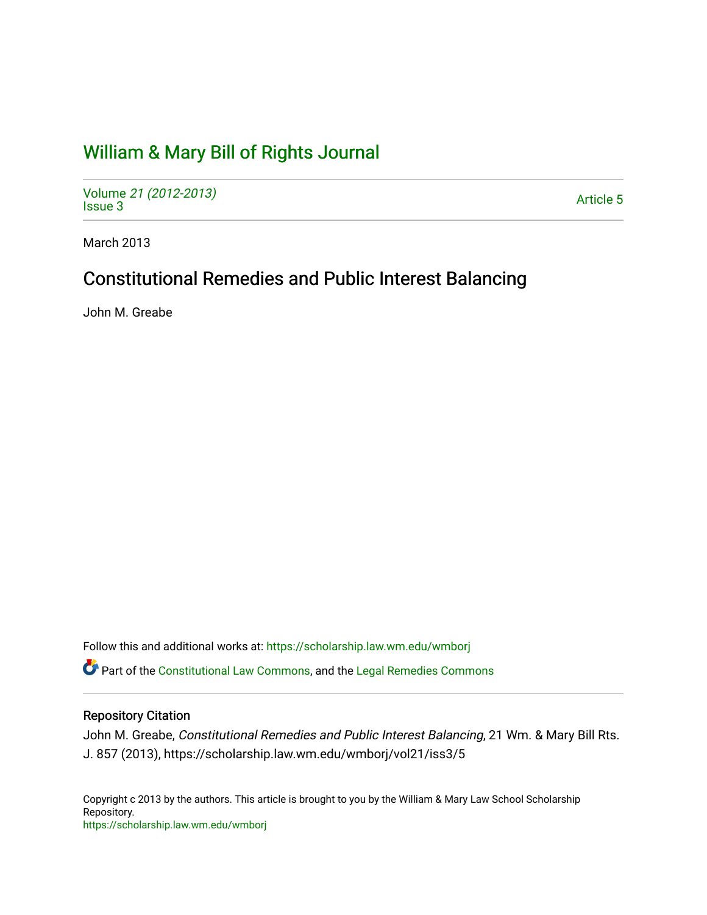# William & Mary Bill of Rights Journal

Volume *21 (2012-2013)*
Issue 3

Article 5

March 2013

## Constitutional Remedies and Public Interest Balancing

John M. Greabe

Follow this and additional works at: https://scholarship.law.wm.edu/wmborj

Part of the Constitutional Law Commons, and the Legal Remedies Commons

### Repository Citation

John M. Greabe, *Constitutional Remedies and Public Interest Balancing*, 21 Wm. & Mary Bill Rts. J. 857 (2013), https://scholarship.law.wm.edu/wmborj/vol21/iss3/5

Copyright c 2013 by the authors. This article is brought to you by the William & Mary Law School Scholarship Repository.
https://scholarship.law.wm.edu/wmborj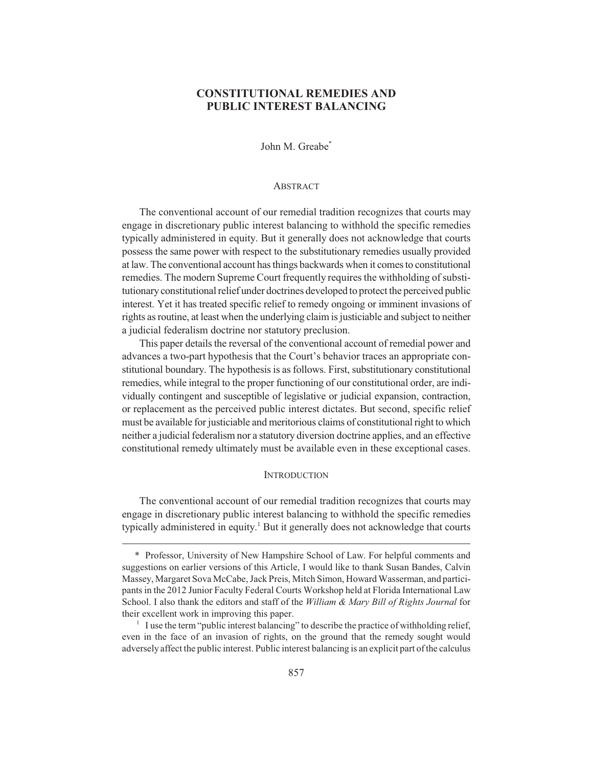# CONSTITUTIONAL REMEDIES AND PUBLIC INTEREST BALANCING

John M. Greabe*

## ABSTRACT

The conventional account of our remedial tradition recognizes that courts may engage in discretionary public interest balancing to withhold the specific remedies typically administered in equity. But it generally does not acknowledge that courts possess the same power with respect to the substitutionary remedies usually provided at law. The conventional account has things backwards when it comes to constitutional remedies. The modern Supreme Court frequently requires the withholding of substitutionary constitutional relief under doctrines developed to protect the perceived public interest. Yet it has treated specific relief to remedy ongoing or imminent invasions of rights as routine, at least when the underlying claim is justiciable and subject to neither a judicial federalism doctrine nor statutory preclusion.

This paper details the reversal of the conventional account of remedial power and advances a two-part hypothesis that the Court's behavior traces an appropriate constitutional boundary. The hypothesis is as follows. First, substitutionary constitutional remedies, while integral to the proper functioning of our constitutional order, are individually contingent and susceptible of legislative or judicial expansion, contraction, or replacement as the perceived public interest dictates. But second, specific relief must be available for justiciable and meritorious claims of constitutional right to which neither a judicial federalism nor a statutory diversion doctrine applies, and an effective constitutional remedy ultimately must be available even in these exceptional cases.

## INTRODUCTION

The conventional account of our remedial tradition recognizes that courts may engage in discretionary public interest balancing to withhold the specific remedies typically administered in equity.[1] But it generally does not acknowledge that courts

---

\* Professor, University of New Hampshire School of Law. For helpful comments and suggestions on earlier versions of this Article, I would like to thank Susan Bandes, Calvin Massey, Margaret Sova McCabe, Jack Preis, Mitch Simon, Howard Wasserman, and participants in the 2012 Junior Faculty Federal Courts Workshop held at Florida International Law School. I also thank the editors and staff of the *William & Mary Bill of Rights Journal* for their excellent work in improving this paper.

[1] I use the term "public interest balancing" to describe the practice of withholding relief, even in the face of an invasion of rights, on the ground that the remedy sought would adversely affect the public interest. Public interest balancing is an explicit part of the calculus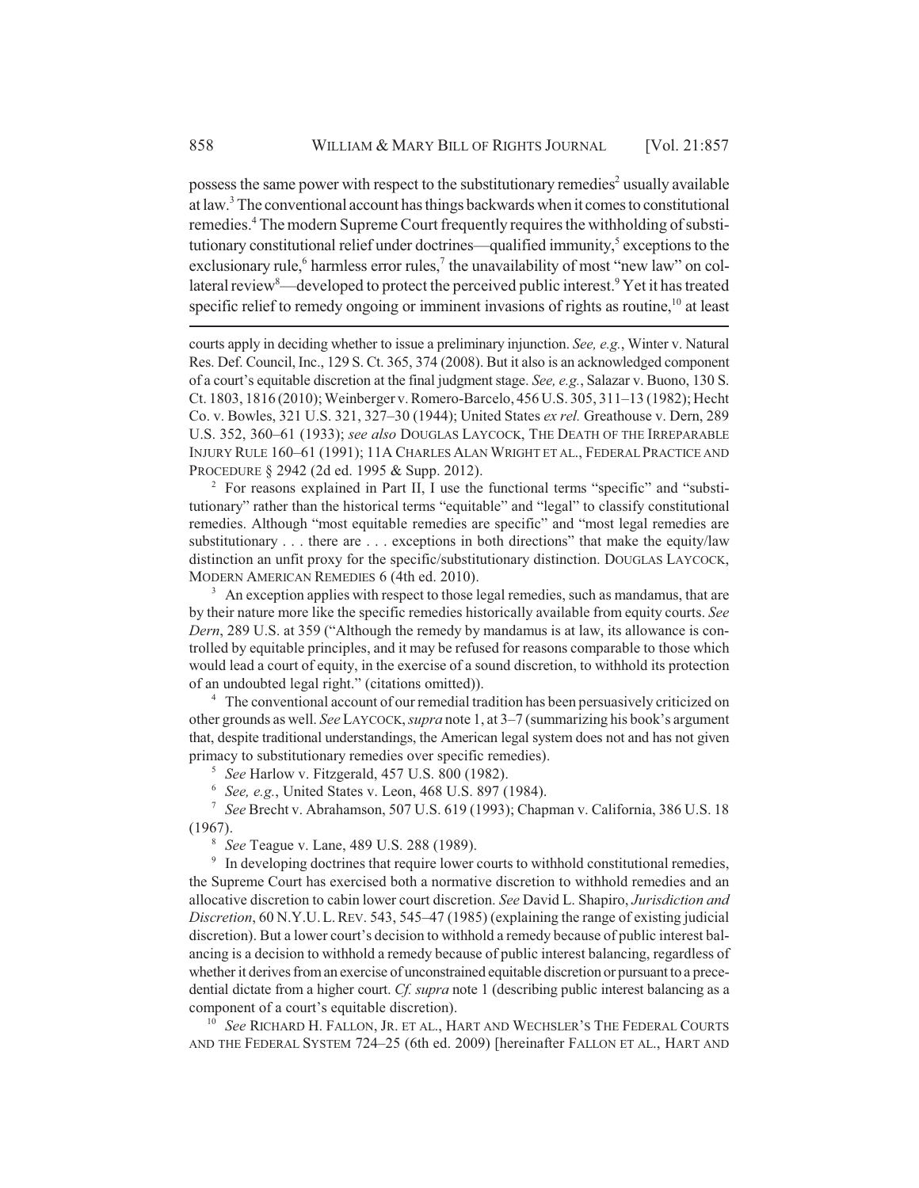possess the same power with respect to the substitutionary remedies[2] usually available at law.[3] The conventional account has things backwards when it comes to constitutional remedies.[4] The modern Supreme Court frequently requires the withholding of substitutionary constitutional relief under doctrines—qualified immunity,[5] exceptions to the exclusionary rule,[6] harmless error rules,[7] the unavailability of most "new law" on collateral review[8]—developed to protect the perceived public interest.[9] Yet it has treated specific relief to remedy ongoing or imminent invasions of rights as routine,[10] at least

---

courts apply in deciding whether to issue a preliminary injunction. *See, e.g.*, Winter v. Natural Res. Def. Council, Inc., 129 S. Ct. 365, 374 (2008). But it also is an acknowledged component of a court's equitable discretion at the final judgment stage. *See, e.g.*, Salazar v. Buono, 130 S. Ct. 1803, 1816 (2010); Weinberger v. Romero-Barcelo, 456 U.S. 305, 311–13 (1982); Hecht Co. v. Bowles, 321 U.S. 321, 327–30 (1944); United States *ex rel.* Greathouse v. Dern, 289 U.S. 352, 360–61 (1933); *see also* DOUGLAS LAYCOCK, THE DEATH OF THE IRREPARABLE INJURY RULE 160–61 (1991); 11A CHARLES ALAN WRIGHT ET AL., FEDERAL PRACTICE AND PROCEDURE § 2942 (2d ed. 1995 & Supp. 2012).

[2] For reasons explained in Part II, I use the functional terms "specific" and "substitutionary" rather than the historical terms "equitable" and "legal" to classify constitutional remedies. Although "most equitable remedies are specific" and "most legal remedies are substitutionary . . . there are . . . exceptions in both directions" that make the equity/law distinction an unfit proxy for the specific/substitutionary distinction. DOUGLAS LAYCOCK, MODERN AMERICAN REMEDIES 6 (4th ed. 2010).

[3] An exception applies with respect to those legal remedies, such as mandamus, that are by their nature more like the specific remedies historically available from equity courts. *See Dern*, 289 U.S. at 359 ("Although the remedy by mandamus is at law, its allowance is controlled by equitable principles, and it may be refused for reasons comparable to those which would lead a court of equity, in the exercise of a sound discretion, to withhold its protection of an undoubted legal right." (citations omitted)).

[4] The conventional account of our remedial tradition has been persuasively criticized on other grounds as well. *See* LAYCOCK, *supra* note 1, at 3–7 (summarizing his book's argument that, despite traditional understandings, the American legal system does not and has not given primacy to substitutionary remedies over specific remedies).

[5] *See* Harlow v. Fitzgerald, 457 U.S. 800 (1982).

[6] *See, e.g.*, United States v. Leon, 468 U.S. 897 (1984).

[7] *See* Brecht v. Abrahamson, 507 U.S. 619 (1993); Chapman v. California, 386 U.S. 18 (1967).

[8] *See* Teague v. Lane, 489 U.S. 288 (1989).

[9] In developing doctrines that require lower courts to withhold constitutional remedies, the Supreme Court has exercised both a normative discretion to withhold remedies and an allocative discretion to cabin lower court discretion. *See* David L. Shapiro, *Jurisdiction and Discretion*, 60 N.Y.U. L. REV. 543, 545–47 (1985) (explaining the range of existing judicial discretion). But a lower court's decision to withhold a remedy because of public interest balancing is a decision to withhold a remedy because of public interest balancing, regardless of whether it derives from an exercise of unconstrained equitable discretion or pursuant to a precedential dictate from a higher court. *Cf. supra* note 1 (describing public interest balancing as a component of a court's equitable discretion).

[10] *See* RICHARD H. FALLON, JR. ET AL., HART AND WECHSLER'S THE FEDERAL COURTS AND THE FEDERAL SYSTEM 724–25 (6th ed. 2009) [hereinafter FALLON ET AL., HART AND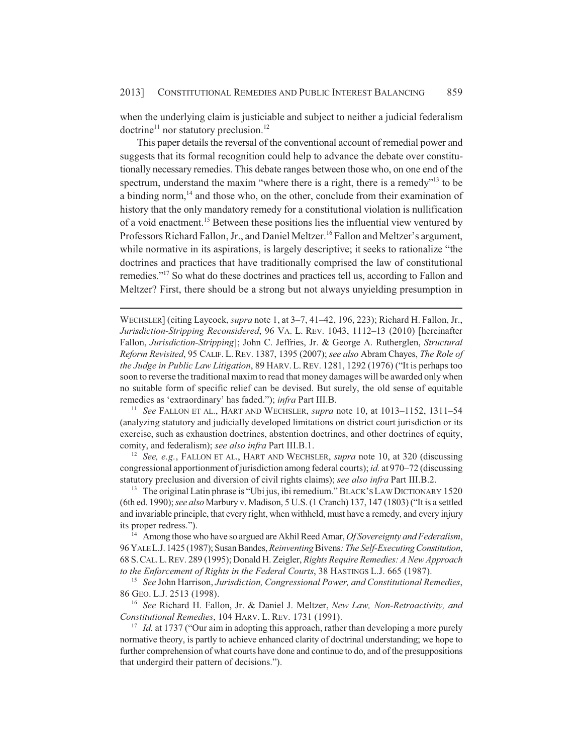when the underlying claim is justiciable and subject to neither a judicial federalism doctrine[11] nor statutory preclusion.[12]

This paper details the reversal of the conventional account of remedial power and suggests that its formal recognition could help to advance the debate over constitutionally necessary remedies. This debate ranges between those who, on one end of the spectrum, understand the maxim "where there is a right, there is a remedy"[13] to be a binding norm,[14] and those who, on the other, conclude from their examination of history that the only mandatory remedy for a constitutional violation is nullification of a void enactment.[15] Between these positions lies the influential view ventured by Professors Richard Fallon, Jr., and Daniel Meltzer.[16] Fallon and Meltzer's argument, while normative in its aspirations, is largely descriptive; it seeks to rationalize "the doctrines and practices that have traditionally comprised the law of constitutional remedies."[17] So what do these doctrines and practices tell us, according to Fallon and Meltzer? First, there should be a strong but not always unyielding presumption in

---

WECHSLER] (citing Laycock, *supra* note 1, at 3–7, 41–42, 196, 223); Richard H. Fallon, Jr., *Jurisdiction-Stripping Reconsidered*, 96 VA. L. REV. 1043, 1112–13 (2010) [hereinafter Fallon, *Jurisdiction-Stripping*]; John C. Jeffries, Jr. & George A. Rutherglen, *Structural Reform Revisited*, 95 CALIF. L. REV. 1387, 1395 (2007); *see also* Abram Chayes, *The Role of the Judge in Public Law Litigation*, 89 HARV. L. REV. 1281, 1292 (1976) ("It is perhaps too soon to reverse the traditional maxim to read that money damages will be awarded only when no suitable form of specific relief can be devised. But surely, the old sense of equitable remedies as 'extraordinary' has faded."); *infra* Part III.B.

[11] *See* FALLON ET AL., HART AND WECHSLER, *supra* note 10, at 1013–1152, 1311–54 (analyzing statutory and judicially developed limitations on district court jurisdiction or its exercise, such as exhaustion doctrines, abstention doctrines, and other doctrines of equity, comity, and federalism); *see also infra* Part III.B.1.

[12] *See, e.g.*, FALLON ET AL., HART AND WECHSLER, *supra* note 10, at 320 (discussing congressional apportionment of jurisdiction among federal courts); *id.* at 970–72 (discussing statutory preclusion and diversion of civil rights claims); *see also infra* Part III.B.2.

[13] The original Latin phrase is "Ubi jus, ibi remedium." BLACK'S LAW DICTIONARY 1520 (6th ed. 1990); *see also* Marbury v. Madison, 5 U.S. (1 Cranch) 137, 147 (1803) ("It is a settled and invariable principle, that every right, when withheld, must have a remedy, and every injury its proper redress.").

[14] Among those who have so argued are Akhil Reed Amar, *Of Sovereignty and Federalism*, 96 YALE L.J. 1425 (1987); Susan Bandes, *Reinventing* Bivens*: The Self-Executing Constitution*, 68 S. CAL. L. REV. 289 (1995); Donald H. Zeigler, *Rights Require Remedies: A New Approach to the Enforcement of Rights in the Federal Courts*, 38 HASTINGS L.J. 665 (1987).

[15] *See* John Harrison, *Jurisdiction, Congressional Power, and Constitutional Remedies*, 86 GEO. L.J. 2513 (1998).

[16] *See* Richard H. Fallon, Jr. & Daniel J. Meltzer, *New Law, Non-Retroactivity, and Constitutional Remedies*, 104 HARV. L. REV. 1731 (1991).

[17] *Id.* at 1737 ("Our aim in adopting this approach, rather than developing a more purely normative theory, is partly to achieve enhanced clarity of doctrinal understanding; we hope to further comprehension of what courts have done and continue to do, and of the presuppositions that undergird their pattern of decisions.").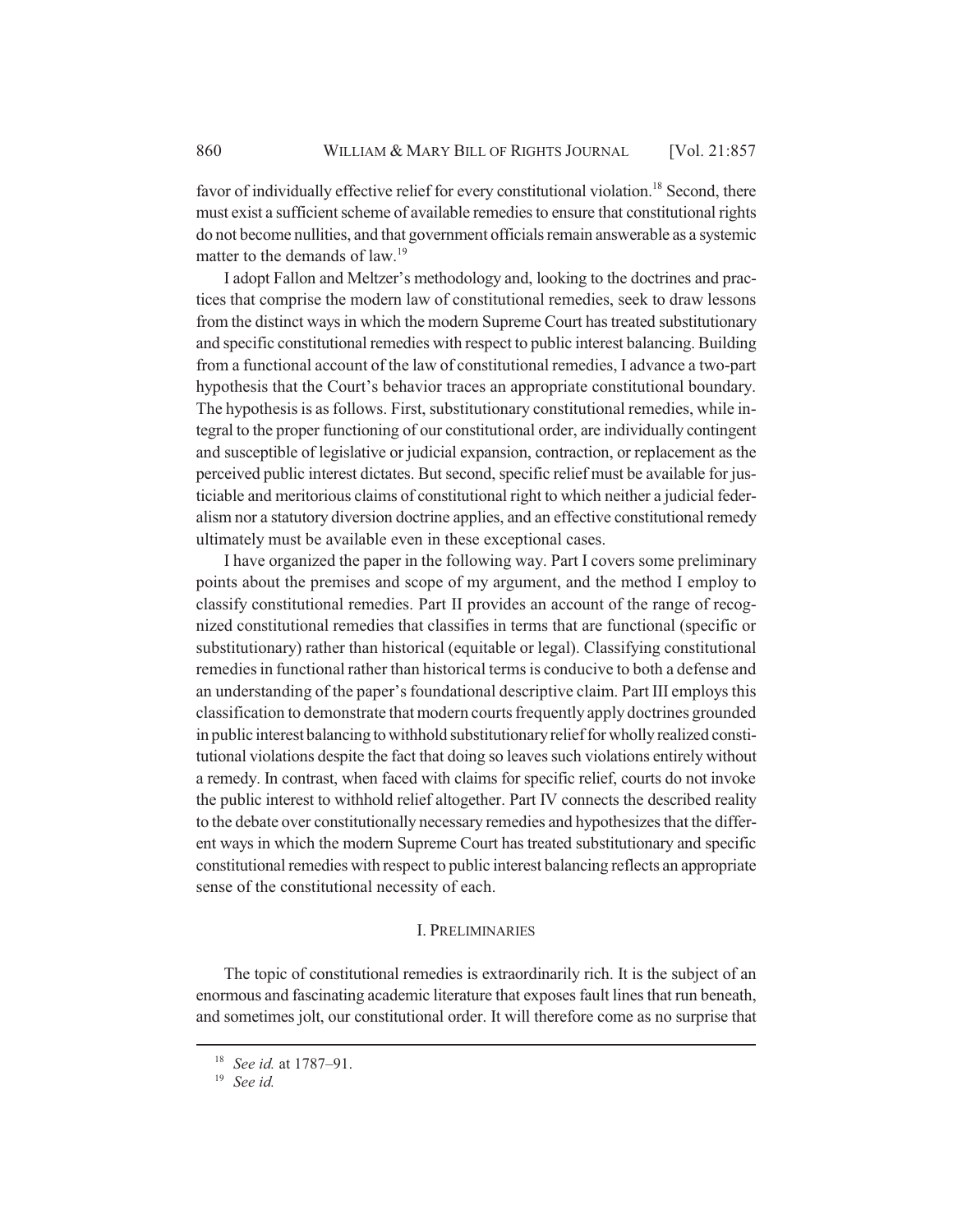favor of individually effective relief for every constitutional violation.[18] Second, there must exist a sufficient scheme of available remedies to ensure that constitutional rights do not become nullities, and that government officials remain answerable as a systemic matter to the demands of law.[19]

I adopt Fallon and Meltzer's methodology and, looking to the doctrines and practices that comprise the modern law of constitutional remedies, seek to draw lessons from the distinct ways in which the modern Supreme Court has treated substitutionary and specific constitutional remedies with respect to public interest balancing. Building from a functional account of the law of constitutional remedies, I advance a two-part hypothesis that the Court's behavior traces an appropriate constitutional boundary. The hypothesis is as follows. First, substitutionary constitutional remedies, while integral to the proper functioning of our constitutional order, are individually contingent and susceptible of legislative or judicial expansion, contraction, or replacement as the perceived public interest dictates. But second, specific relief must be available for justiciable and meritorious claims of constitutional right to which neither a judicial federalism nor a statutory diversion doctrine applies, and an effective constitutional remedy ultimately must be available even in these exceptional cases.

I have organized the paper in the following way. Part I covers some preliminary points about the premises and scope of my argument, and the method I employ to classify constitutional remedies. Part II provides an account of the range of recognized constitutional remedies that classifies in terms that are functional (specific or substitutionary) rather than historical (equitable or legal). Classifying constitutional remedies in functional rather than historical terms is conducive to both a defense and an understanding of the paper's foundational descriptive claim. Part III employs this classification to demonstrate that modern courts frequently apply doctrines grounded in public interest balancing to withhold substitutionary relief for wholly realized constitutional violations despite the fact that doing so leaves such violations entirely without a remedy. In contrast, when faced with claims for specific relief, courts do not invoke the public interest to withhold relief altogether. Part IV connects the described reality to the debate over constitutionally necessary remedies and hypothesizes that the different ways in which the modern Supreme Court has treated substitutionary and specific constitutional remedies with respect to public interest balancing reflects an appropriate sense of the constitutional necessity of each.

## I. PRELIMINARIES

The topic of constitutional remedies is extraordinarily rich. It is the subject of an enormous and fascinating academic literature that exposes fault lines that run beneath, and sometimes jolt, our constitutional order. It will therefore come as no surprise that

[18] *See id.* at 1787–91.

[19] *See id.*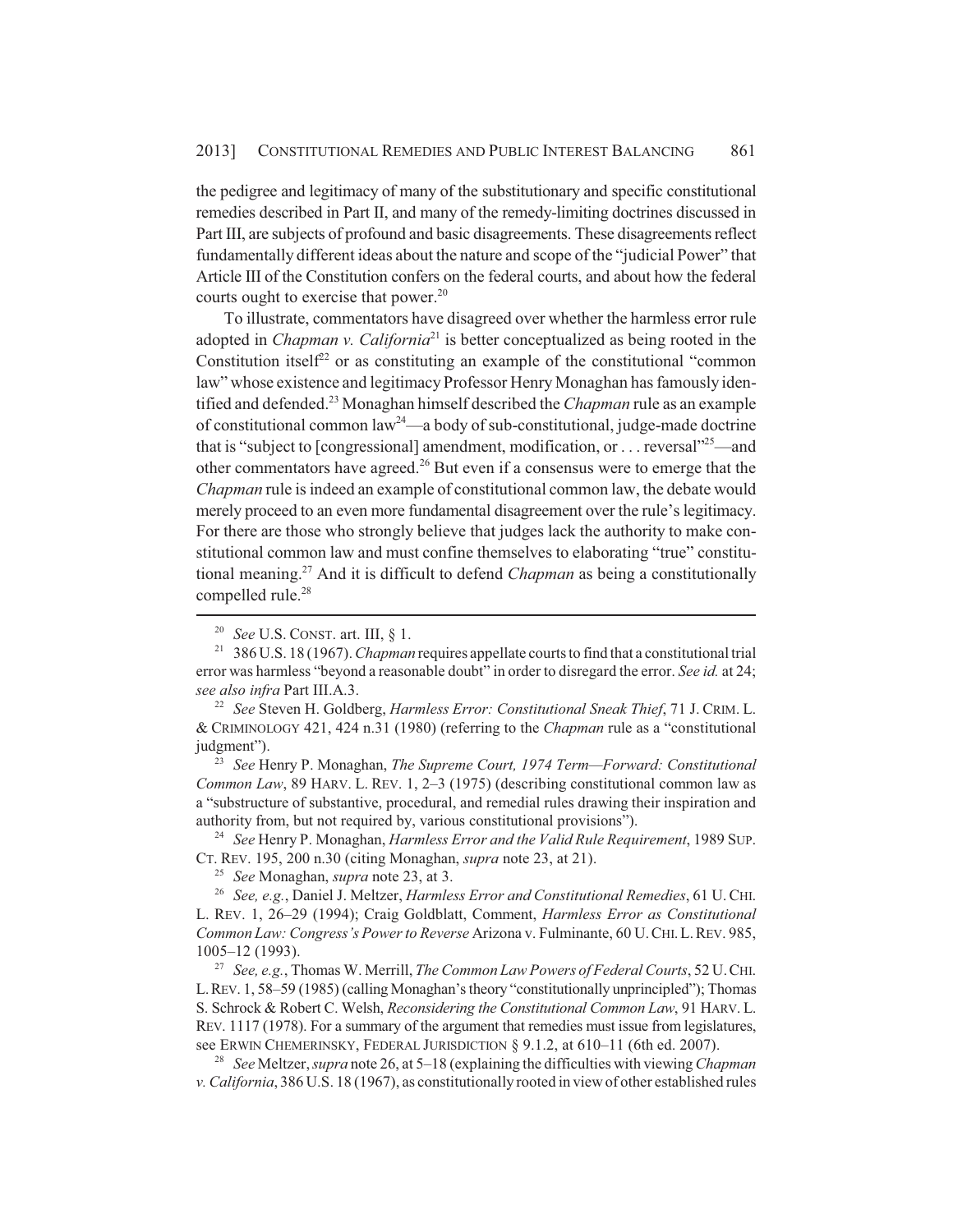the pedigree and legitimacy of many of the substitutionary and specific constitutional remedies described in Part II, and many of the remedy-limiting doctrines discussed in Part III, are subjects of profound and basic disagreements. These disagreements reflect fundamentally different ideas about the nature and scope of the "judicial Power" that Article III of the Constitution confers on the federal courts, and about how the federal courts ought to exercise that power.[20]

To illustrate, commentators have disagreed over whether the harmless error rule adopted in *Chapman v. California*[21] is better conceptualized as being rooted in the Constitution itself[22] or as constituting an example of the constitutional "common law" whose existence and legitimacy Professor Henry Monaghan has famously identified and defended.[23] Monaghan himself described the *Chapman* rule as an example of constitutional common law[24]—a body of sub-constitutional, judge-made doctrine that is "subject to [congressional] amendment, modification, or . . . reversal"[25]—and other commentators have agreed.[26] But even if a consensus were to emerge that the *Chapman* rule is indeed an example of constitutional common law, the debate would merely proceed to an even more fundamental disagreement over the rule's legitimacy. For there are those who strongly believe that judges lack the authority to make constitutional common law and must confine themselves to elaborating "true" constitutional meaning.[27] And it is difficult to defend *Chapman* as being a constitutionally compelled rule.[28]

---

[20] *See* U.S. CONST. art. III, § 1.

[21] 386 U.S. 18 (1967). *Chapman* requires appellate courts to find that a constitutional trial error was harmless "beyond a reasonable doubt" in order to disregard the error. *See id.* at 24; *see also infra* Part III.A.3.

[22] *See* Steven H. Goldberg, *Harmless Error: Constitutional Sneak Thief*, 71 J. CRIM. L. & CRIMINOLOGY 421, 424 n.31 (1980) (referring to the *Chapman* rule as a "constitutional judgment").

[23] *See* Henry P. Monaghan, *The Supreme Court, 1974 Term—Forward: Constitutional Common Law*, 89 HARV. L. REV. 1, 2–3 (1975) (describing constitutional common law as a "substructure of substantive, procedural, and remedial rules drawing their inspiration and authority from, but not required by, various constitutional provisions").

[24] *See* Henry P. Monaghan, *Harmless Error and the Valid Rule Requirement*, 1989 SUP. CT. REV. 195, 200 n.30 (citing Monaghan, *supra* note 23, at 21).

[25] *See* Monaghan, *supra* note 23, at 3.

[26] *See, e.g.*, Daniel J. Meltzer, *Harmless Error and Constitutional Remedies*, 61 U. CHI. L. REV. 1, 26–29 (1994); Craig Goldblatt, Comment, *Harmless Error as Constitutional Common Law: Congress's Power to Reverse* Arizona v. Fulminante, 60 U. CHI. L. REV. 985, 1005–12 (1993).

[27] *See, e.g.*, Thomas W. Merrill, *The Common Law Powers of Federal Courts*, 52 U. CHI. L. REV. 1, 58–59 (1985) (calling Monaghan's theory "constitutionally unprincipled"); Thomas S. Schrock & Robert C. Welsh, *Reconsidering the Constitutional Common Law*, 91 HARV. L. REV. 1117 (1978). For a summary of the argument that remedies must issue from legislatures, see ERWIN CHEMERINSKY, FEDERAL JURISDICTION § 9.1.2, at 610–11 (6th ed. 2007).

[28] *See* Meltzer, *supra* note 26, at 5–18 (explaining the difficulties with viewing *Chapman v. California*, 386 U.S. 18 (1967), as constitutionally rooted in view of other established rules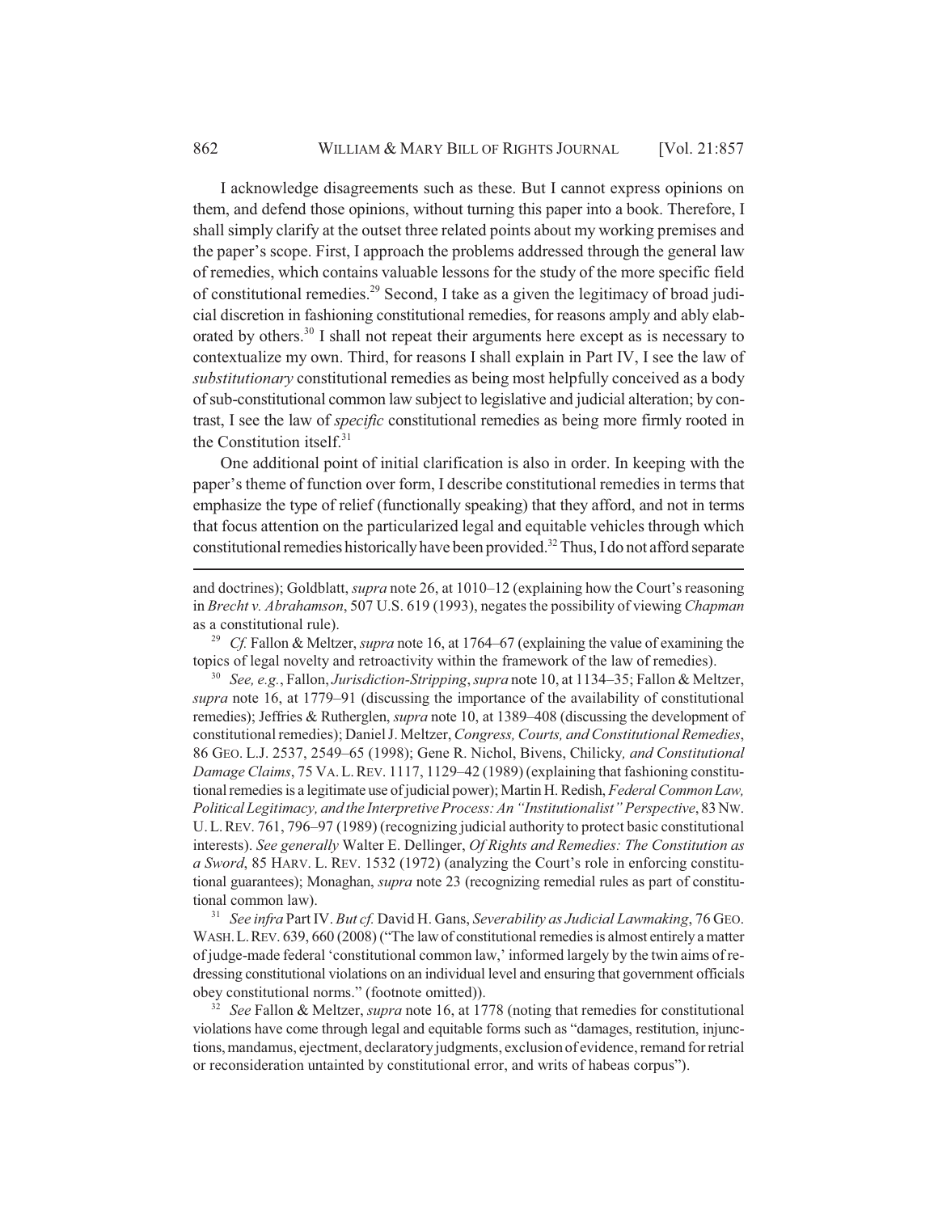I acknowledge disagreements such as these. But I cannot express opinions on them, and defend those opinions, without turning this paper into a book. Therefore, I shall simply clarify at the outset three related points about my working premises and the paper's scope. First, I approach the problems addressed through the general law of remedies, which contains valuable lessons for the study of the more specific field of constitutional remedies.[29] Second, I take as a given the legitimacy of broad judicial discretion in fashioning constitutional remedies, for reasons amply and ably elaborated by others.[30] I shall not repeat their arguments here except as is necessary to contextualize my own. Third, for reasons I shall explain in Part IV, I see the law of *substitutionary* constitutional remedies as being most helpfully conceived as a body of sub-constitutional common law subject to legislative and judicial alteration; by contrast, I see the law of *specific* constitutional remedies as being more firmly rooted in the Constitution itself.[31]

One additional point of initial clarification is also in order. In keeping with the paper's theme of function over form, I describe constitutional remedies in terms that emphasize the type of relief (functionally speaking) that they afford, and not in terms that focus attention on the particularized legal and equitable vehicles through which constitutional remedies historically have been provided.[32] Thus, I do not afford separate

---

and doctrines); Goldblatt, *supra* note 26, at 1010–12 (explaining how the Court's reasoning in *Brecht v. Abrahamson*, 507 U.S. 619 (1993), negates the possibility of viewing *Chapman* as a constitutional rule).

[29] *Cf.* Fallon & Meltzer, *supra* note 16, at 1764–67 (explaining the value of examining the topics of legal novelty and retroactivity within the framework of the law of remedies).

[30] *See, e.g.*, Fallon, *Jurisdiction-Stripping*, *supra* note 10, at 1134–35; Fallon & Meltzer, *supra* note 16, at 1779–91 (discussing the importance of the availability of constitutional remedies); Jeffries & Rutherglen, *supra* note 10, at 1389–408 (discussing the development of constitutional remedies); Daniel J. Meltzer, *Congress, Courts, and Constitutional Remedies*, 86 GEO. L.J. 2537, 2549–65 (1998); Gene R. Nichol, Bivens, Chilicky*, and Constitutional Damage Claims*, 75 VA. L. REV. 1117, 1129–42 (1989) (explaining that fashioning constitutional remedies is a legitimate use of judicial power); Martin H. Redish, *Federal Common Law, Political Legitimacy, and the Interpretive Process: An "Institutionalist" Perspective*, 83 NW. U. L. REV. 761, 796–97 (1989) (recognizing judicial authority to protect basic constitutional interests). *See generally* Walter E. Dellinger, *Of Rights and Remedies: The Constitution as a Sword*, 85 HARV. L. REV. 1532 (1972) (analyzing the Court's role in enforcing constitutional guarantees); Monaghan, *supra* note 23 (recognizing remedial rules as part of constitutional common law).

[31] *See infra* Part IV. *But cf.* David H. Gans, *Severability as Judicial Lawmaking*, 76 GEO. WASH. L. REV. 639, 660 (2008) ("The law of constitutional remedies is almost entirely a matter of judge-made federal 'constitutional common law,' informed largely by the twin aims of redressing constitutional violations on an individual level and ensuring that government officials obey constitutional norms." (footnote omitted)).

[32] *See* Fallon & Meltzer, *supra* note 16, at 1778 (noting that remedies for constitutional violations have come through legal and equitable forms such as "damages, restitution, injunctions, mandamus, ejectment, declaratory judgments, exclusion of evidence, remand for retrial or reconsideration untainted by constitutional error, and writs of habeas corpus").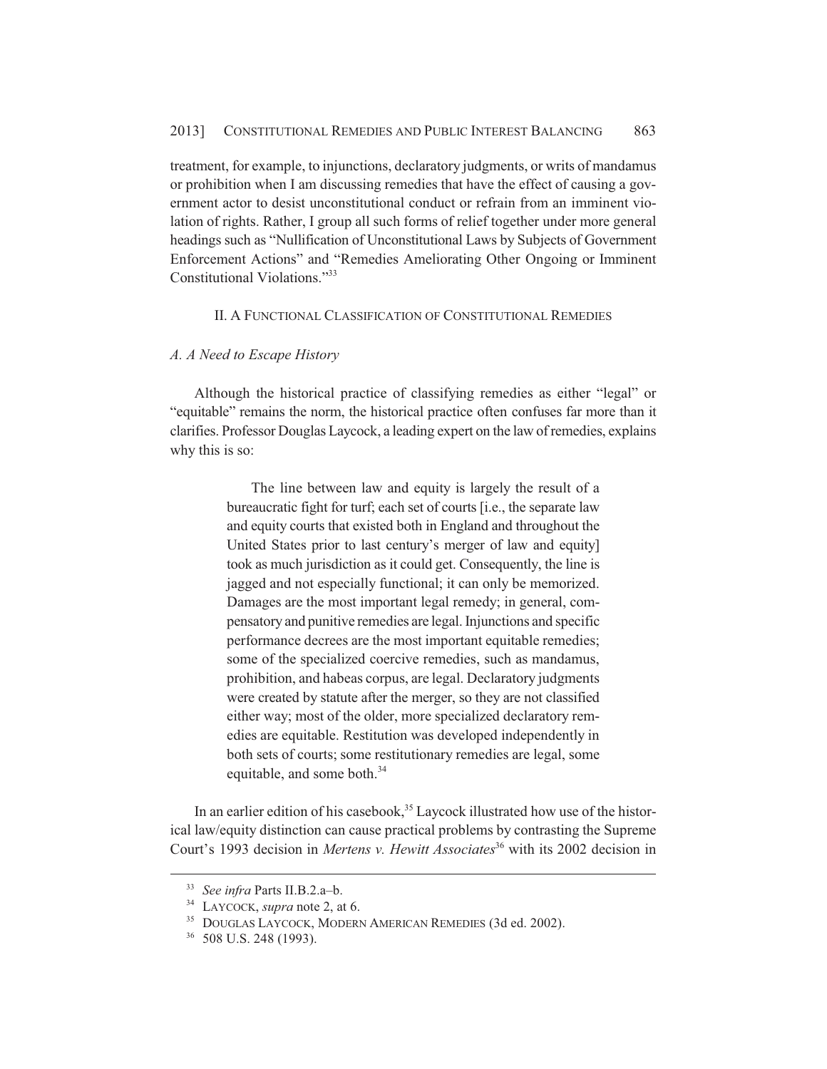treatment, for example, to injunctions, declaratory judgments, or writs of mandamus or prohibition when I am discussing remedies that have the effect of causing a government actor to desist unconstitutional conduct or refrain from an imminent violation of rights. Rather, I group all such forms of relief together under more general headings such as "Nullification of Unconstitutional Laws by Subjects of Government Enforcement Actions" and "Remedies Ameliorating Other Ongoing or Imminent Constitutional Violations."[33]

## II. A FUNCTIONAL CLASSIFICATION OF CONSTITUTIONAL REMEDIES

### *A. A Need to Escape History*

Although the historical practice of classifying remedies as either "legal" or "equitable" remains the norm, the historical practice often confuses far more than it clarifies. Professor Douglas Laycock, a leading expert on the law of remedies, explains why this is so:

> The line between law and equity is largely the result of a bureaucratic fight for turf; each set of courts [i.e., the separate law and equity courts that existed both in England and throughout the United States prior to last century's merger of law and equity] took as much jurisdiction as it could get. Consequently, the line is jagged and not especially functional; it can only be memorized. Damages are the most important legal remedy; in general, compensatory and punitive remedies are legal. Injunctions and specific performance decrees are the most important equitable remedies; some of the specialized coercive remedies, such as mandamus, prohibition, and habeas corpus, are legal. Declaratory judgments were created by statute after the merger, so they are not classified either way; most of the older, more specialized declaratory remedies are equitable. Restitution was developed independently in both sets of courts; some restitutionary remedies are legal, some equitable, and some both.[34]

In an earlier edition of his casebook,[35] Laycock illustrated how use of the historical law/equity distinction can cause practical problems by contrasting the Supreme Court's 1993 decision in *Mertens v. Hewitt Associates*[36] with its 2002 decision in

---

[33] *See infra* Parts II.B.2.a–b.

[34] LAYCOCK, *supra* note 2, at 6.

[35] DOUGLAS LAYCOCK, MODERN AMERICAN REMEDIES (3d ed. 2002).

[36] 508 U.S. 248 (1993).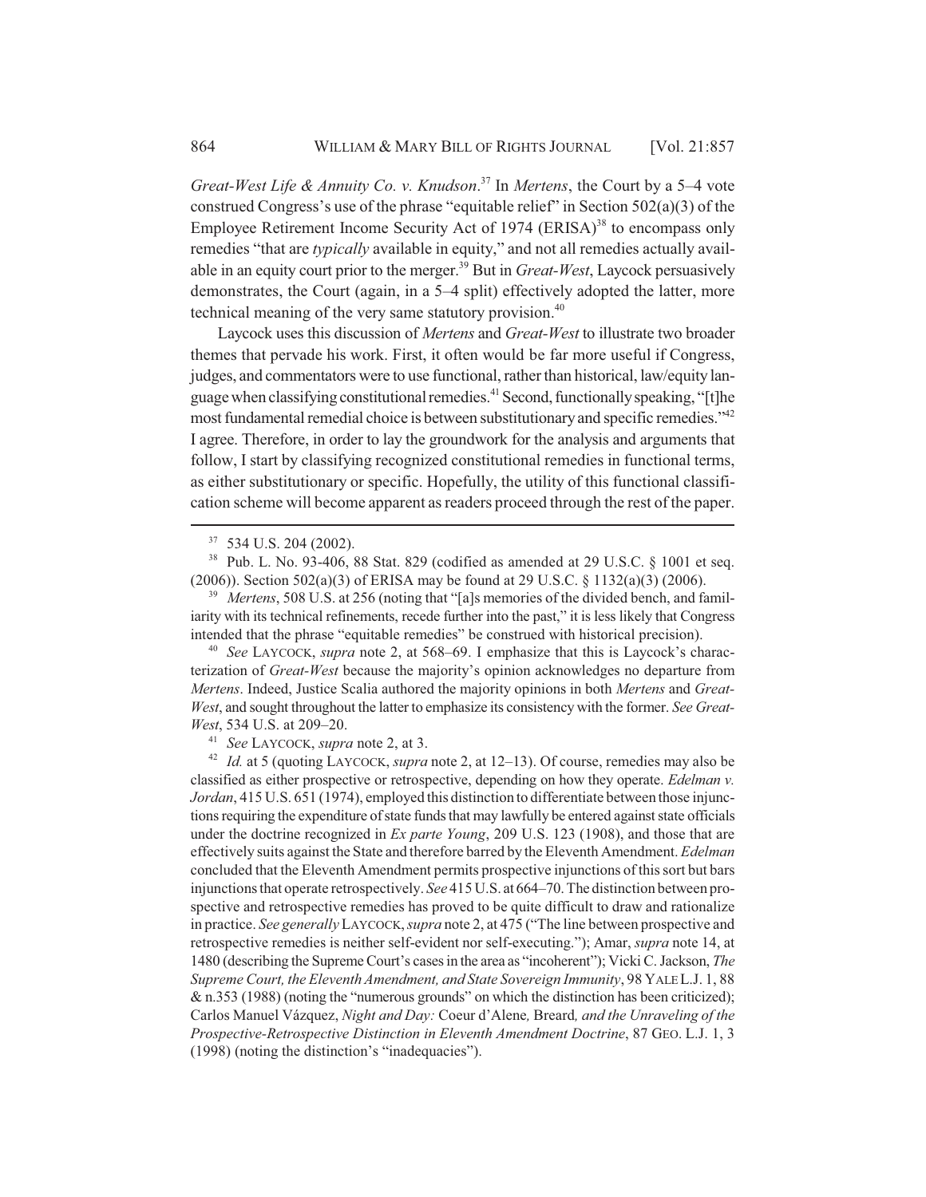*Great-West Life & Annuity Co. v. Knudson*.[37] In *Mertens*, the Court by a 5–4 vote construed Congress's use of the phrase "equitable relief" in Section 502(a)(3) of the Employee Retirement Income Security Act of 1974 (ERISA)[38] to encompass only remedies "that are *typically* available in equity," and not all remedies actually available in an equity court prior to the merger.[39] But in *Great-West*, Laycock persuasively demonstrates, the Court (again, in a 5–4 split) effectively adopted the latter, more technical meaning of the very same statutory provision.[40]

Laycock uses this discussion of *Mertens* and *Great-West* to illustrate two broader themes that pervade his work. First, it often would be far more useful if Congress, judges, and commentators were to use functional, rather than historical, law/equity language when classifying constitutional remedies.[41] Second, functionally speaking, "[t]he most fundamental remedial choice is between substitutionary and specific remedies."[42] I agree. Therefore, in order to lay the groundwork for the analysis and arguments that follow, I start by classifying recognized constitutional remedies in functional terms, as either substitutionary or specific. Hopefully, the utility of this functional classification scheme will become apparent as readers proceed through the rest of the paper.

---

[37] 534 U.S. 204 (2002).

[38] Pub. L. No. 93-406, 88 Stat. 829 (codified as amended at 29 U.S.C. § 1001 et seq. (2006)). Section 502(a)(3) of ERISA may be found at 29 U.S.C. § 1132(a)(3) (2006).

[39] *Mertens*, 508 U.S. at 256 (noting that "[a]s memories of the divided bench, and familiarity with its technical refinements, recede further into the past," it is less likely that Congress intended that the phrase "equitable remedies" be construed with historical precision).

[40] *See* LAYCOCK, *supra* note 2, at 568–69. I emphasize that this is Laycock's characterization of *Great-West* because the majority's opinion acknowledges no departure from *Mertens*. Indeed, Justice Scalia authored the majority opinions in both *Mertens* and *Great-West*, and sought throughout the latter to emphasize its consistency with the former. *See Great-West*, 534 U.S. at 209–20.

[41] *See* LAYCOCK, *supra* note 2, at 3.

[42] *Id.* at 5 (quoting LAYCOCK, *supra* note 2, at 12–13). Of course, remedies may also be classified as either prospective or retrospective, depending on how they operate. *Edelman v. Jordan*, 415 U.S. 651 (1974), employed this distinction to differentiate between those injunctions requiring the expenditure of state funds that may lawfully be entered against state officials under the doctrine recognized in *Ex parte Young*, 209 U.S. 123 (1908), and those that are effectively suits against the State and therefore barred by the Eleventh Amendment. *Edelman* concluded that the Eleventh Amendment permits prospective injunctions of this sort but bars injunctions that operate retrospectively. *See* 415 U.S. at 664–70. The distinction between prospective and retrospective remedies has proved to be quite difficult to draw and rationalize in practice. *See generally* LAYCOCK, *supra* note 2, at 475 ("The line between prospective and retrospective remedies is neither self-evident nor self-executing."); Amar, *supra* note 14, at 1480 (describing the Supreme Court's cases in the area as "incoherent"); Vicki C. Jackson, *The Supreme Court, the Eleventh Amendment, and State Sovereign Immunity*, 98 YALE L.J. 1, 88 & n.353 (1988) (noting the "numerous grounds" on which the distinction has been criticized); Carlos Manuel Vázquez, *Night and Day:* Coeur d'Alene*,* Breard*, and the Unraveling of the Prospective-Retrospective Distinction in Eleventh Amendment Doctrine*, 87 GEO. L.J. 1, 3 (1998) (noting the distinction's "inadequacies").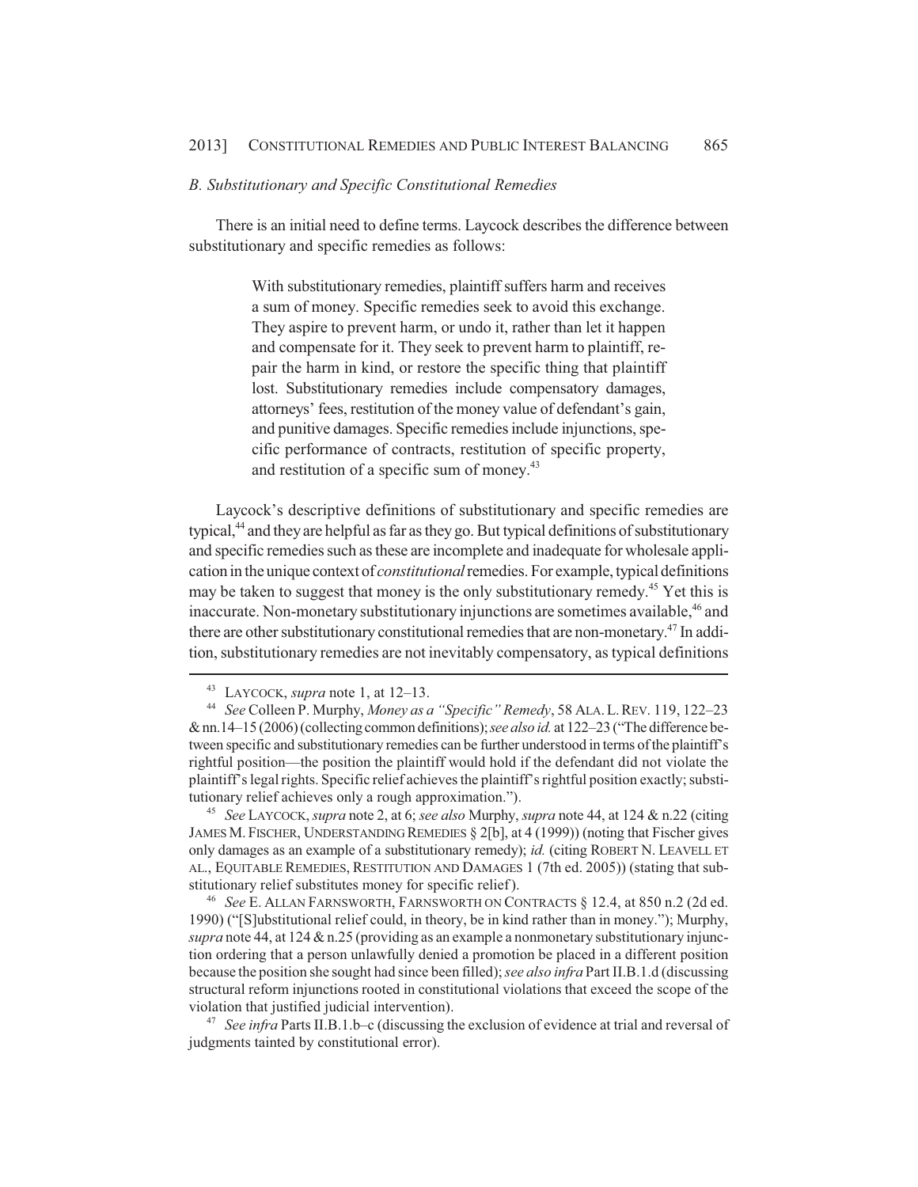### *B. Substitutionary and Specific Constitutional Remedies*

There is an initial need to define terms. Laycock describes the difference between substitutionary and specific remedies as follows:

> With substitutionary remedies, plaintiff suffers harm and receives a sum of money. Specific remedies seek to avoid this exchange. They aspire to prevent harm, or undo it, rather than let it happen and compensate for it. They seek to prevent harm to plaintiff, repair the harm in kind, or restore the specific thing that plaintiff lost. Substitutionary remedies include compensatory damages, attorneys' fees, restitution of the money value of defendant's gain, and punitive damages. Specific remedies include injunctions, specific performance of contracts, restitution of specific property, and restitution of a specific sum of money.[43]

Laycock's descriptive definitions of substitutionary and specific remedies are typical,[44] and they are helpful as far as they go. But typical definitions of substitutionary and specific remedies such as these are incomplete and inadequate for wholesale application in the unique context of *constitutional* remedies. For example, typical definitions may be taken to suggest that money is the only substitutionary remedy.[45] Yet this is inaccurate. Non-monetary substitutionary injunctions are sometimes available,[46] and there are other substitutionary constitutional remedies that are non-monetary.[47] In addition, substitutionary remedies are not inevitably compensatory, as typical definitions

---

[43] LAYCOCK, *supra* note 1, at 12–13.

[44] *See* Colleen P. Murphy, *Money as a "Specific" Remedy*, 58 ALA. L. REV. 119, 122–23 & nn.14–15 (2006) (collecting common definitions); *see also id.* at 122–23 ("The difference between specific and substitutionary remedies can be further understood in terms of the plaintiff's rightful position—the position the plaintiff would hold if the defendant did not violate the plaintiff's legal rights. Specific relief achieves the plaintiff's rightful position exactly; substitutionary relief achieves only a rough approximation.").

[45] *See* LAYCOCK, *supra* note 2, at 6; *see also* Murphy, *supra* note 44, at 124 & n.22 (citing JAMES M. FISCHER, UNDERSTANDING REMEDIES § 2[b], at 4 (1999)) (noting that Fischer gives only damages as an example of a substitutionary remedy); *id.* (citing ROBERT N. LEAVELL ET AL., EQUITABLE REMEDIES, RESTITUTION AND DAMAGES 1 (7th ed. 2005)) (stating that substitutionary relief substitutes money for specific relief).

[46] *See* E. ALLAN FARNSWORTH, FARNSWORTH ON CONTRACTS § 12.4, at 850 n.2 (2d ed. 1990) ("[S]ubstitutional relief could, in theory, be in kind rather than in money."); Murphy, *supra* note 44, at 124 & n.25 (providing as an example a nonmonetary substitutionary injunction ordering that a person unlawfully denied a promotion be placed in a different position because the position she sought had since been filled); *see also infra* Part II.B.1.d (discussing structural reform injunctions rooted in constitutional violations that exceed the scope of the violation that justified judicial intervention).

[47] *See infra* Parts II.B.1.b–c (discussing the exclusion of evidence at trial and reversal of judgments tainted by constitutional error).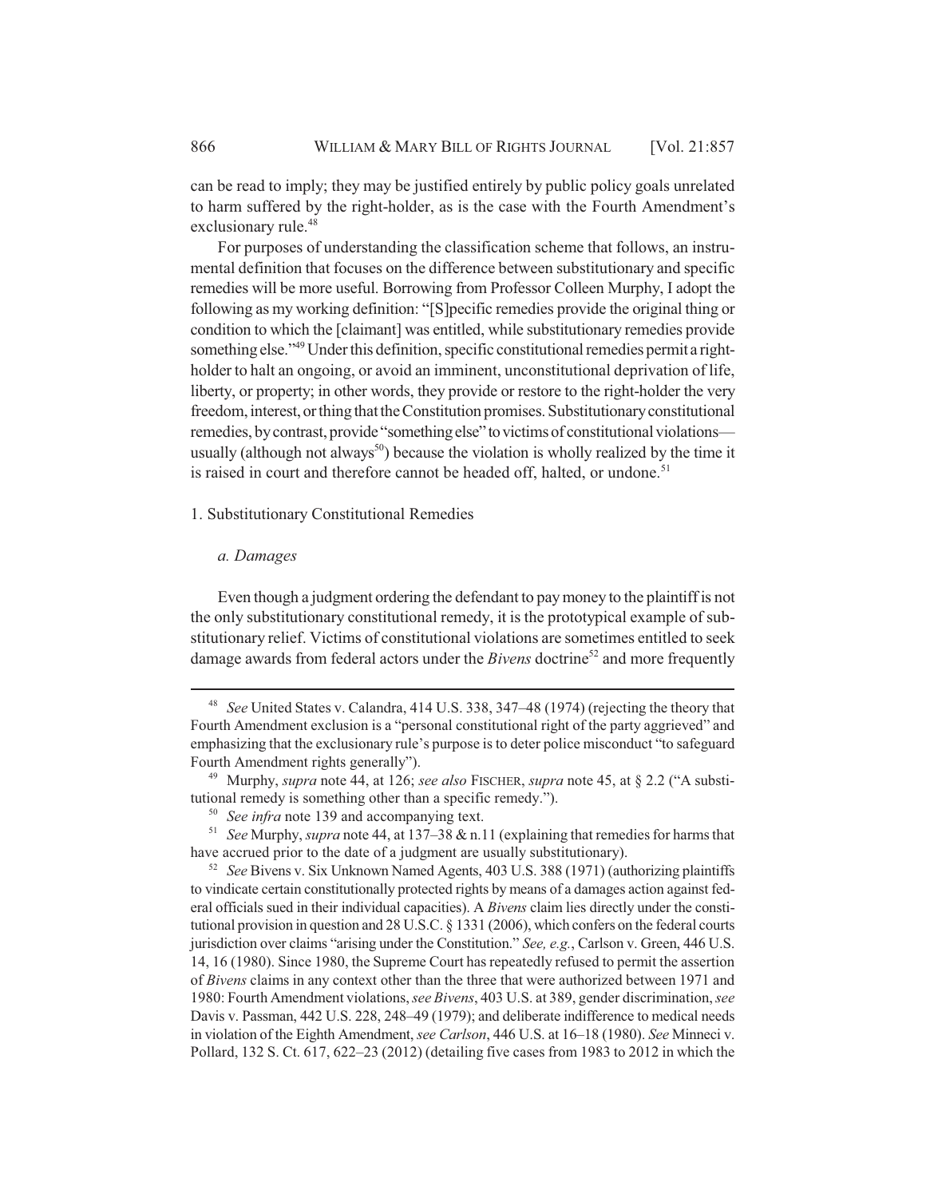can be read to imply; they may be justified entirely by public policy goals unrelated to harm suffered by the right-holder, as is the case with the Fourth Amendment's exclusionary rule.[48]

For purposes of understanding the classification scheme that follows, an instrumental definition that focuses on the difference between substitutionary and specific remedies will be more useful. Borrowing from Professor Colleen Murphy, I adopt the following as my working definition: "[S]pecific remedies provide the original thing or condition to which the [claimant] was entitled, while substitutionary remedies provide something else."[49] Under this definition, specific constitutional remedies permit a right-holder to halt an ongoing, or avoid an imminent, unconstitutional deprivation of life, liberty, or property; in other words, they provide or restore to the right-holder the very freedom, interest, or thing that the Constitution promises. Substitutionary constitutional remedies, by contrast, provide "something else" to victims of constitutional violations—usually (although not always[50]) because the violation is wholly realized by the time it is raised in court and therefore cannot be headed off, halted, or undone.[51]

### 1. Substitutionary Constitutional Remedies

#### *a. Damages*

Even though a judgment ordering the defendant to pay money to the plaintiff is not the only substitutionary constitutional remedy, it is the prototypical example of substitutionary relief. Victims of constitutional violations are sometimes entitled to seek damage awards from federal actors under the *Bivens* doctrine[52] and more frequently

---

[48] *See* United States v. Calandra, 414 U.S. 338, 347–48 (1974) (rejecting the theory that Fourth Amendment exclusion is a "personal constitutional right of the party aggrieved" and emphasizing that the exclusionary rule's purpose is to deter police misconduct "to safeguard Fourth Amendment rights generally").

[49] Murphy, *supra* note 44, at 126; *see also* FISCHER, *supra* note 45, at § 2.2 ("A substitutional remedy is something other than a specific remedy.").

[50] *See infra* note 139 and accompanying text.

[51] *See* Murphy, *supra* note 44, at 137–38 & n.11 (explaining that remedies for harms that have accrued prior to the date of a judgment are usually substitutionary).

[52] *See* Bivens v. Six Unknown Named Agents, 403 U.S. 388 (1971) (authorizing plaintiffs to vindicate certain constitutionally protected rights by means of a damages action against federal officials sued in their individual capacities). A *Bivens* claim lies directly under the constitutional provision in question and 28 U.S.C. § 1331 (2006), which confers on the federal courts jurisdiction over claims "arising under the Constitution." *See, e.g.*, Carlson v. Green, 446 U.S. 14, 16 (1980). Since 1980, the Supreme Court has repeatedly refused to permit the assertion of *Bivens* claims in any context other than the three that were authorized between 1971 and 1980: Fourth Amendment violations, *see Bivens*, 403 U.S. at 389, gender discrimination, *see* Davis v. Passman, 442 U.S. 228, 248–49 (1979); and deliberate indifference to medical needs in violation of the Eighth Amendment, *see Carlson*, 446 U.S. at 16–18 (1980). *See* Minneci v. Pollard, 132 S. Ct. 617, 622–23 (2012) (detailing five cases from 1983 to 2012 in which the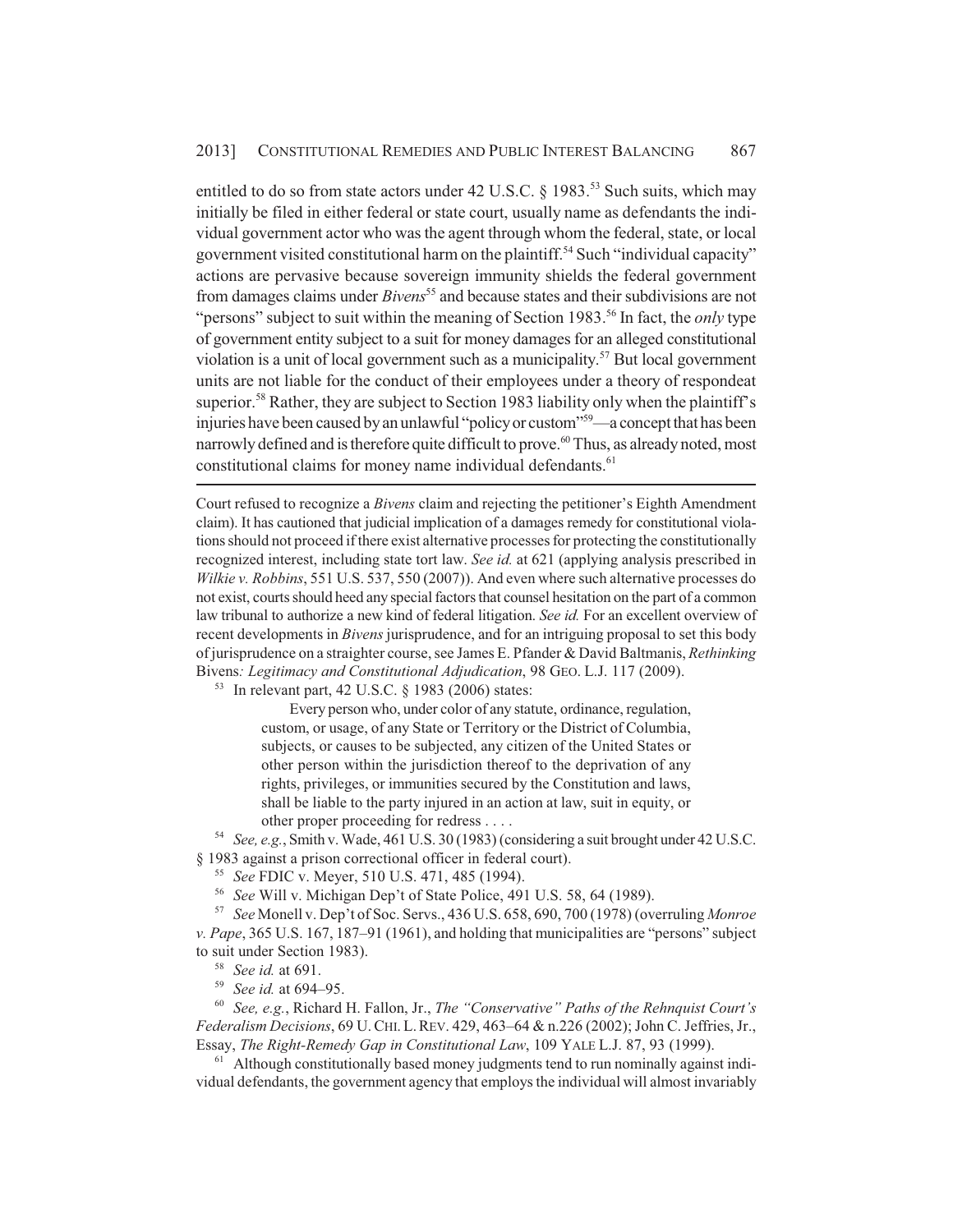entitled to do so from state actors under 42 U.S.C. § 1983.[53] Such suits, which may initially be filed in either federal or state court, usually name as defendants the individual government actor who was the agent through whom the federal, state, or local government visited constitutional harm on the plaintiff.[54] Such "individual capacity" actions are pervasive because sovereign immunity shields the federal government from damages claims under *Bivens*[55] and because states and their subdivisions are not "persons" subject to suit within the meaning of Section 1983.[56] In fact, the *only* type of government entity subject to a suit for money damages for an alleged constitutional violation is a unit of local government such as a municipality.[57] But local government units are not liable for the conduct of their employees under a theory of respondeat superior.[58] Rather, they are subject to Section 1983 liability only when the plaintiff's injuries have been caused by an unlawful "policy or custom"[59]—a concept that has been narrowly defined and is therefore quite difficult to prove.[60] Thus, as already noted, most constitutional claims for money name individual defendants.[61]

---

Court refused to recognize a *Bivens* claim and rejecting the petitioner's Eighth Amendment claim). It has cautioned that judicial implication of a damages remedy for constitutional violations should not proceed if there exist alternative processes for protecting the constitutionally recognized interest, including state tort law. *See id.* at 621 (applying analysis prescribed in *Wilkie v. Robbins*, 551 U.S. 537, 550 (2007)). And even where such alternative processes do not exist, courts should heed any special factors that counsel hesitation on the part of a common law tribunal to authorize a new kind of federal litigation. *See id.* For an excellent overview of recent developments in *Bivens* jurisprudence, and for an intriguing proposal to set this body of jurisprudence on a straighter course, see James E. Pfander & David Baltmanis, *Rethinking* Bivens*: Legitimacy and Constitutional Adjudication*, 98 GEO. L.J. 117 (2009).

[53] In relevant part, 42 U.S.C. § 1983 (2006) states:

> Every person who, under color of any statute, ordinance, regulation, custom, or usage, of any State or Territory or the District of Columbia, subjects, or causes to be subjected, any citizen of the United States or other person within the jurisdiction thereof to the deprivation of any rights, privileges, or immunities secured by the Constitution and laws, shall be liable to the party injured in an action at law, suit in equity, or other proper proceeding for redress . . . .

[54] *See, e.g.*, Smith v. Wade, 461 U.S. 30 (1983) (considering a suit brought under 42 U.S.C. § 1983 against a prison correctional officer in federal court).

[55] *See* FDIC v. Meyer, 510 U.S. 471, 485 (1994).

[56] *See* Will v. Michigan Dep't of State Police, 491 U.S. 58, 64 (1989).

[57] *See* Monell v. Dep't of Soc. Servs., 436 U.S. 658, 690, 700 (1978) (overruling *Monroe v. Pape*, 365 U.S. 167, 187–91 (1961), and holding that municipalities are "persons" subject to suit under Section 1983).

[58] *See id.* at 691.

[59] *See id.* at 694–95.

[60] *See, e.g.*, Richard H. Fallon, Jr., *The "Conservative" Paths of the Rehnquist Court's Federalism Decisions*, 69 U. CHI. L. REV. 429, 463–64 & n.226 (2002); John C. Jeffries, Jr., Essay, *The Right-Remedy Gap in Constitutional Law*, 109 YALE L.J. 87, 93 (1999).

[61] Although constitutionally based money judgments tend to run nominally against individual defendants, the government agency that employs the individual will almost invariably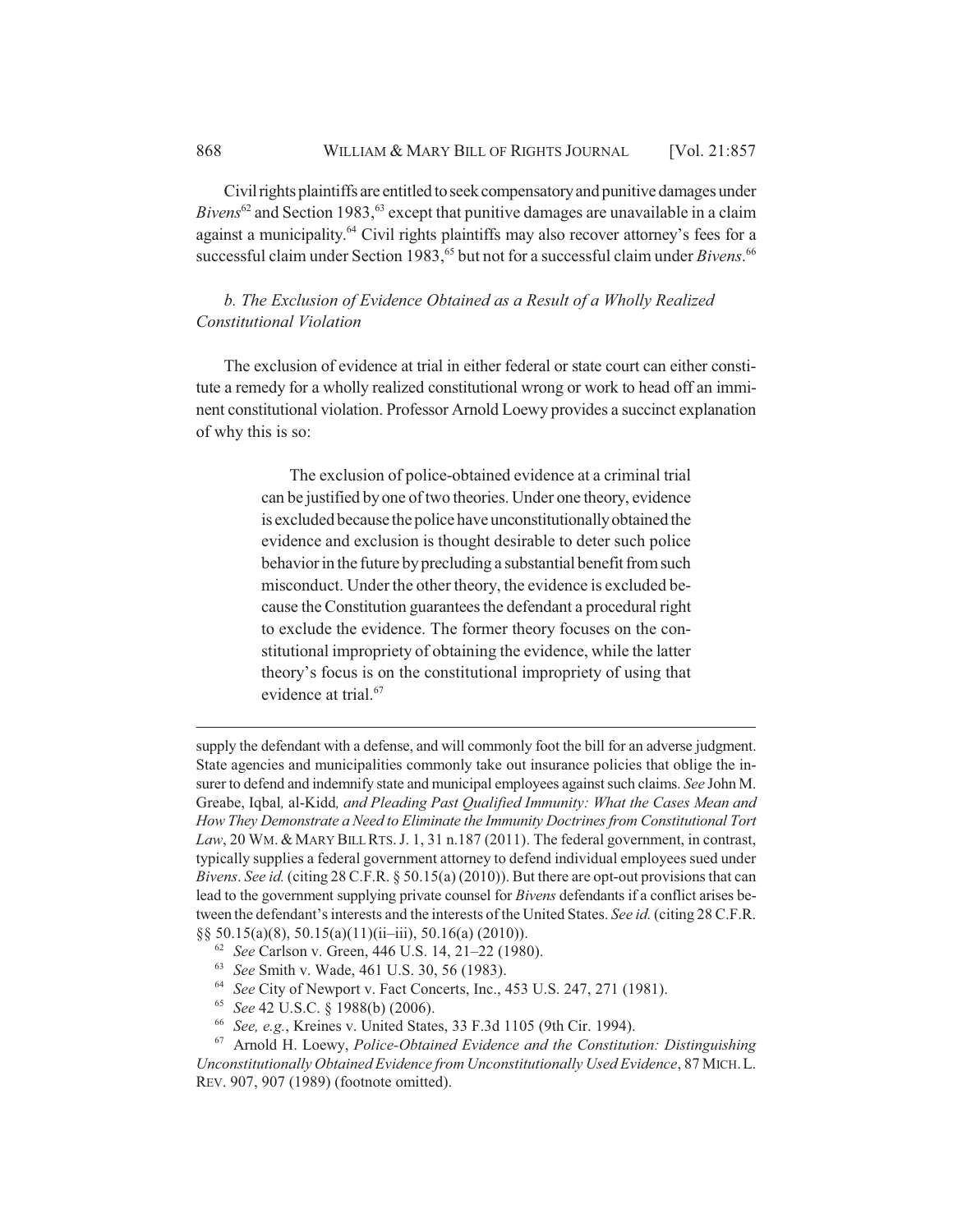Civil rights plaintiffs are entitled to seek compensatory and punitive damages under *Bivens*[62] and Section 1983,[63] except that punitive damages are unavailable in a claim against a municipality.[64] Civil rights plaintiffs may also recover attorney's fees for a successful claim under Section 1983,[65] but not for a successful claim under *Bivens*.[66]

### *b. The Exclusion of Evidence Obtained as a Result of a Wholly Realized Constitutional Violation*

The exclusion of evidence at trial in either federal or state court can either constitute a remedy for a wholly realized constitutional wrong or work to head off an imminent constitutional violation. Professor Arnold Loewy provides a succinct explanation of why this is so:

> The exclusion of police-obtained evidence at a criminal trial can be justified by one of two theories. Under one theory, evidence is excluded because the police have unconstitutionally obtained the evidence and exclusion is thought desirable to deter such police behavior in the future by precluding a substantial benefit from such misconduct. Under the other theory, the evidence is excluded because the Constitution guarantees the defendant a procedural right to exclude the evidence. The former theory focuses on the constitutional impropriety of obtaining the evidence, while the latter theory's focus is on the constitutional impropriety of using that evidence at trial.[67]

---

supply the defendant with a defense, and will commonly foot the bill for an adverse judgment. State agencies and municipalities commonly take out insurance policies that oblige the insurer to defend and indemnify state and municipal employees against such claims. *See* John M. Greabe, Iqbal*,* al-Kidd*, and Pleading Past Qualified Immunity: What the Cases Mean and How They Demonstrate a Need to Eliminate the Immunity Doctrines from Constitutional Tort Law*, 20 WM. & MARY BILL RTS. J. 1, 31 n.187 (2011). The federal government, in contrast, typically supplies a federal government attorney to defend individual employees sued under *Bivens*. *See id.* (citing 28 C.F.R. § 50.15(a) (2010)). But there are opt-out provisions that can lead to the government supplying private counsel for *Bivens* defendants if a conflict arises between the defendant's interests and the interests of the United States. *See id.* (citing 28 C.F.R. §§ 50.15(a)(8), 50.15(a)(11)(ii–iii), 50.16(a) (2010)).

[62] *See* Carlson v. Green, 446 U.S. 14, 21–22 (1980).

[63] *See* Smith v. Wade, 461 U.S. 30, 56 (1983).

[64] *See* City of Newport v. Fact Concerts, Inc., 453 U.S. 247, 271 (1981).

[65] *See* 42 U.S.C. § 1988(b) (2006).

[66] *See, e.g.*, Kreines v. United States, 33 F.3d 1105 (9th Cir. 1994).

[67] Arnold H. Loewy, *Police-Obtained Evidence and the Constitution: Distinguishing Unconstitutionally Obtained Evidence from Unconstitutionally Used Evidence*, 87 MICH. L. REV. 907, 907 (1989) (footnote omitted).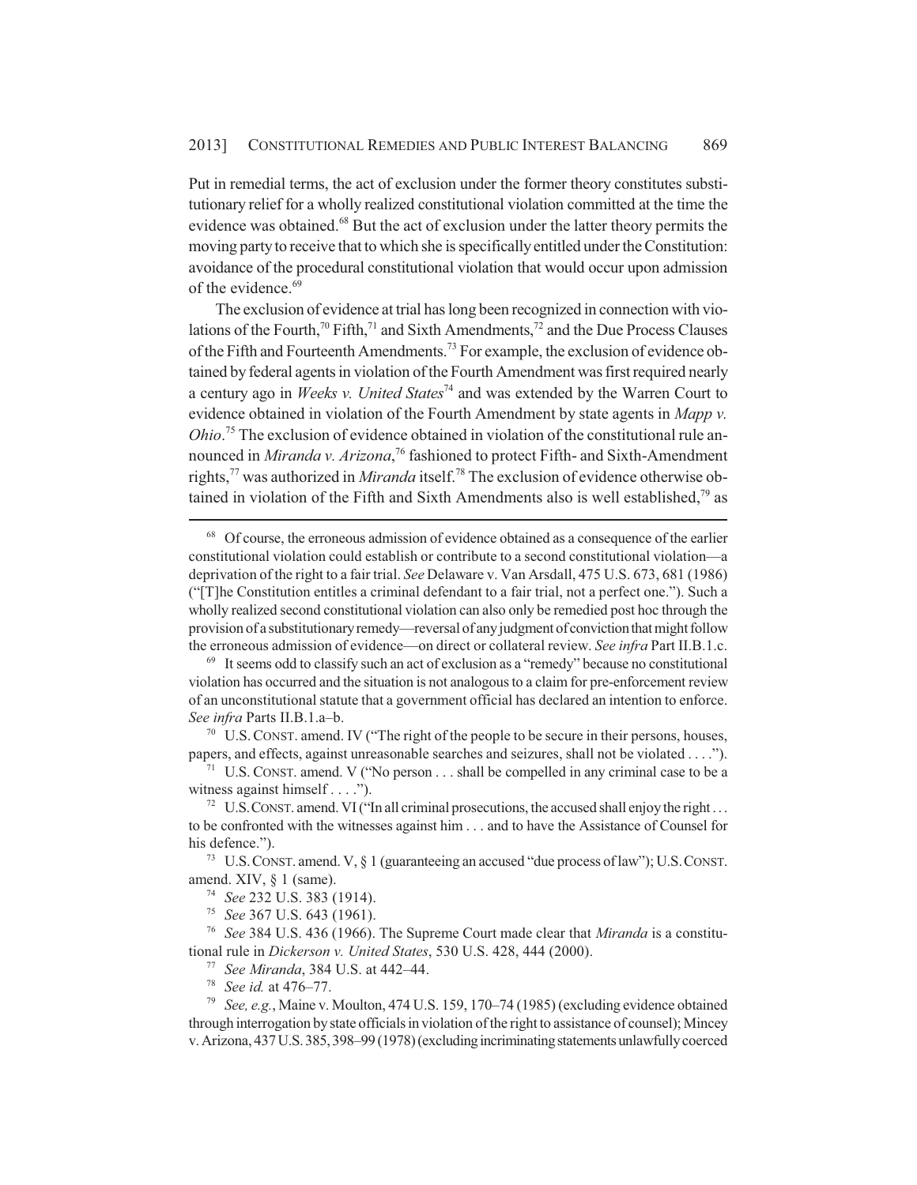Put in remedial terms, the act of exclusion under the former theory constitutes substitutionary relief for a wholly realized constitutional violation committed at the time the evidence was obtained.[68] But the act of exclusion under the latter theory permits the moving party to receive that to which she is specifically entitled under the Constitution: avoidance of the procedural constitutional violation that would occur upon admission of the evidence.[69]

The exclusion of evidence at trial has long been recognized in connection with violations of the Fourth,[70] Fifth,[71] and Sixth Amendments,[72] and the Due Process Clauses of the Fifth and Fourteenth Amendments.[73] For example, the exclusion of evidence obtained by federal agents in violation of the Fourth Amendment was first required nearly a century ago in *Weeks v. United States*[74] and was extended by the Warren Court to evidence obtained in violation of the Fourth Amendment by state agents in *Mapp v. Ohio*.[75] The exclusion of evidence obtained in violation of the constitutional rule announced in *Miranda v. Arizona*,[76] fashioned to protect Fifth- and Sixth-Amendment rights,[77] was authorized in *Miranda* itself.[78] The exclusion of evidence otherwise obtained in violation of the Fifth and Sixth Amendments also is well established,[79] as

---

[68] Of course, the erroneous admission of evidence obtained as a consequence of the earlier constitutional violation could establish or contribute to a second constitutional violation—a deprivation of the right to a fair trial. *See* Delaware v. Van Arsdall, 475 U.S. 673, 681 (1986) ("[T]he Constitution entitles a criminal defendant to a fair trial, not a perfect one."). Such a wholly realized second constitutional violation can also only be remedied post hoc through the provision of a substitutionary remedy—reversal of any judgment of conviction that might follow the erroneous admission of evidence—on direct or collateral review. *See infra* Part II.B.1.c.

[69] It seems odd to classify such an act of exclusion as a "remedy" because no constitutional violation has occurred and the situation is not analogous to a claim for pre-enforcement review of an unconstitutional statute that a government official has declared an intention to enforce. *See infra* Parts II.B.1.a–b.

[70] U.S. CONST. amend. IV ("The right of the people to be secure in their persons, houses, papers, and effects, against unreasonable searches and seizures, shall not be violated . . . .").

[71] U.S. CONST. amend. V ("No person . . . shall be compelled in any criminal case to be a witness against himself . . . .").

[72] U.S. CONST. amend. VI ("In all criminal prosecutions, the accused shall enjoy the right . . . to be confronted with the witnesses against him . . . and to have the Assistance of Counsel for his defence.").

[73] U.S. CONST. amend. V, § 1 (guaranteeing an accused "due process of law"); U.S. CONST. amend. XIV, § 1 (same).

[74] *See* 232 U.S. 383 (1914).

[75] *See* 367 U.S. 643 (1961).

[76] *See* 384 U.S. 436 (1966). The Supreme Court made clear that *Miranda* is a constitutional rule in *Dickerson v. United States*, 530 U.S. 428, 444 (2000).

[77] *See Miranda*, 384 U.S. at 442–44.

[78] *See id.* at 476–77.

[79] *See, e.g.*, Maine v. Moulton, 474 U.S. 159, 170–74 (1985) (excluding evidence obtained through interrogation by state officials in violation of the right to assistance of counsel); Mincey v. Arizona, 437 U.S. 385, 398–99 (1978) (excluding incriminating statements unlawfully coerced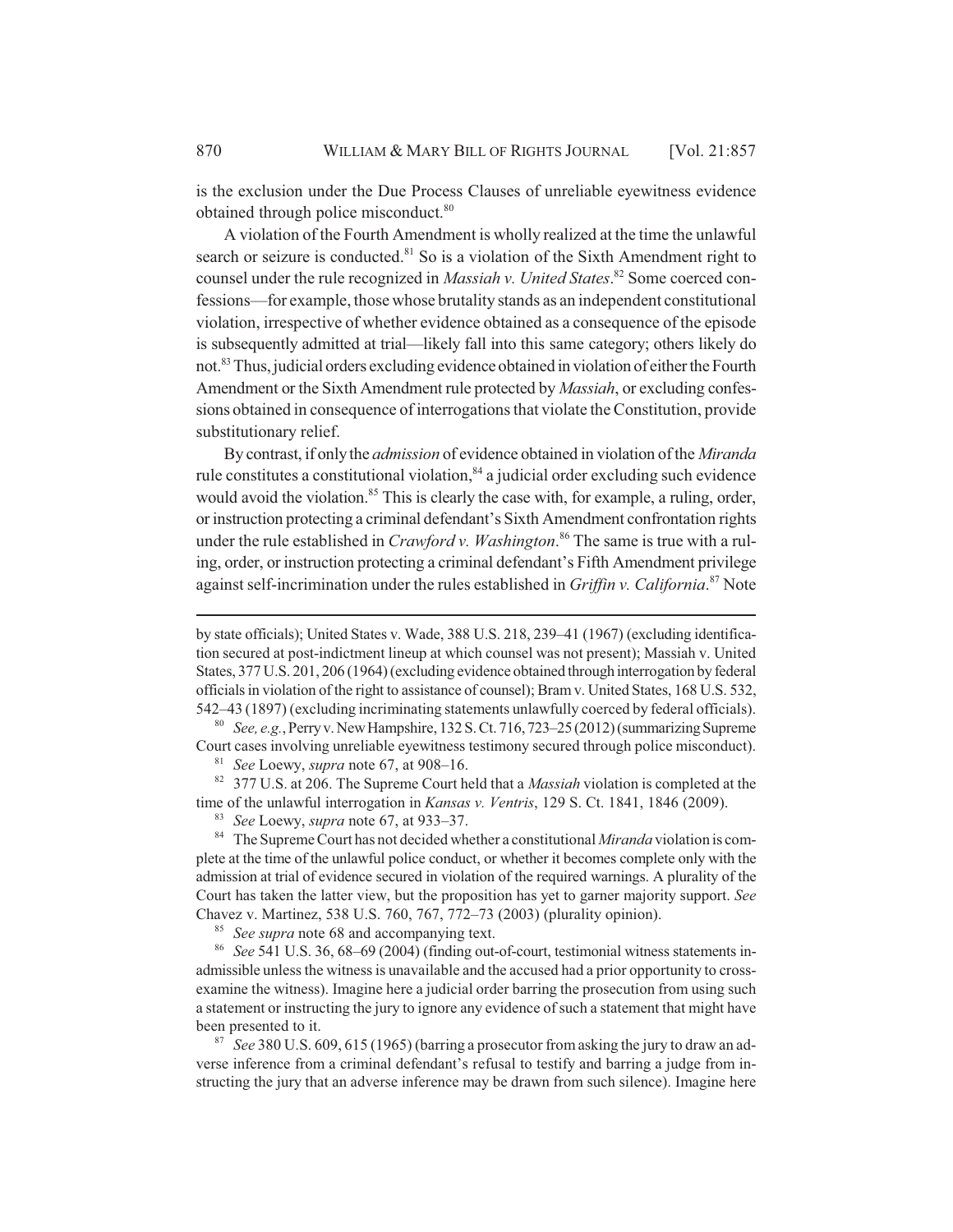is the exclusion under the Due Process Clauses of unreliable eyewitness evidence obtained through police misconduct.[80]

A violation of the Fourth Amendment is wholly realized at the time the unlawful search or seizure is conducted.[81] So is a violation of the Sixth Amendment right to counsel under the rule recognized in *Massiah v. United States*.[82] Some coerced confessions—for example, those whose brutality stands as an independent constitutional violation, irrespective of whether evidence obtained as a consequence of the episode is subsequently admitted at trial—likely fall into this same category; others likely do not.[83] Thus, judicial orders excluding evidence obtained in violation of either the Fourth Amendment or the Sixth Amendment rule protected by *Massiah*, or excluding confessions obtained in consequence of interrogations that violate the Constitution, provide substitutionary relief.

By contrast, if only the *admission* of evidence obtained in violation of the *Miranda* rule constitutes a constitutional violation,[84] a judicial order excluding such evidence would avoid the violation.[85] This is clearly the case with, for example, a ruling, order, or instruction protecting a criminal defendant's Sixth Amendment confrontation rights under the rule established in *Crawford v. Washington*.[86] The same is true with a ruling, order, or instruction protecting a criminal defendant's Fifth Amendment privilege against self-incrimination under the rules established in *Griffin v. California*.[87] Note

---

by state officials); United States v. Wade, 388 U.S. 218, 239–41 (1967) (excluding identification secured at post-indictment lineup at which counsel was not present); Massiah v. United States, 377 U.S. 201, 206 (1964) (excluding evidence obtained through interrogation by federal officials in violation of the right to assistance of counsel); Bram v. United States, 168 U.S. 532, 542–43 (1897) (excluding incriminating statements unlawfully coerced by federal officials).

[80] *See, e.g.*, Perry v. New Hampshire, 132 S. Ct. 716, 723–25 (2012) (summarizing Supreme Court cases involving unreliable eyewitness testimony secured through police misconduct).

[81] *See* Loewy, *supra* note 67, at 908–16.

[82] 377 U.S. at 206. The Supreme Court held that a *Massiah* violation is completed at the time of the unlawful interrogation in *Kansas v. Ventris*, 129 S. Ct. 1841, 1846 (2009).

[83] *See* Loewy, *supra* note 67, at 933–37.

[84] The Supreme Court has not decided whether a constitutional *Miranda* violation is complete at the time of the unlawful police conduct, or whether it becomes complete only with the admission at trial of evidence secured in violation of the required warnings. A plurality of the Court has taken the latter view, but the proposition has yet to garner majority support. *See* Chavez v. Martinez, 538 U.S. 760, 767, 772–73 (2003) (plurality opinion).

[85] *See supra* note 68 and accompanying text.

[86] *See* 541 U.S. 36, 68–69 (2004) (finding out-of-court, testimonial witness statements inadmissible unless the witness is unavailable and the accused had a prior opportunity to cross-examine the witness). Imagine here a judicial order barring the prosecution from using such a statement or instructing the jury to ignore any evidence of such a statement that might have been presented to it.

[87] *See* 380 U.S. 609, 615 (1965) (barring a prosecutor from asking the jury to draw an adverse inference from a criminal defendant's refusal to testify and barring a judge from instructing the jury that an adverse inference may be drawn from such silence). Imagine here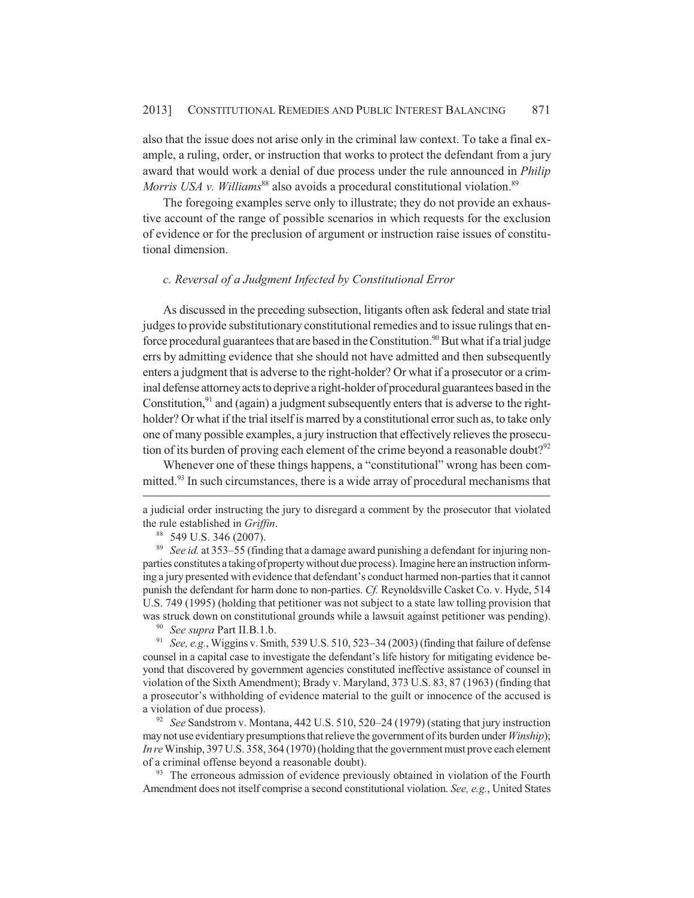also that the issue does not arise only in the criminal law context. To take a final example, a ruling, order, or instruction that works to protect the defendant from a jury award that would work a denial of due process under the rule announced in *Philip Morris USA v. Williams*[88] also avoids a procedural constitutional violation.[89]

The foregoing examples serve only to illustrate; they do not provide an exhaustive account of the range of possible scenarios in which requests for the exclusion of evidence or for the preclusion of argument or instruction raise issues of constitutional dimension.

### *c. Reversal of a Judgment Infected by Constitutional Error*

As discussed in the preceding subsection, litigants often ask federal and state trial judges to provide substitutionary constitutional remedies and to issue rulings that enforce procedural guarantees that are based in the Constitution.[90] But what if a trial judge errs by admitting evidence that she should not have admitted and then subsequently enters a judgment that is adverse to the right-holder? Or what if a prosecutor or a criminal defense attorney acts to deprive a right-holder of procedural guarantees based in the Constitution,[91] and (again) a judgment subsequently enters that is adverse to the right-holder? Or what if the trial itself is marred by a constitutional error such as, to take only one of many possible examples, a jury instruction that effectively relieves the prosecution of its burden of proving each element of the crime beyond a reasonable doubt?[92]

Whenever one of these things happens, a "constitutional" wrong has been committed.[93] In such circumstances, there is a wide array of procedural mechanisms that

---

a judicial order instructing the jury to disregard a comment by the prosecutor that violated the rule established in *Griffin*.

[88] 549 U.S. 346 (2007).

[89] *See id.* at 353–55 (finding that a damage award punishing a defendant for injuring non-parties constitutes a taking of property without due process). Imagine here an instruction informing a jury presented with evidence that defendant's conduct harmed non-parties that it cannot punish the defendant for harm done to non-parties. *Cf.* Reynoldsville Casket Co. v. Hyde, 514 U.S. 749 (1995) (holding that petitioner was not subject to a state law tolling provision that was struck down on constitutional grounds while a lawsuit against petitioner was pending).

[90] *See supra* Part II.B.1.b.

[91] *See, e.g.*, Wiggins v. Smith, 539 U.S. 510, 523–34 (2003) (finding that failure of defense counsel in a capital case to investigate the defendant's life history for mitigating evidence beyond that discovered by government agencies constituted ineffective assistance of counsel in violation of the Sixth Amendment); Brady v. Maryland, 373 U.S. 83, 87 (1963) (finding that a prosecutor's withholding of evidence material to the guilt or innocence of the accused is a violation of due process).

[92] *See* Sandstrom v. Montana, 442 U.S. 510, 520–24 (1979) (stating that jury instruction may not use evidentiary presumptions that relieve the government of its burden under *Winship*); *In re* Winship, 397 U.S. 358, 364 (1970) (holding that the government must prove each element of a criminal offense beyond a reasonable doubt).

[93] The erroneous admission of evidence previously obtained in violation of the Fourth Amendment does not itself comprise a second constitutional violation. *See, e.g.*, United States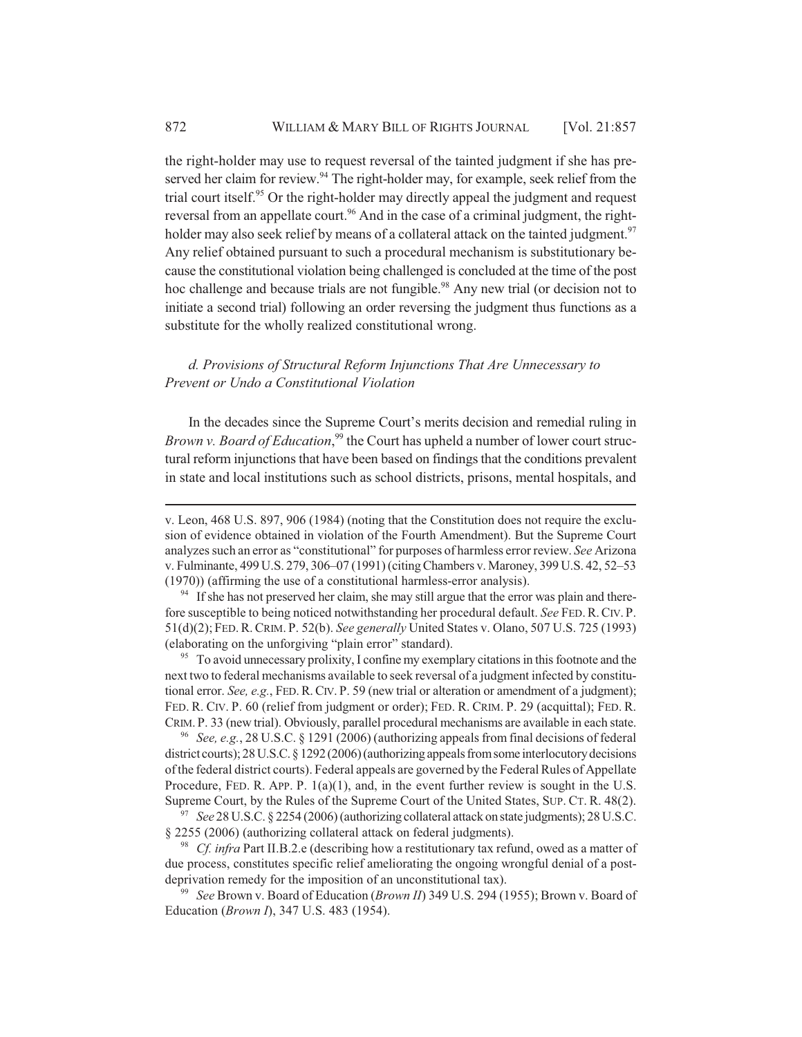the right-holder may use to request reversal of the tainted judgment if she has preserved her claim for review.[94] The right-holder may, for example, seek relief from the trial court itself.[95] Or the right-holder may directly appeal the judgment and request reversal from an appellate court.[96] And in the case of a criminal judgment, the right-holder may also seek relief by means of a collateral attack on the tainted judgment.[97] Any relief obtained pursuant to such a procedural mechanism is substitutionary because the constitutional violation being challenged is concluded at the time of the post hoc challenge and because trials are not fungible.[98] Any new trial (or decision not to initiate a second trial) following an order reversing the judgment thus functions as a substitute for the wholly realized constitutional wrong.

#### *d. Provisions of Structural Reform Injunctions That Are Unnecessary to Prevent or Undo a Constitutional Violation*

In the decades since the Supreme Court's merits decision and remedial ruling in *Brown v. Board of Education*,[99] the Court has upheld a number of lower court structural reform injunctions that have been based on findings that the conditions prevalent in state and local institutions such as school districts, prisons, mental hospitals, and

---

v. Leon, 468 U.S. 897, 906 (1984) (noting that the Constitution does not require the exclusion of evidence obtained in violation of the Fourth Amendment). But the Supreme Court analyzes such an error as "constitutional" for purposes of harmless error review. *See* Arizona v. Fulminante, 499 U.S. 279, 306–07 (1991) (citing Chambers v. Maroney, 399 U.S. 42, 52–53 (1970)) (affirming the use of a constitutional harmless-error analysis).

[94] If she has not preserved her claim, she may still argue that the error was plain and therefore susceptible to being noticed notwithstanding her procedural default. *See* FED. R. CIV. P. 51(d)(2); FED. R. CRIM. P. 52(b). *See generally* United States v. Olano, 507 U.S. 725 (1993) (elaborating on the unforgiving "plain error" standard).

[95] To avoid unnecessary prolixity, I confine my exemplary citations in this footnote and the next two to federal mechanisms available to seek reversal of a judgment infected by constitutional error. *See, e.g.*, FED. R. CIV. P. 59 (new trial or alteration or amendment of a judgment); FED. R. CIV. P. 60 (relief from judgment or order); FED. R. CRIM. P. 29 (acquittal); FED. R. CRIM. P. 33 (new trial). Obviously, parallel procedural mechanisms are available in each state.

[96] *See, e.g.*, 28 U.S.C. § 1291 (2006) (authorizing appeals from final decisions of federal district courts); 28 U.S.C. § 1292 (2006) (authorizing appeals from some interlocutory decisions of the federal district courts). Federal appeals are governed by the Federal Rules of Appellate Procedure, FED. R. APP. P. 1(a)(1), and, in the event further review is sought in the U.S. Supreme Court, by the Rules of the Supreme Court of the United States, SUP. CT. R. 48(2).

[97] *See* 28 U.S.C. § 2254 (2006) (authorizing collateral attack on state judgments); 28 U.S.C. § 2255 (2006) (authorizing collateral attack on federal judgments).

[98] *Cf. infra* Part II.B.2.e (describing how a restitutionary tax refund, owed as a matter of due process, constitutes specific relief ameliorating the ongoing wrongful denial of a post-deprivation remedy for the imposition of an unconstitutional tax).

[99] *See* Brown v. Board of Education (*Brown II*) 349 U.S. 294 (1955); Brown v. Board of Education (*Brown I*), 347 U.S. 483 (1954).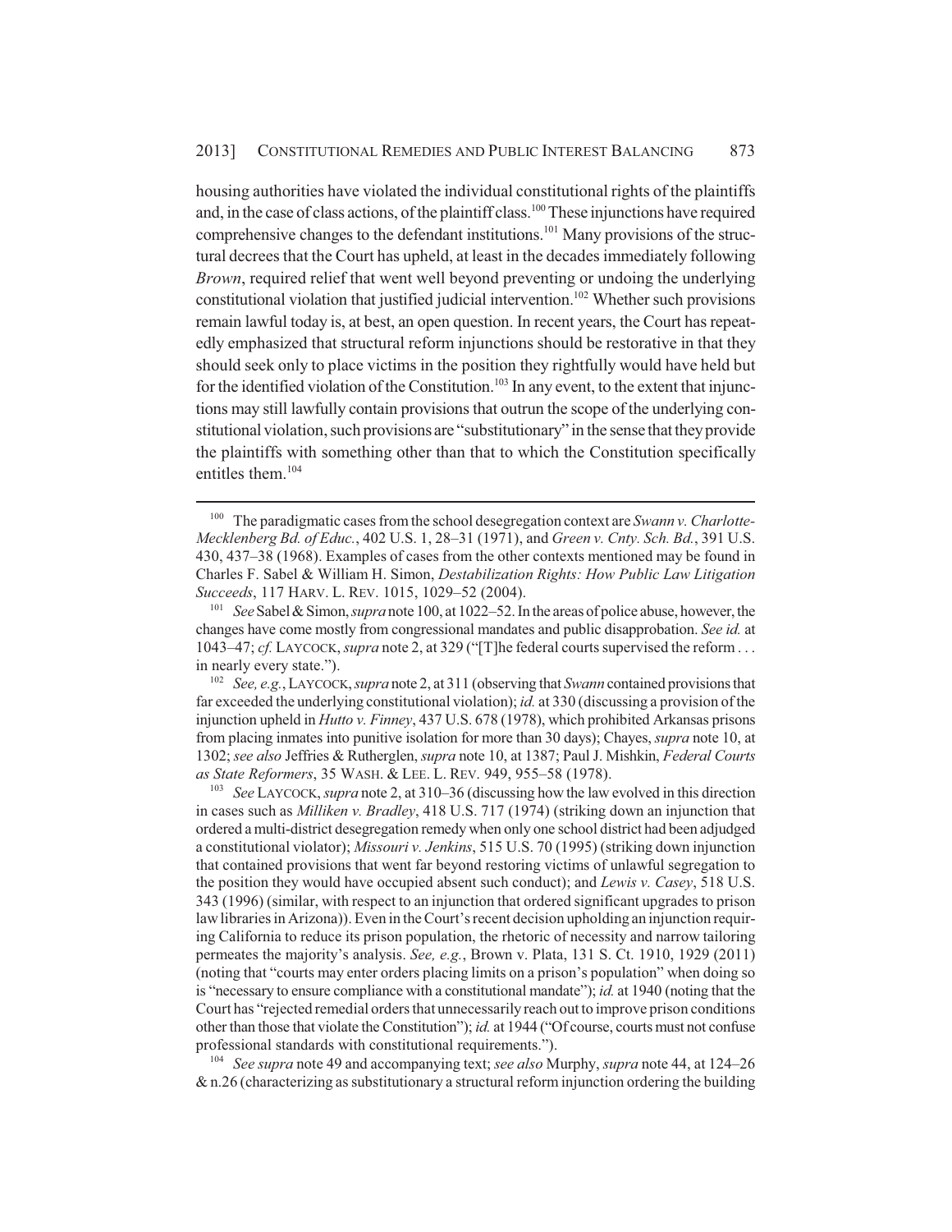housing authorities have violated the individual constitutional rights of the plaintiffs and, in the case of class actions, of the plaintiff class.[100] These injunctions have required comprehensive changes to the defendant institutions.[101] Many provisions of the structural decrees that the Court has upheld, at least in the decades immediately following *Brown*, required relief that went well beyond preventing or undoing the underlying constitutional violation that justified judicial intervention.[102] Whether such provisions remain lawful today is, at best, an open question. In recent years, the Court has repeatedly emphasized that structural reform injunctions should be restorative in that they should seek only to place victims in the position they rightfully would have held but for the identified violation of the Constitution.[103] In any event, to the extent that injunctions may still lawfully contain provisions that outrun the scope of the underlying constitutional violation, such provisions are "substitutionary" in the sense that they provide the plaintiffs with something other than that to which the Constitution specifically entitles them.[104]

---

[100] The paradigmatic cases from the school desegregation context are *Swann v. Charlotte-Mecklenberg Bd. of Educ.*, 402 U.S. 1, 28–31 (1971), and *Green v. Cnty. Sch. Bd.*, 391 U.S. 430, 437–38 (1968). Examples of cases from the other contexts mentioned may be found in Charles F. Sabel & William H. Simon, *Destabilization Rights: How Public Law Litigation Succeeds*, 117 HARV. L. REV. 1015, 1029–52 (2004).

[101] *See* Sabel & Simon, *supra* note 100, at 1022–52. In the areas of police abuse, however, the changes have come mostly from congressional mandates and public disapprobation. *See id.* at 1043–47; *cf.* LAYCOCK, *supra* note 2, at 329 ("[T]he federal courts supervised the reform . . . in nearly every state.").

[102] *See, e.g.*, LAYCOCK, *supra* note 2, at 311 (observing that *Swann* contained provisions that far exceeded the underlying constitutional violation); *id.* at 330 (discussing a provision of the injunction upheld in *Hutto v. Finney*, 437 U.S. 678 (1978), which prohibited Arkansas prisons from placing inmates into punitive isolation for more than 30 days); Chayes, *supra* note 10, at 1302; *see also* Jeffries & Rutherglen, *supra* note 10, at 1387; Paul J. Mishkin, *Federal Courts as State Reformers*, 35 WASH. & LEE. L. REV. 949, 955–58 (1978).

[103] *See* LAYCOCK, *supra* note 2, at 310–36 (discussing how the law evolved in this direction in cases such as *Milliken v. Bradley*, 418 U.S. 717 (1974) (striking down an injunction that ordered a multi-district desegregation remedy when only one school district had been adjudged a constitutional violator); *Missouri v. Jenkins*, 515 U.S. 70 (1995) (striking down injunction that contained provisions that went far beyond restoring victims of unlawful segregation to the position they would have occupied absent such conduct); and *Lewis v. Casey*, 518 U.S. 343 (1996) (similar, with respect to an injunction that ordered significant upgrades to prison law libraries in Arizona)). Even in the Court's recent decision upholding an injunction requiring California to reduce its prison population, the rhetoric of necessity and narrow tailoring permeates the majority's analysis. *See, e.g.*, Brown v. Plata, 131 S. Ct. 1910, 1929 (2011) (noting that "courts may enter orders placing limits on a prison's population" when doing so is "necessary to ensure compliance with a constitutional mandate"); *id.* at 1940 (noting that the Court has "rejected remedial orders that unnecessarily reach out to improve prison conditions other than those that violate the Constitution"); *id.* at 1944 ("Of course, courts must not confuse professional standards with constitutional requirements.").

[104] *See supra* note 49 and accompanying text; *see also* Murphy, *supra* note 44, at 124–26 & n.26 (characterizing as substitutionary a structural reform injunction ordering the building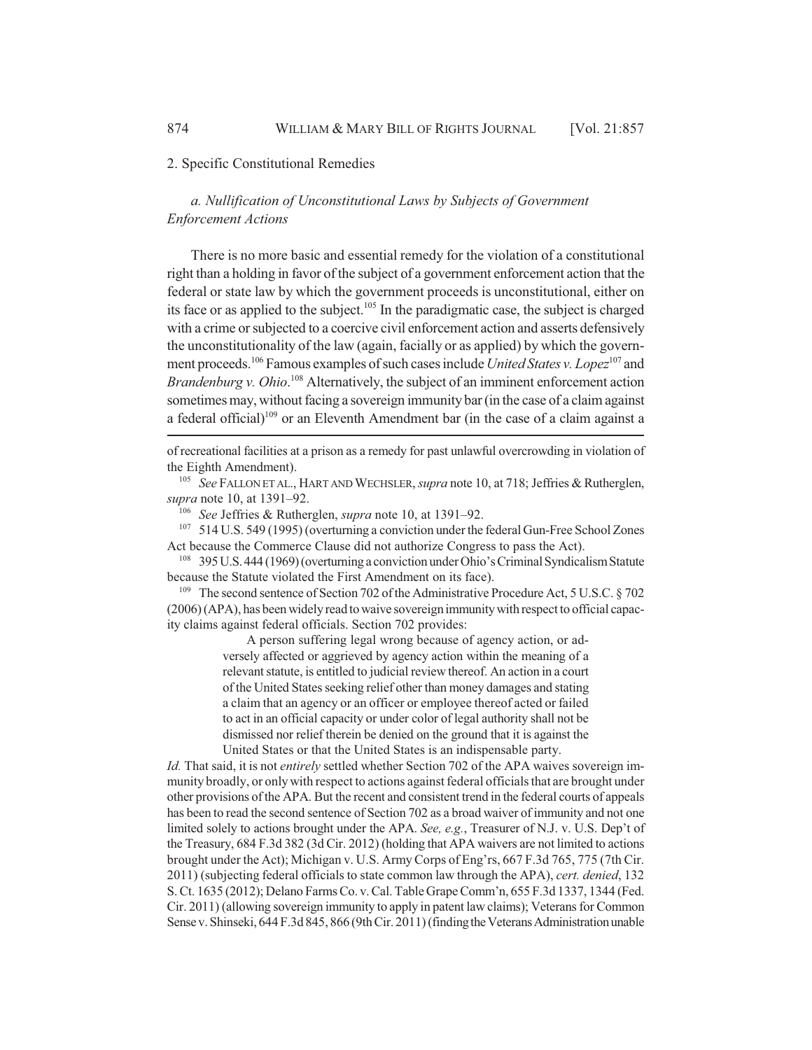2. Specific Constitutional Remedies

*a. Nullification of Unconstitutional Laws by Subjects of Government Enforcement Actions*

There is no more basic and essential remedy for the violation of a constitutional right than a holding in favor of the subject of a government enforcement action that the federal or state law by which the government proceeds is unconstitutional, either on its face or as applied to the subject.[105] In the paradigmatic case, the subject is charged with a crime or subjected to a coercive civil enforcement action and asserts defensively the unconstitutionality of the law (again, facially or as applied) by which the government proceeds.[106] Famous examples of such cases include *United States v. Lopez*[107] and *Brandenburg v. Ohio*.[108] Alternatively, the subject of an imminent enforcement action sometimes may, without facing a sovereign immunity bar (in the case of a claim against a federal official)[109] or an Eleventh Amendment bar (in the case of a claim against a

---

of recreational facilities at a prison as a remedy for past unlawful overcrowding in violation of the Eighth Amendment).

[105] *See* FALLON ET AL., HART AND WECHSLER, *supra* note 10, at 718; Jeffries & Rutherglen, *supra* note 10, at 1391–92.

[106] *See* Jeffries & Rutherglen, *supra* note 10, at 1391–92.

[107] 514 U.S. 549 (1995) (overturning a conviction under the federal Gun-Free School Zones Act because the Commerce Clause did not authorize Congress to pass the Act).

[108] 395 U.S. 444 (1969) (overturning a conviction under Ohio's Criminal Syndicalism Statute because the Statute violated the First Amendment on its face).

[109] The second sentence of Section 702 of the Administrative Procedure Act, 5 U.S.C. § 702 (2006) (APA), has been widely read to waive sovereign immunity with respect to official capacity claims against federal officials. Section 702 provides:

> A person suffering legal wrong because of agency action, or adversely affected or aggrieved by agency action within the meaning of a relevant statute, is entitled to judicial review thereof. An action in a court of the United States seeking relief other than money damages and stating a claim that an agency or an officer or employee thereof acted or failed to act in an official capacity or under color of legal authority shall not be dismissed nor relief therein be denied on the ground that it is against the United States or that the United States is an indispensable party.

*Id.* That said, it is not *entirely* settled whether Section 702 of the APA waives sovereign immunity broadly, or only with respect to actions against federal officials that are brought under other provisions of the APA. But the recent and consistent trend in the federal courts of appeals has been to read the second sentence of Section 702 as a broad waiver of immunity and not one limited solely to actions brought under the APA. *See, e.g.*, Treasurer of N.J. v. U.S. Dep't of the Treasury, 684 F.3d 382 (3d Cir. 2012) (holding that APA waivers are not limited to actions brought under the Act); Michigan v. U.S. Army Corps of Eng'rs, 667 F.3d 765, 775 (7th Cir. 2011) (subjecting federal officials to state common law through the APA), *cert. denied*, 132 S. Ct. 1635 (2012); Delano Farms Co. v. Cal. Table Grape Comm'n, 655 F.3d 1337, 1344 (Fed. Cir. 2011) (allowing sovereign immunity to apply in patent law claims); Veterans for Common Sense v. Shinseki, 644 F.3d 845, 866 (9th Cir. 2011) (finding the Veterans Administration unable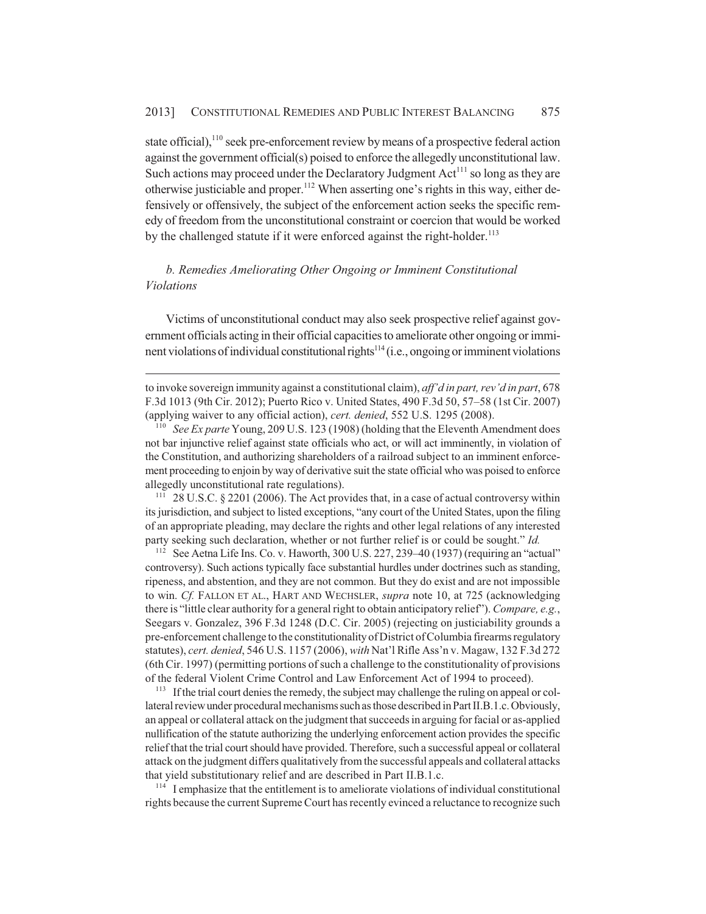state official),[110] seek pre-enforcement review by means of a prospective federal action against the government official(s) poised to enforce the allegedly unconstitutional law. Such actions may proceed under the Declaratory Judgment Act[111] so long as they are otherwise justiciable and proper.[112] When asserting one's rights in this way, either defensively or offensively, the subject of the enforcement action seeks the specific remedy of freedom from the unconstitutional constraint or coercion that would be worked by the challenged statute if it were enforced against the right-holder.[113]

### *b. Remedies Ameliorating Other Ongoing or Imminent Constitutional Violations*

Victims of unconstitutional conduct may also seek prospective relief against government officials acting in their official capacities to ameliorate other ongoing or imminent violations of individual constitutional rights[114] (i.e., ongoing or imminent violations

---

to invoke sovereign immunity against a constitutional claim), *aff'd in part, rev'd in part*, 678 F.3d 1013 (9th Cir. 2012); Puerto Rico v. United States, 490 F.3d 50, 57–58 (1st Cir. 2007) (applying waiver to any official action), *cert. denied*, 552 U.S. 1295 (2008).

[110] *See Ex parte* Young, 209 U.S. 123 (1908) (holding that the Eleventh Amendment does not bar injunctive relief against state officials who act, or will act imminently, in violation of the Constitution, and authorizing shareholders of a railroad subject to an imminent enforcement proceeding to enjoin by way of derivative suit the state official who was poised to enforce allegedly unconstitutional rate regulations).

[111] 28 U.S.C. § 2201 (2006). The Act provides that, in a case of actual controversy within its jurisdiction, and subject to listed exceptions, "any court of the United States, upon the filing of an appropriate pleading, may declare the rights and other legal relations of any interested party seeking such declaration, whether or not further relief is or could be sought." *Id.*

[112] See Aetna Life Ins. Co. v. Haworth, 300 U.S. 227, 239–40 (1937) (requiring an "actual" controversy). Such actions typically face substantial hurdles under doctrines such as standing, ripeness, and abstention, and they are not common. But they do exist and are not impossible to win. *Cf.* FALLON ET AL., HART AND WECHSLER, *supra* note 10, at 725 (acknowledging there is "little clear authority for a general right to obtain anticipatory relief"). *Compare, e.g.*, Seegars v. Gonzalez, 396 F.3d 1248 (D.C. Cir. 2005) (rejecting on justiciability grounds a pre-enforcement challenge to the constitutionality of District of Columbia firearms regulatory statutes), *cert. denied*, 546 U.S. 1157 (2006), *with* Nat'l Rifle Ass'n v. Magaw, 132 F.3d 272 (6th Cir. 1997) (permitting portions of such a challenge to the constitutionality of provisions of the federal Violent Crime Control and Law Enforcement Act of 1994 to proceed).

[113] If the trial court denies the remedy, the subject may challenge the ruling on appeal or collateral review under procedural mechanisms such as those described in Part II.B.1.c. Obviously, an appeal or collateral attack on the judgment that succeeds in arguing for facial or as-applied nullification of the statute authorizing the underlying enforcement action provides the specific relief that the trial court should have provided. Therefore, such a successful appeal or collateral attack on the judgment differs qualitatively from the successful appeals and collateral attacks that yield substitutionary relief and are described in Part II.B.1.c.

[114] I emphasize that the entitlement is to ameliorate violations of individual constitutional rights because the current Supreme Court has recently evinced a reluctance to recognize such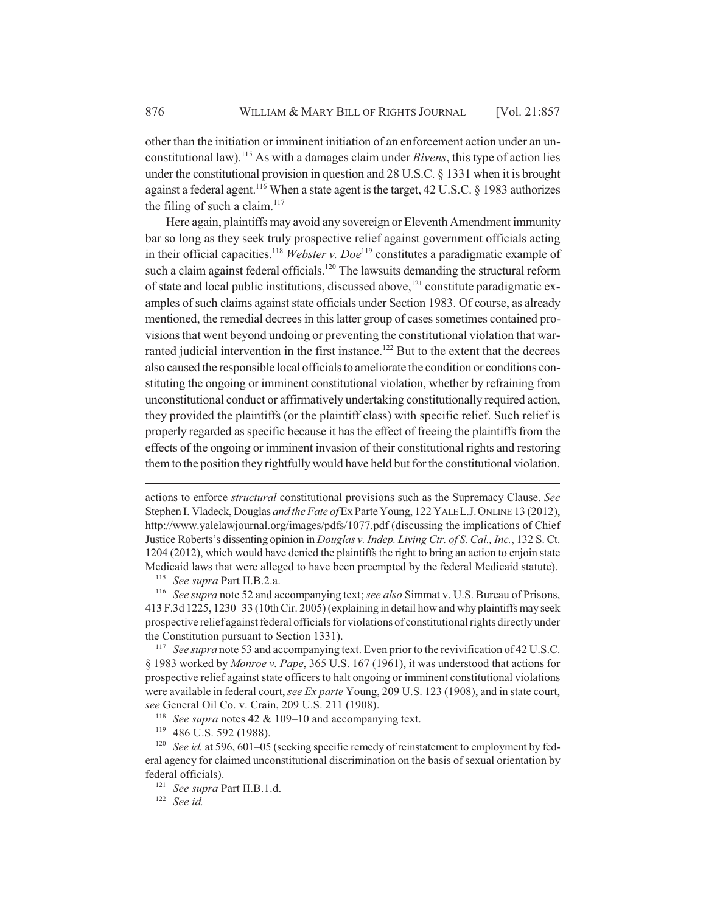other than the initiation or imminent initiation of an enforcement action under an unconstitutional law).[115] As with a damages claim under *Bivens*, this type of action lies under the constitutional provision in question and 28 U.S.C. § 1331 when it is brought against a federal agent.[116] When a state agent is the target, 42 U.S.C. § 1983 authorizes the filing of such a claim.[117]

Here again, plaintiffs may avoid any sovereign or Eleventh Amendment immunity bar so long as they seek truly prospective relief against government officials acting in their official capacities.[118] *Webster v. Doe*[119] constitutes a paradigmatic example of such a claim against federal officials.[120] The lawsuits demanding the structural reform of state and local public institutions, discussed above,[121] constitute paradigmatic examples of such claims against state officials under Section 1983. Of course, as already mentioned, the remedial decrees in this latter group of cases sometimes contained provisions that went beyond undoing or preventing the constitutional violation that warranted judicial intervention in the first instance.[122] But to the extent that the decrees also caused the responsible local officials to ameliorate the condition or conditions constituting the ongoing or imminent constitutional violation, whether by refraining from unconstitutional conduct or affirmatively undertaking constitutionally required action, they provided the plaintiffs (or the plaintiff class) with specific relief. Such relief is properly regarded as specific because it has the effect of freeing the plaintiffs from the effects of the ongoing or imminent invasion of their constitutional rights and restoring them to the position they rightfully would have held but for the constitutional violation.

---

actions to enforce *structural* constitutional provisions such as the Supremacy Clause. *See* Stephen I. Vladeck, Douglas *and the Fate of* Ex Parte Young, 122 YALE L.J. ONLINE 13 (2012), http://www.yalelawjournal.org/images/pdfs/1077.pdf (discussing the implications of Chief Justice Roberts's dissenting opinion in *Douglas v. Indep. Living Ctr. of S. Cal., Inc.*, 132 S. Ct. 1204 (2012), which would have denied the plaintiffs the right to bring an action to enjoin state Medicaid laws that were alleged to have been preempted by the federal Medicaid statute).

[115] *See supra* Part II.B.2.a.

[116] *See supra* note 52 and accompanying text; *see also* Simmat v. U.S. Bureau of Prisons, 413 F.3d 1225, 1230–33 (10th Cir. 2005) (explaining in detail how and why plaintiffs may seek prospective relief against federal officials for violations of constitutional rights directly under the Constitution pursuant to Section 1331).

[117] *See supra* note 53 and accompanying text. Even prior to the revivification of 42 U.S.C. § 1983 worked by *Monroe v. Pape*, 365 U.S. 167 (1961), it was understood that actions for prospective relief against state officers to halt ongoing or imminent constitutional violations were available in federal court, *see Ex parte* Young, 209 U.S. 123 (1908), and in state court, *see* General Oil Co. v. Crain, 209 U.S. 211 (1908).

[118] *See supra* notes 42 & 109–10 and accompanying text.

[119] 486 U.S. 592 (1988).

[120] *See id.* at 596, 601–05 (seeking specific remedy of reinstatement to employment by federal agency for claimed unconstitutional discrimination on the basis of sexual orientation by federal officials).

[121] *See supra* Part II.B.1.d.

[122] *See id.*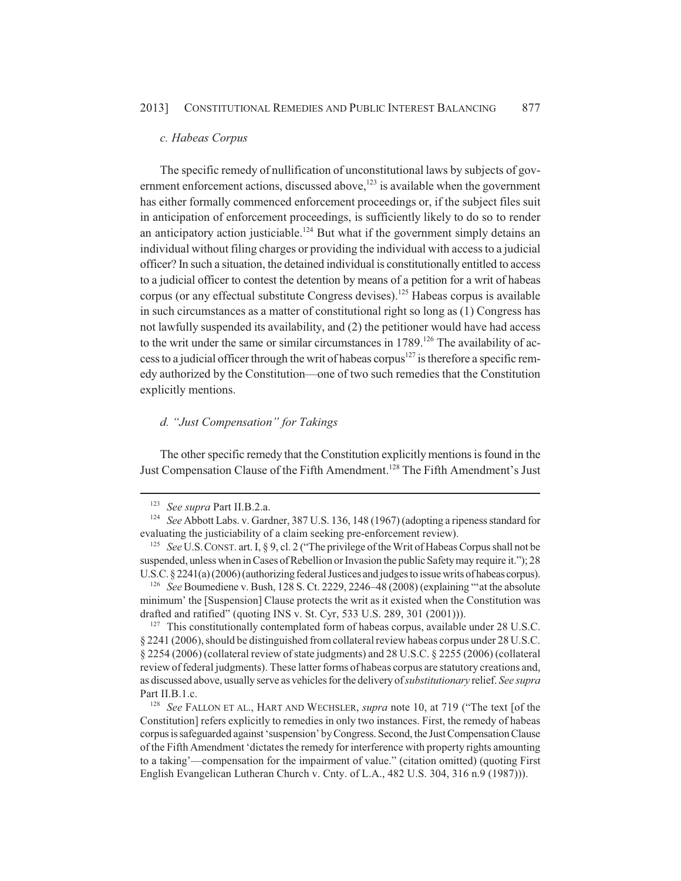*c. Habeas Corpus*

The specific remedy of nullification of unconstitutional laws by subjects of government enforcement actions, discussed above,[123] is available when the government has either formally commenced enforcement proceedings or, if the subject files suit in anticipation of enforcement proceedings, is sufficiently likely to do so to render an anticipatory action justiciable.[124] But what if the government simply detains an individual without filing charges or providing the individual with access to a judicial officer? In such a situation, the detained individual is constitutionally entitled to access to a judicial officer to contest the detention by means of a petition for a writ of habeas corpus (or any effectual substitute Congress devises).[125] Habeas corpus is available in such circumstances as a matter of constitutional right so long as (1) Congress has not lawfully suspended its availability, and (2) the petitioner would have had access to the writ under the same or similar circumstances in 1789.[126] The availability of access to a judicial officer through the writ of habeas corpus[127] is therefore a specific remedy authorized by the Constitution—one of two such remedies that the Constitution explicitly mentions.

*d. "Just Compensation" for Takings*

The other specific remedy that the Constitution explicitly mentions is found in the Just Compensation Clause of the Fifth Amendment.[128] The Fifth Amendment's Just

---

[123] *See supra* Part II.B.2.a.

[124] *See* Abbott Labs. v. Gardner, 387 U.S. 136, 148 (1967) (adopting a ripeness standard for evaluating the justiciability of a claim seeking pre-enforcement review).

[125] *See* U.S. CONST. art. I, § 9, cl. 2 ("The privilege of the Writ of Habeas Corpus shall not be suspended, unless when in Cases of Rebellion or Invasion the public Safety may require it."); 28 U.S.C. § 2241(a) (2006) (authorizing federal Justices and judges to issue writs of habeas corpus).

[126] *See* Boumediene v. Bush, 128 S. Ct. 2229, 2246–48 (2008) (explaining "'at the absolute minimum' the [Suspension] Clause protects the writ as it existed when the Constitution was drafted and ratified" (quoting INS v. St. Cyr, 533 U.S. 289, 301 (2001))).

[127] This constitutionally contemplated form of habeas corpus, available under 28 U.S.C. § 2241 (2006), should be distinguished from collateral review habeas corpus under 28 U.S.C. § 2254 (2006) (collateral review of state judgments) and 28 U.S.C. § 2255 (2006) (collateral review of federal judgments). These latter forms of habeas corpus are statutory creations and, as discussed above, usually serve as vehicles for the delivery of *substitutionary* relief. *See supra* Part II.B.1.c.

[128] *See* FALLON ET AL., HART AND WECHSLER, *supra* note 10, at 719 ("The text [of the Constitution] refers explicitly to remedies in only two instances. First, the remedy of habeas corpus is safeguarded against 'suspension' by Congress. Second, the Just Compensation Clause of the Fifth Amendment 'dictates the remedy for interference with property rights amounting to a taking'—compensation for the impairment of value." (citation omitted) (quoting First English Evangelican Lutheran Church v. Cnty. of L.A., 482 U.S. 304, 316 n.9 (1987))).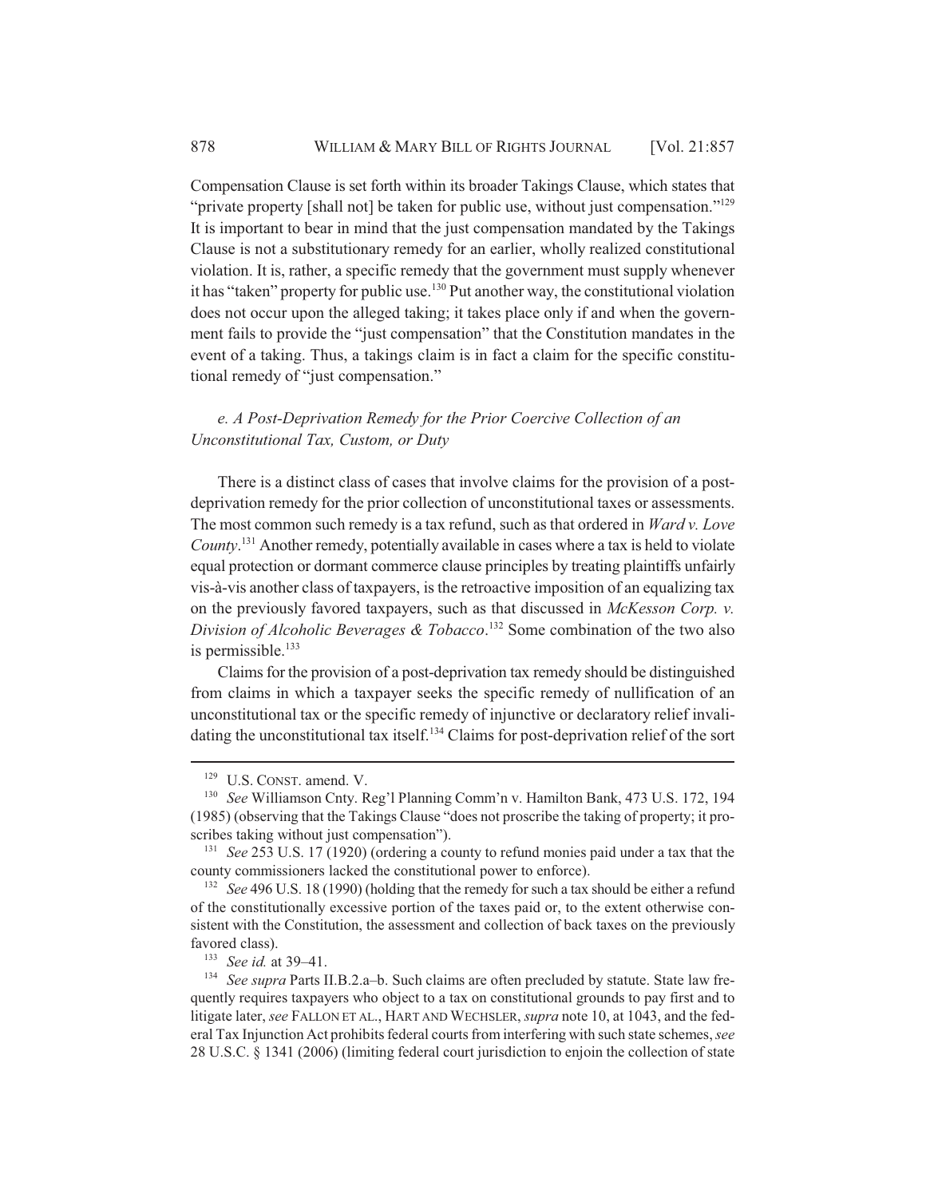Compensation Clause is set forth within its broader Takings Clause, which states that "private property [shall not] be taken for public use, without just compensation."[129] It is important to bear in mind that the just compensation mandated by the Takings Clause is not a substitutionary remedy for an earlier, wholly realized constitutional violation. It is, rather, a specific remedy that the government must supply whenever it has "taken" property for public use.[130] Put another way, the constitutional violation does not occur upon the alleged taking; it takes place only if and when the government fails to provide the "just compensation" that the Constitution mandates in the event of a taking. Thus, a takings claim is in fact a claim for the specific constitutional remedy of "just compensation."

*e. A Post-Deprivation Remedy for the Prior Coercive Collection of an Unconstitutional Tax, Custom, or Duty*

There is a distinct class of cases that involve claims for the provision of a post-deprivation remedy for the prior collection of unconstitutional taxes or assessments. The most common such remedy is a tax refund, such as that ordered in *Ward v. Love County*.[131] Another remedy, potentially available in cases where a tax is held to violate equal protection or dormant commerce clause principles by treating plaintiffs unfairly vis-à-vis another class of taxpayers, is the retroactive imposition of an equalizing tax on the previously favored taxpayers, such as that discussed in *McKesson Corp. v. Division of Alcoholic Beverages & Tobacco*.[132] Some combination of the two also is permissible.[133]

Claims for the provision of a post-deprivation tax remedy should be distinguished from claims in which a taxpayer seeks the specific remedy of nullification of an unconstitutional tax or the specific remedy of injunctive or declaratory relief invalidating the unconstitutional tax itself.[134] Claims for post-deprivation relief of the sort

---

[129] U.S. CONST. amend. V.

[130] *See* Williamson Cnty. Reg'l Planning Comm'n v. Hamilton Bank, 473 U.S. 172, 194 (1985) (observing that the Takings Clause "does not proscribe the taking of property; it proscribes taking without just compensation").

[131] *See* 253 U.S. 17 (1920) (ordering a county to refund monies paid under a tax that the county commissioners lacked the constitutional power to enforce).

[132] *See* 496 U.S. 18 (1990) (holding that the remedy for such a tax should be either a refund of the constitutionally excessive portion of the taxes paid or, to the extent otherwise consistent with the Constitution, the assessment and collection of back taxes on the previously favored class).

[133] *See id.* at 39–41.

[134] *See supra* Parts II.B.2.a–b. Such claims are often precluded by statute. State law frequently requires taxpayers who object to a tax on constitutional grounds to pay first and to litigate later, *see* FALLON ET AL., HART AND WECHSLER, *supra* note 10, at 1043, and the federal Tax Injunction Act prohibits federal courts from interfering with such state schemes, *see* 28 U.S.C. § 1341 (2006) (limiting federal court jurisdiction to enjoin the collection of state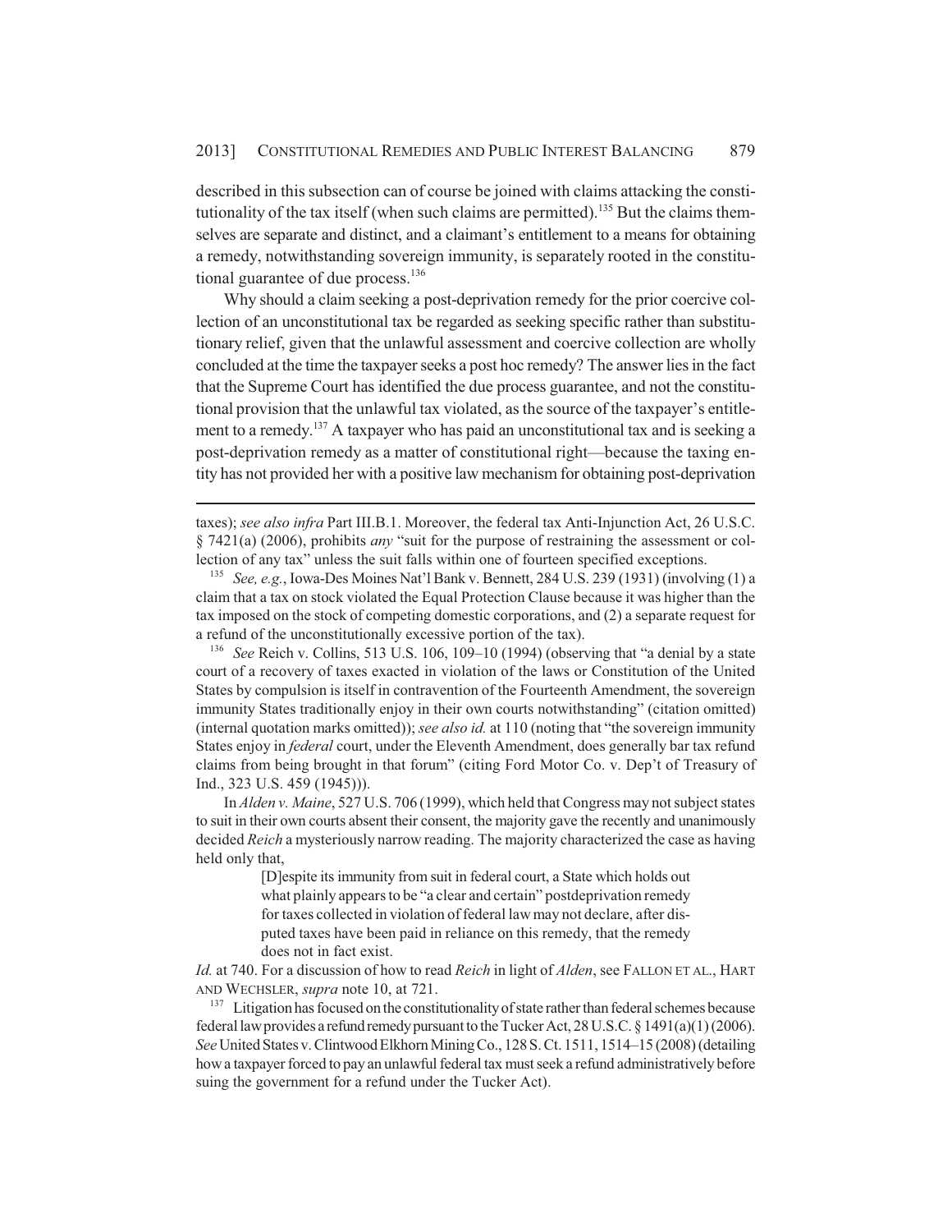described in this subsection can of course be joined with claims attacking the constitutionality of the tax itself (when such claims are permitted).[135] But the claims themselves are separate and distinct, and a claimant's entitlement to a means for obtaining a remedy, notwithstanding sovereign immunity, is separately rooted in the constitutional guarantee of due process.[136]

Why should a claim seeking a post-deprivation remedy for the prior coercive collection of an unconstitutional tax be regarded as seeking specific rather than substitutionary relief, given that the unlawful assessment and coercive collection are wholly concluded at the time the taxpayer seeks a post hoc remedy? The answer lies in the fact that the Supreme Court has identified the due process guarantee, and not the constitutional provision that the unlawful tax violated, as the source of the taxpayer's entitlement to a remedy.[137] A taxpayer who has paid an unconstitutional tax and is seeking a post-deprivation remedy as a matter of constitutional right—because the taxing entity has not provided her with a positive law mechanism for obtaining post-deprivation

---

taxes); *see also infra* Part III.B.1. Moreover, the federal tax Anti-Injunction Act, 26 U.S.C. § 7421(a) (2006), prohibits *any* "suit for the purpose of restraining the assessment or collection of any tax" unless the suit falls within one of fourteen specified exceptions.

[135] *See, e.g.*, Iowa-Des Moines Nat'l Bank v. Bennett, 284 U.S. 239 (1931) (involving (1) a claim that a tax on stock violated the Equal Protection Clause because it was higher than the tax imposed on the stock of competing domestic corporations, and (2) a separate request for a refund of the unconstitutionally excessive portion of the tax).

[136] *See* Reich v. Collins, 513 U.S. 106, 109–10 (1994) (observing that "a denial by a state court of a recovery of taxes exacted in violation of the laws or Constitution of the United States by compulsion is itself in contravention of the Fourteenth Amendment, the sovereign immunity States traditionally enjoy in their own courts notwithstanding" (citation omitted) (internal quotation marks omitted)); *see also id.* at 110 (noting that "the sovereign immunity States enjoy in *federal* court, under the Eleventh Amendment, does generally bar tax refund claims from being brought in that forum" (citing Ford Motor Co. v. Dep't of Treasury of Ind., 323 U.S. 459 (1945))).

In *Alden v. Maine*, 527 U.S. 706 (1999), which held that Congress may not subject states to suit in their own courts absent their consent, the majority gave the recently and unanimously decided *Reich* a mysteriously narrow reading. The majority characterized the case as having held only that,

> [D]espite its immunity from suit in federal court, a State which holds out what plainly appears to be "a clear and certain" postdeprivation remedy for taxes collected in violation of federal law may not declare, after disputed taxes have been paid in reliance on this remedy, that the remedy does not in fact exist.

*Id.* at 740. For a discussion of how to read *Reich* in light of *Alden*, see FALLON ET AL., HART AND WECHSLER, *supra* note 10, at 721.

[137] Litigation has focused on the constitutionality of state rather than federal schemes because federal law provides a refund remedy pursuant to the Tucker Act, 28 U.S.C. § 1491(a)(1) (2006). *See* United States v. Clintwood Elkhorn Mining Co., 128 S. Ct. 1511, 1514–15 (2008) (detailing how a taxpayer forced to pay an unlawful federal tax must seek a refund administratively before suing the government for a refund under the Tucker Act).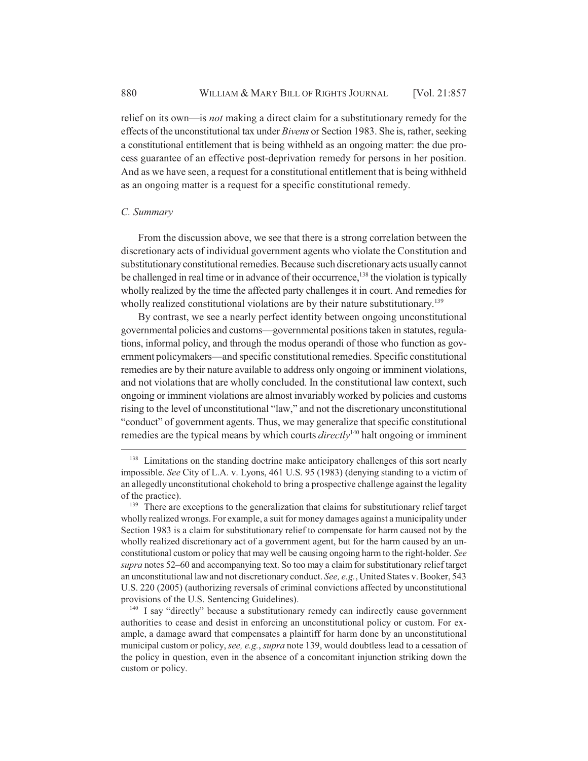relief on its own—is *not* making a direct claim for a substitutionary remedy for the effects of the unconstitutional tax under *Bivens* or Section 1983. She is, rather, seeking a constitutional entitlement that is being withheld as an ongoing matter: the due process guarantee of an effective post-deprivation remedy for persons in her position. And as we have seen, a request for a constitutional entitlement that is being withheld as an ongoing matter is a request for a specific constitutional remedy.

### *C. Summary*

From the discussion above, we see that there is a strong correlation between the discretionary acts of individual government agents who violate the Constitution and substitutionary constitutional remedies. Because such discretionary acts usually cannot be challenged in real time or in advance of their occurrence,[138] the violation is typically wholly realized by the time the affected party challenges it in court. And remedies for wholly realized constitutional violations are by their nature substitutionary.[139]

By contrast, we see a nearly perfect identity between ongoing unconstitutional governmental policies and customs—governmental positions taken in statutes, regulations, informal policy, and through the modus operandi of those who function as government policymakers—and specific constitutional remedies. Specific constitutional remedies are by their nature available to address only ongoing or imminent violations, and not violations that are wholly concluded. In the constitutional law context, such ongoing or imminent violations are almost invariably worked by policies and customs rising to the level of unconstitutional "law," and not the discretionary unconstitutional "conduct" of government agents. Thus, we may generalize that specific constitutional remedies are the typical means by which courts *directly*[140] halt ongoing or imminent

---

[138] Limitations on the standing doctrine make anticipatory challenges of this sort nearly impossible. *See* City of L.A. v. Lyons, 461 U.S. 95 (1983) (denying standing to a victim of an allegedly unconstitutional chokehold to bring a prospective challenge against the legality of the practice).

[139] There are exceptions to the generalization that claims for substitutionary relief target wholly realized wrongs. For example, a suit for money damages against a municipality under Section 1983 is a claim for substitutionary relief to compensate for harm caused not by the wholly realized discretionary act of a government agent, but for the harm caused by an unconstitutional custom or policy that may well be causing ongoing harm to the right-holder. *See supra* notes 52–60 and accompanying text. So too may a claim for substitutionary relief target an unconstitutional law and not discretionary conduct. *See, e.g.*, United States v. Booker, 543 U.S. 220 (2005) (authorizing reversals of criminal convictions affected by unconstitutional provisions of the U.S. Sentencing Guidelines).

[140] I say "directly" because a substitutionary remedy can indirectly cause government authorities to cease and desist in enforcing an unconstitutional policy or custom. For example, a damage award that compensates a plaintiff for harm done by an unconstitutional municipal custom or policy, *see, e.g.*, *supra* note 139, would doubtless lead to a cessation of the policy in question, even in the absence of a concomitant injunction striking down the custom or policy.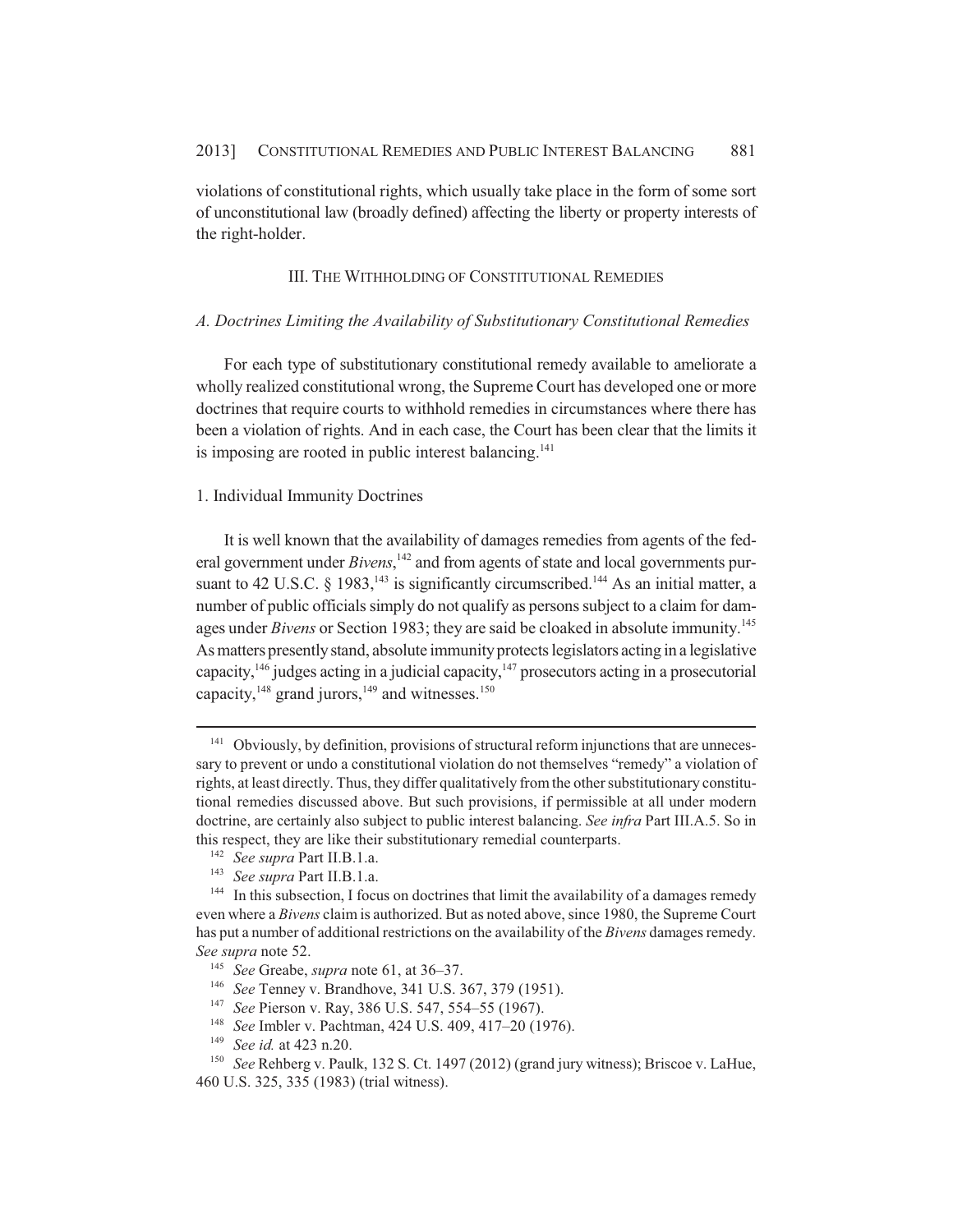violations of constitutional rights, which usually take place in the form of some sort of unconstitutional law (broadly defined) affecting the liberty or property interests of the right-holder.

### III. THE WITHHOLDING OF CONSTITUTIONAL REMEDIES

#### *A. Doctrines Limiting the Availability of Substitutionary Constitutional Remedies*

For each type of substitutionary constitutional remedy available to ameliorate a wholly realized constitutional wrong, the Supreme Court has developed one or more doctrines that require courts to withhold remedies in circumstances where there has been a violation of rights. And in each case, the Court has been clear that the limits it is imposing are rooted in public interest balancing.[141]

##### 1. Individual Immunity Doctrines

It is well known that the availability of damages remedies from agents of the federal government under *Bivens*,[142] and from agents of state and local governments pursuant to 42 U.S.C. § 1983,[143] is significantly circumscribed.[144] As an initial matter, a number of public officials simply do not qualify as persons subject to a claim for damages under *Bivens* or Section 1983; they are said be cloaked in absolute immunity.[145] As matters presently stand, absolute immunity protects legislators acting in a legislative capacity,[146] judges acting in a judicial capacity,[147] prosecutors acting in a prosecutorial capacity,[148] grand jurors,[149] and witnesses.[150]

---

[141] Obviously, by definition, provisions of structural reform injunctions that are unnecessary to prevent or undo a constitutional violation do not themselves "remedy" a violation of rights, at least directly. Thus, they differ qualitatively from the other substitutionary constitutional remedies discussed above. But such provisions, if permissible at all under modern doctrine, are certainly also subject to public interest balancing. *See infra* Part III.A.5. So in this respect, they are like their substitutionary remedial counterparts.

[142] *See supra* Part II.B.1.a.

[143] *See supra* Part II.B.1.a.

[144] In this subsection, I focus on doctrines that limit the availability of a damages remedy even where a *Bivens* claim is authorized. But as noted above, since 1980, the Supreme Court has put a number of additional restrictions on the availability of the *Bivens* damages remedy. *See supra* note 52.

[145] *See* Greabe, *supra* note 61, at 36–37.

[146] *See* Tenney v. Brandhove, 341 U.S. 367, 379 (1951).

[147] *See* Pierson v. Ray, 386 U.S. 547, 554–55 (1967).

[148] *See* Imbler v. Pachtman, 424 U.S. 409, 417–20 (1976).

[149] *See id.* at 423 n.20.

[150] *See* Rehberg v. Paulk, 132 S. Ct. 1497 (2012) (grand jury witness); Briscoe v. LaHue, 460 U.S. 325, 335 (1983) (trial witness).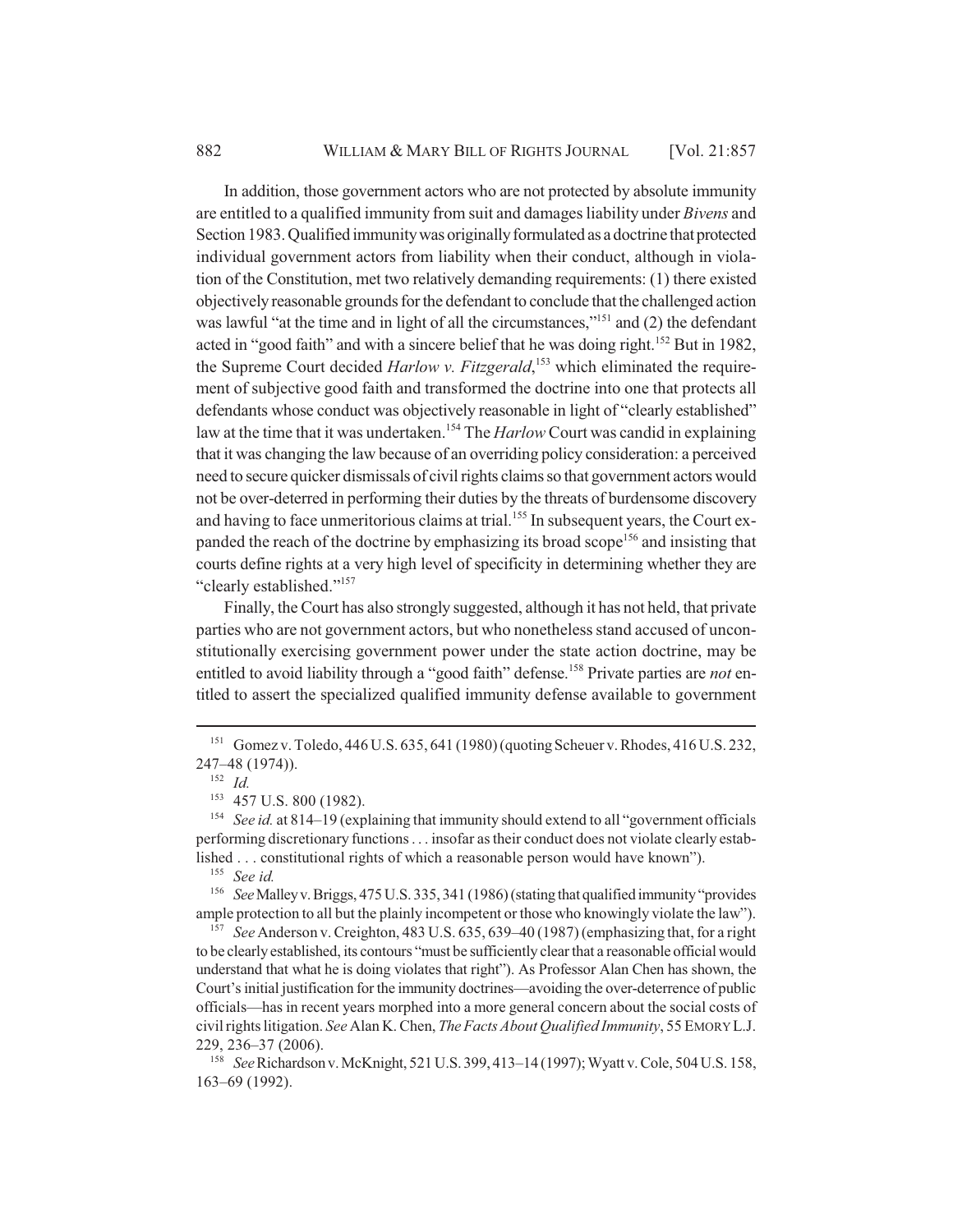In addition, those government actors who are not protected by absolute immunity are entitled to a qualified immunity from suit and damages liability under *Bivens* and Section 1983. Qualified immunity was originally formulated as a doctrine that protected individual government actors from liability when their conduct, although in violation of the Constitution, met two relatively demanding requirements: (1) there existed objectively reasonable grounds for the defendant to conclude that the challenged action was lawful "at the time and in light of all the circumstances,"[151] and (2) the defendant acted in "good faith" and with a sincere belief that he was doing right.[152] But in 1982, the Supreme Court decided *Harlow v. Fitzgerald*,[153] which eliminated the requirement of subjective good faith and transformed the doctrine into one that protects all defendants whose conduct was objectively reasonable in light of "clearly established" law at the time that it was undertaken.[154] The *Harlow* Court was candid in explaining that it was changing the law because of an overriding policy consideration: a perceived need to secure quicker dismissals of civil rights claims so that government actors would not be over-deterred in performing their duties by the threats of burdensome discovery and having to face unmeritorious claims at trial.[155] In subsequent years, the Court expanded the reach of the doctrine by emphasizing its broad scope[156] and insisting that courts define rights at a very high level of specificity in determining whether they are "clearly established."[157]

Finally, the Court has also strongly suggested, although it has not held, that private parties who are not government actors, but who nonetheless stand accused of unconstitutionally exercising government power under the state action doctrine, may be entitled to avoid liability through a "good faith" defense.[158] Private parties are *not* entitled to assert the specialized qualified immunity defense available to government

---

[151] Gomez v. Toledo, 446 U.S. 635, 641 (1980) (quoting Scheuer v. Rhodes, 416 U.S. 232, 247–48 (1974)).

[152] *Id.*

[153] 457 U.S. 800 (1982).

[154] *See id.* at 814–19 (explaining that immunity should extend to all "government officials performing discretionary functions . . . insofar as their conduct does not violate clearly established . . . constitutional rights of which a reasonable person would have known").

[155] *See id.*

[156] *See* Malley v. Briggs, 475 U.S. 335, 341 (1986) (stating that qualified immunity "provides ample protection to all but the plainly incompetent or those who knowingly violate the law").

[157] *See* Anderson v. Creighton, 483 U.S. 635, 639–40 (1987) (emphasizing that, for a right to be clearly established, its contours "must be sufficiently clear that a reasonable official would understand that what he is doing violates that right"). As Professor Alan Chen has shown, the Court's initial justification for the immunity doctrines—avoiding the over-deterrence of public officials—has in recent years morphed into a more general concern about the social costs of civil rights litigation. *See* Alan K. Chen, *The Facts About Qualified Immunity*, 55 EMORY L.J. 229, 236–37 (2006).

[158] *See* Richardson v. McKnight, 521 U.S. 399, 413–14 (1997); Wyatt v. Cole, 504 U.S. 158, 163–69 (1992).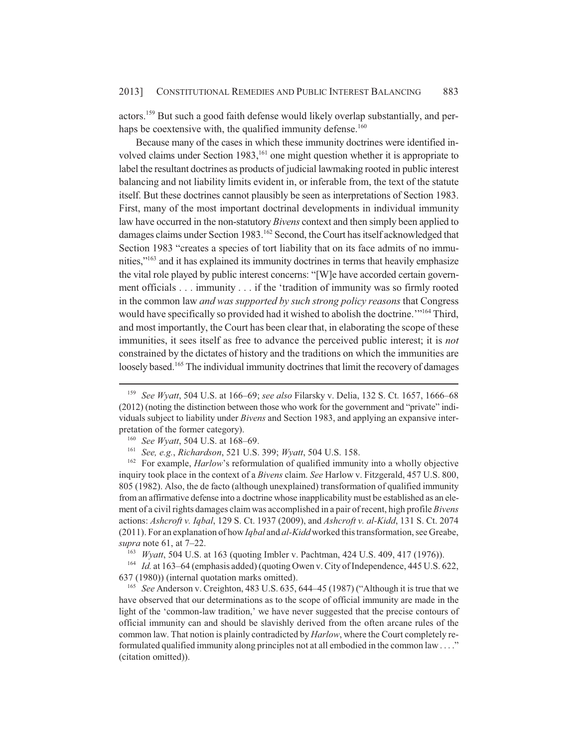actors.[159] But such a good faith defense would likely overlap substantially, and perhaps be coextensive with, the qualified immunity defense.[160]

Because many of the cases in which these immunity doctrines were identified involved claims under Section 1983,[161] one might question whether it is appropriate to label the resultant doctrines as products of judicial lawmaking rooted in public interest balancing and not liability limits evident in, or inferable from, the text of the statute itself. But these doctrines cannot plausibly be seen as interpretations of Section 1983. First, many of the most important doctrinal developments in individual immunity law have occurred in the non-statutory *Bivens* context and then simply been applied to damages claims under Section 1983.[162] Second, the Court has itself acknowledged that Section 1983 "creates a species of tort liability that on its face admits of no immunities,"[163] and it has explained its immunity doctrines in terms that heavily emphasize the vital role played by public interest concerns: "[W]e have accorded certain government officials . . . immunity . . . if the 'tradition of immunity was so firmly rooted in the common law *and was supported by such strong policy reasons* that Congress would have specifically so provided had it wished to abolish the doctrine.'"[164] Third, and most importantly, the Court has been clear that, in elaborating the scope of these immunities, it sees itself as free to advance the perceived public interest; it is *not* constrained by the dictates of history and the traditions on which the immunities are loosely based.[165] The individual immunity doctrines that limit the recovery of damages

---

[159] *See Wyatt*, 504 U.S. at 166–69; *see also* Filarsky v. Delia, 132 S. Ct. 1657, 1666–68 (2012) (noting the distinction between those who work for the government and "private" individuals subject to liability under *Bivens* and Section 1983, and applying an expansive interpretation of the former category).

[160] *See Wyatt*, 504 U.S. at 168–69.

[161] *See, e.g.*, *Richardson*, 521 U.S. 399; *Wyatt*, 504 U.S. 158.

[162] For example, *Harlow*'s reformulation of qualified immunity into a wholly objective inquiry took place in the context of a *Bivens* claim. *See* Harlow v. Fitzgerald, 457 U.S. 800, 805 (1982). Also, the de facto (although unexplained) transformation of qualified immunity from an affirmative defense into a doctrine whose inapplicability must be established as an element of a civil rights damages claim was accomplished in a pair of recent, high profile *Bivens* actions: *Ashcroft v. Iqbal*, 129 S. Ct. 1937 (2009), and *Ashcroft v. al-Kidd*, 131 S. Ct. 2074 (2011). For an explanation of how *Iqbal* and *al-Kidd* worked this transformation, see Greabe, *supra* note 61, at 7–22.

[163] *Wyatt*, 504 U.S. at 163 (quoting Imbler v. Pachtman, 424 U.S. 409, 417 (1976)).

[164] *Id.* at 163–64 (emphasis added) (quoting Owen v. City of Independence, 445 U.S. 622, 637 (1980)) (internal quotation marks omitted).

[165] *See* Anderson v. Creighton, 483 U.S. 635, 644–45 (1987) ("Although it is true that we have observed that our determinations as to the scope of official immunity are made in the light of the 'common-law tradition,' we have never suggested that the precise contours of official immunity can and should be slavishly derived from the often arcane rules of the common law. That notion is plainly contradicted by *Harlow*, where the Court completely reformulated qualified immunity along principles not at all embodied in the common law . . . ." (citation omitted)).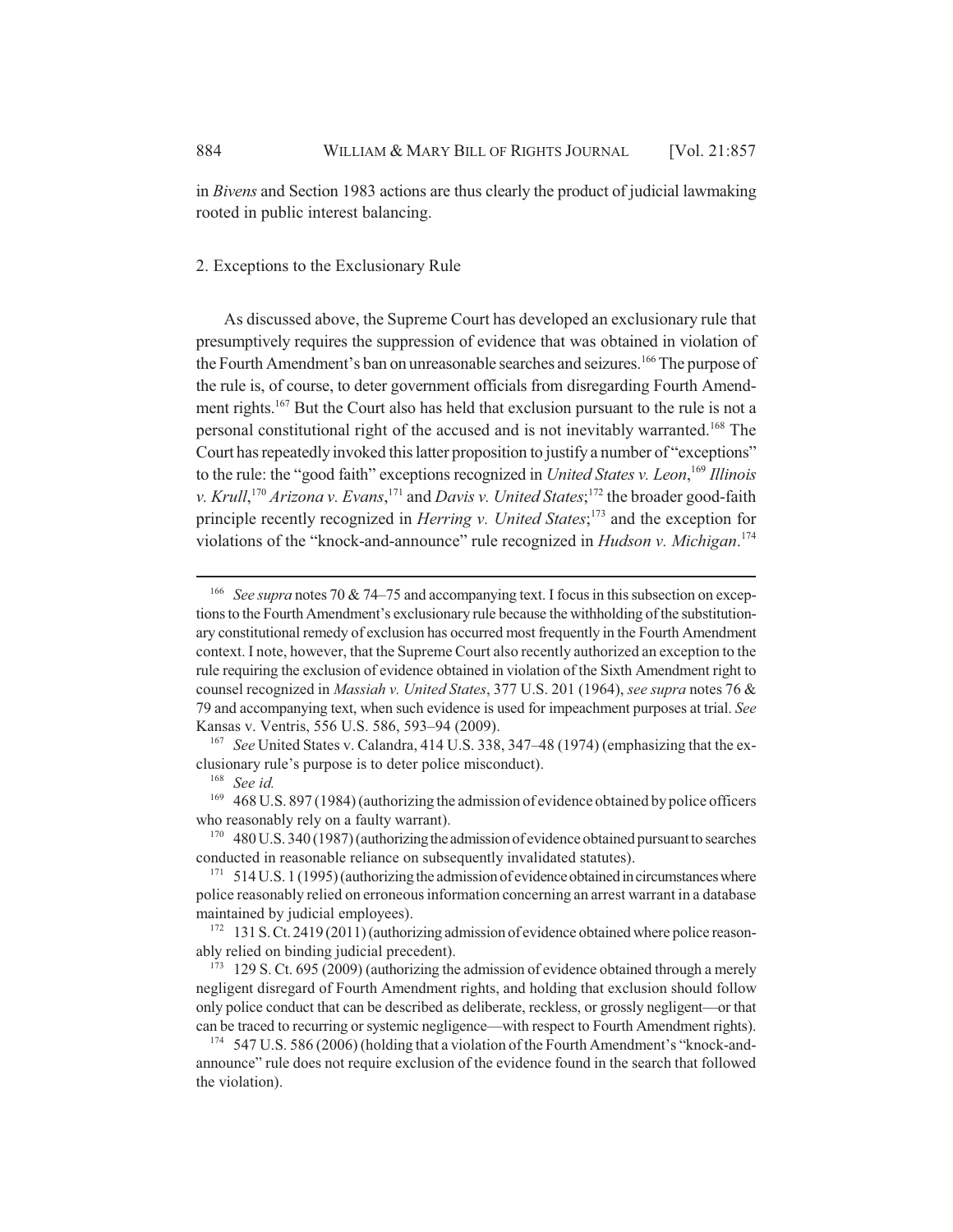in *Bivens* and Section 1983 actions are thus clearly the product of judicial lawmaking rooted in public interest balancing.

### 2. Exceptions to the Exclusionary Rule

As discussed above, the Supreme Court has developed an exclusionary rule that presumptively requires the suppression of evidence that was obtained in violation of the Fourth Amendment's ban on unreasonable searches and seizures.[166] The purpose of the rule is, of course, to deter government officials from disregarding Fourth Amendment rights.[167] But the Court also has held that exclusion pursuant to the rule is not a personal constitutional right of the accused and is not inevitably warranted.[168] The Court has repeatedly invoked this latter proposition to justify a number of "exceptions" to the rule: the "good faith" exceptions recognized in *United States v. Leon*,[169] *Illinois v. Krull*,[170] *Arizona v. Evans*,[171] and *Davis v. United States*;[172] the broader good-faith principle recently recognized in *Herring v. United States*;[173] and the exception for violations of the "knock-and-announce" rule recognized in *Hudson v. Michigan*.[174]

---

[166] *See supra* notes 70 & 74–75 and accompanying text. I focus in this subsection on exceptions to the Fourth Amendment's exclusionary rule because the withholding of the substitutionary constitutional remedy of exclusion has occurred most frequently in the Fourth Amendment context. I note, however, that the Supreme Court also recently authorized an exception to the rule requiring the exclusion of evidence obtained in violation of the Sixth Amendment right to counsel recognized in *Massiah v. United States*, 377 U.S. 201 (1964), *see supra* notes 76 & 79 and accompanying text, when such evidence is used for impeachment purposes at trial. *See* Kansas v. Ventris, 556 U.S. 586, 593–94 (2009).

[167] *See* United States v. Calandra, 414 U.S. 338, 347–48 (1974) (emphasizing that the exclusionary rule's purpose is to deter police misconduct).

[168] *See id.*

[169] 468 U.S. 897 (1984) (authorizing the admission of evidence obtained by police officers who reasonably rely on a faulty warrant).

[170] 480 U.S. 340 (1987) (authorizing the admission of evidence obtained pursuant to searches conducted in reasonable reliance on subsequently invalidated statutes).

[171] 514 U.S. 1 (1995) (authorizing the admission of evidence obtained in circumstances where police reasonably relied on erroneous information concerning an arrest warrant in a database maintained by judicial employees).

[172] 131 S. Ct. 2419 (2011) (authorizing admission of evidence obtained where police reasonably relied on binding judicial precedent).

[173] 129 S. Ct. 695 (2009) (authorizing the admission of evidence obtained through a merely negligent disregard of Fourth Amendment rights, and holding that exclusion should follow only police conduct that can be described as deliberate, reckless, or grossly negligent—or that can be traced to recurring or systemic negligence—with respect to Fourth Amendment rights).

[174] 547 U.S. 586 (2006) (holding that a violation of the Fourth Amendment's "knock-and-announce" rule does not require exclusion of the evidence found in the search that followed the violation).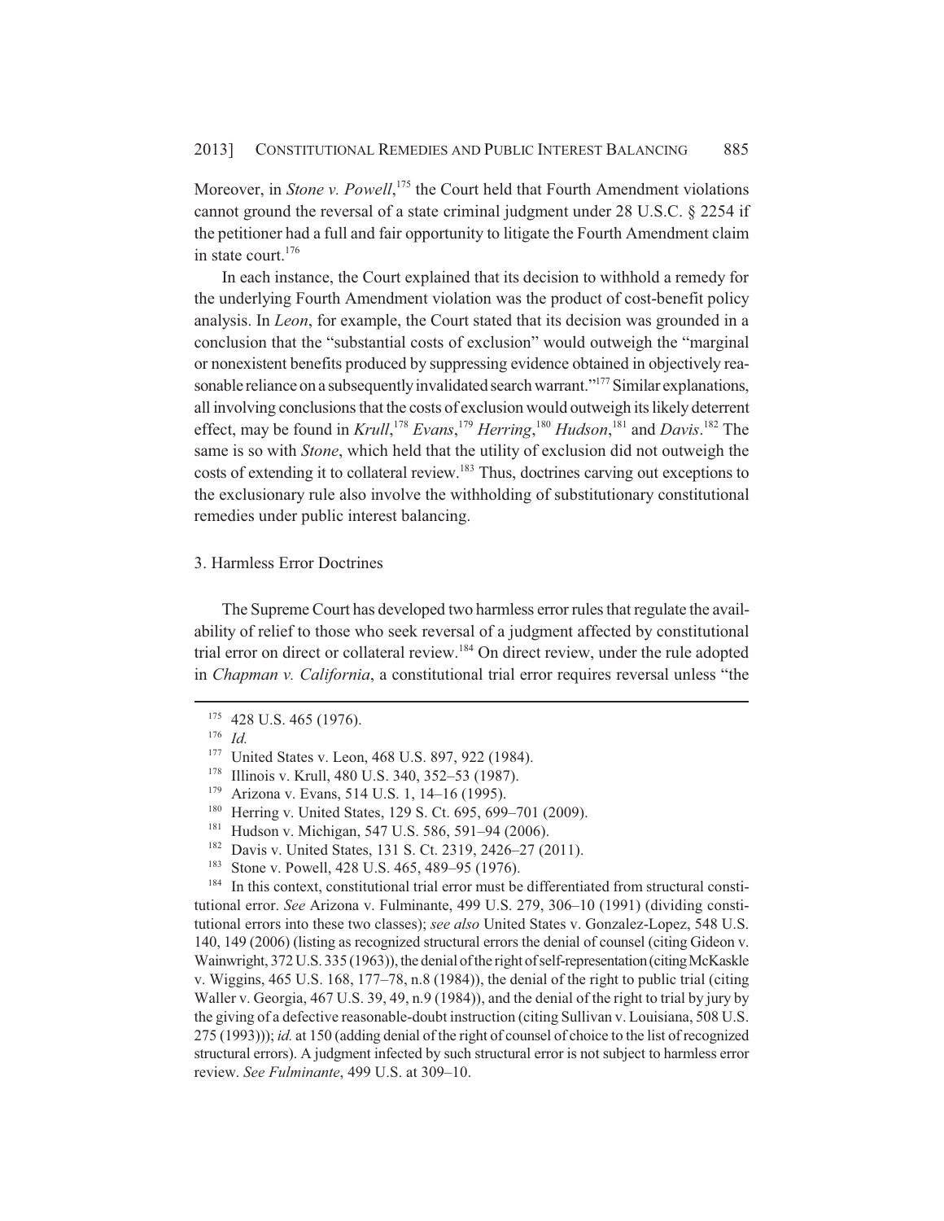Moreover, in *Stone v. Powell*,[175] the Court held that Fourth Amendment violations cannot ground the reversal of a state criminal judgment under 28 U.S.C. § 2254 if the petitioner had a full and fair opportunity to litigate the Fourth Amendment claim in state court.[176]

In each instance, the Court explained that its decision to withhold a remedy for the underlying Fourth Amendment violation was the product of cost-benefit policy analysis. In *Leon*, for example, the Court stated that its decision was grounded in a conclusion that the "substantial costs of exclusion" would outweigh the "marginal or nonexistent benefits produced by suppressing evidence obtained in objectively reasonable reliance on a subsequently invalidated search warrant."[177] Similar explanations, all involving conclusions that the costs of exclusion would outweigh its likely deterrent effect, may be found in *Krull*,[178] *Evans*,[179] *Herring*,[180] *Hudson*,[181] and *Davis*.[182] The same is so with *Stone*, which held that the utility of exclusion did not outweigh the costs of extending it to collateral review.[183] Thus, doctrines carving out exceptions to the exclusionary rule also involve the withholding of substitutionary constitutional remedies under public interest balancing.

### 3. Harmless Error Doctrines

The Supreme Court has developed two harmless error rules that regulate the availability of relief to those who seek reversal of a judgment affected by constitutional trial error on direct or collateral review.[184] On direct review, under the rule adopted in *Chapman v. California*, a constitutional trial error requires reversal unless "the

---

[175] 428 U.S. 465 (1976).

[176] *Id.*

[177] United States v. Leon, 468 U.S. 897, 922 (1984).

[178] Illinois v. Krull, 480 U.S. 340, 352–53 (1987).

[179] Arizona v. Evans, 514 U.S. 1, 14–16 (1995).

[180] Herring v. United States, 129 S. Ct. 695, 699–701 (2009).

[181] Hudson v. Michigan, 547 U.S. 586, 591–94 (2006).

[182] Davis v. United States, 131 S. Ct. 2319, 2426–27 (2011).

[183] Stone v. Powell, 428 U.S. 465, 489–95 (1976).

[184] In this context, constitutional trial error must be differentiated from structural constitutional error. *See* Arizona v. Fulminante, 499 U.S. 279, 306–10 (1991) (dividing constitutional errors into these two classes); *see also* United States v. Gonzalez-Lopez, 548 U.S. 140, 149 (2006) (listing as recognized structural errors the denial of counsel (citing Gideon v. Wainwright, 372 U.S. 335 (1963)), the denial of the right of self-representation (citing McKaskle v. Wiggins, 465 U.S. 168, 177–78, n.8 (1984)), the denial of the right to public trial (citing Waller v. Georgia, 467 U.S. 39, 49, n.9 (1984)), and the denial of the right to trial by jury by the giving of a defective reasonable-doubt instruction (citing Sullivan v. Louisiana, 508 U.S. 275 (1993))); *id.* at 150 (adding denial of the right of counsel of choice to the list of recognized structural errors). A judgment infected by such structural error is not subject to harmless error review. *See Fulminante*, 499 U.S. at 309–10.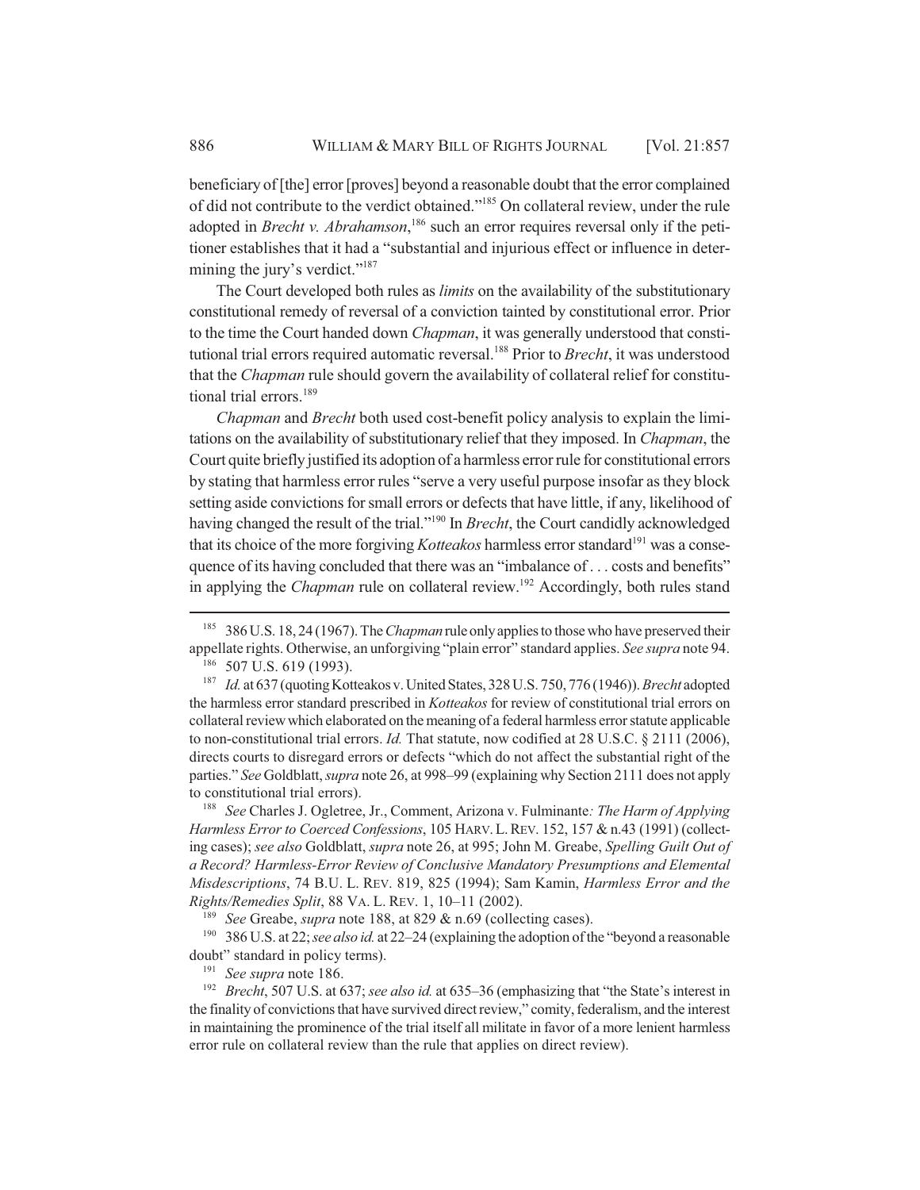beneficiary of [the] error [proves] beyond a reasonable doubt that the error complained of did not contribute to the verdict obtained."[185] On collateral review, under the rule adopted in *Brecht v. Abrahamson*,[186] such an error requires reversal only if the petitioner establishes that it had a "substantial and injurious effect or influence in determining the jury's verdict."[187]

The Court developed both rules as *limits* on the availability of the substitutionary constitutional remedy of reversal of a conviction tainted by constitutional error. Prior to the time the Court handed down *Chapman*, it was generally understood that constitutional trial errors required automatic reversal.[188] Prior to *Brecht*, it was understood that the *Chapman* rule should govern the availability of collateral relief for constitutional trial errors.[189]

*Chapman* and *Brecht* both used cost-benefit policy analysis to explain the limitations on the availability of substitutionary relief that they imposed. In *Chapman*, the Court quite briefly justified its adoption of a harmless error rule for constitutional errors by stating that harmless error rules "serve a very useful purpose insofar as they block setting aside convictions for small errors or defects that have little, if any, likelihood of having changed the result of the trial."[190] In *Brecht*, the Court candidly acknowledged that its choice of the more forgiving *Kotteakos* harmless error standard[191] was a consequence of its having concluded that there was an "imbalance of . . . costs and benefits" in applying the *Chapman* rule on collateral review.[192] Accordingly, both rules stand

---

[185] 386 U.S. 18, 24 (1967). The *Chapman* rule only applies to those who have preserved their appellate rights. Otherwise, an unforgiving "plain error" standard applies. *See supra* note 94.

[186] 507 U.S. 619 (1993).

[187] *Id.* at 637 (quoting Kotteakos v. United States, 328 U.S. 750, 776 (1946)). *Brecht* adopted the harmless error standard prescribed in *Kotteakos* for review of constitutional trial errors on collateral review which elaborated on the meaning of a federal harmless error statute applicable to non-constitutional trial errors. *Id.* That statute, now codified at 28 U.S.C. § 2111 (2006), directs courts to disregard errors or defects "which do not affect the substantial right of the parties." *See* Goldblatt, *supra* note 26, at 998–99 (explaining why Section 2111 does not apply to constitutional trial errors).

[188] *See* Charles J. Ogletree, Jr., Comment, Arizona v. Fulminante*: The Harm of Applying Harmless Error to Coerced Confessions*, 105 HARV. L. REV. 152, 157 & n.43 (1991) (collecting cases); *see also* Goldblatt, *supra* note 26, at 995; John M. Greabe, *Spelling Guilt Out of a Record? Harmless-Error Review of Conclusive Mandatory Presumptions and Elemental Misdescriptions*, 74 B.U. L. REV. 819, 825 (1994); Sam Kamin, *Harmless Error and the Rights/Remedies Split*, 88 VA. L. REV. 1, 10–11 (2002).

[189] *See* Greabe, *supra* note 188, at 829 & n.69 (collecting cases).

[190] 386 U.S. at 22; *see also id.* at 22–24 (explaining the adoption of the "beyond a reasonable doubt" standard in policy terms).

[191] *See supra* note 186.

[192] *Brecht*, 507 U.S. at 637; *see also id.* at 635–36 (emphasizing that "the State's interest in the finality of convictions that have survived direct review," comity, federalism, and the interest in maintaining the prominence of the trial itself all militate in favor of a more lenient harmless error rule on collateral review than the rule that applies on direct review).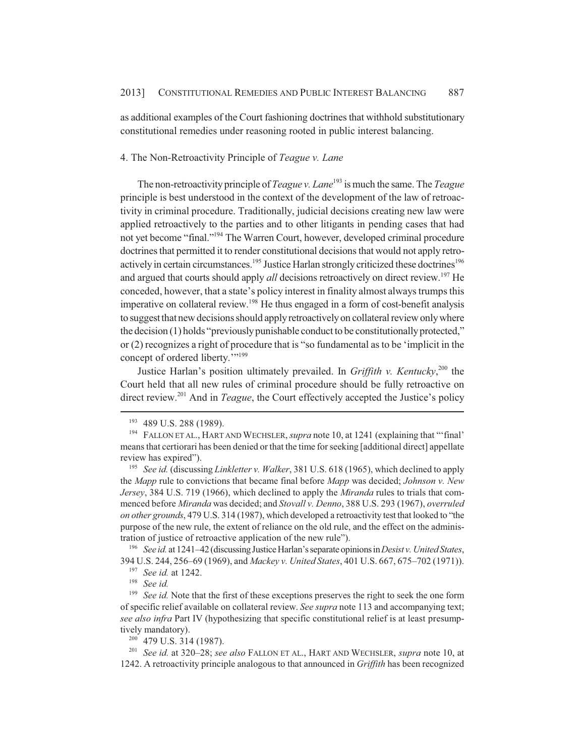as additional examples of the Court fashioning doctrines that withhold substitutionary constitutional remedies under reasoning rooted in public interest balancing.

### 4. The Non-Retroactivity Principle of *Teague v. Lane*

The non-retroactivity principle of *Teague v. Lane*[193] is much the same. The *Teague* principle is best understood in the context of the development of the law of retroactivity in criminal procedure. Traditionally, judicial decisions creating new law were applied retroactively to the parties and to other litigants in pending cases that had not yet become "final."[194] The Warren Court, however, developed criminal procedure doctrines that permitted it to render constitutional decisions that would not apply retroactively in certain circumstances.[195] Justice Harlan strongly criticized these doctrines[196] and argued that courts should apply *all* decisions retroactively on direct review.[197] He conceded, however, that a state's policy interest in finality almost always trumps this imperative on collateral review.[198] He thus engaged in a form of cost-benefit analysis to suggest that new decisions should apply retroactively on collateral review only where the decision (1) holds "previously punishable conduct to be constitutionally protected," or (2) recognizes a right of procedure that is "so fundamental as to be 'implicit in the concept of ordered liberty.'"[199]

Justice Harlan's position ultimately prevailed. In *Griffith v. Kentucky*,[200] the Court held that all new rules of criminal procedure should be fully retroactive on direct review.[201] And in *Teague*, the Court effectively accepted the Justice's policy

---

[193] 489 U.S. 288 (1989).

[194] FALLON ET AL., HART AND WECHSLER, *supra* note 10, at 1241 (explaining that "'final' means that certiorari has been denied or that the time for seeking [additional direct] appellate review has expired").

[195] *See id.* (discussing *Linkletter v. Walker*, 381 U.S. 618 (1965), which declined to apply the *Mapp* rule to convictions that became final before *Mapp* was decided; *Johnson v. New Jersey*, 384 U.S. 719 (1966), which declined to apply the *Miranda* rules to trials that commenced before *Miranda* was decided; and *Stovall v. Denno*, 388 U.S. 293 (1967), *overruled on other grounds*, 479 U.S. 314 (1987), which developed a retroactivity test that looked to "the purpose of the new rule, the extent of reliance on the old rule, and the effect on the administration of justice of retroactive application of the new rule").

[196] *See id.* at 1241–42 (discussing Justice Harlan's separate opinions in *Desist v. United States*, 394 U.S. 244, 256–69 (1969), and *Mackey v. United States*, 401 U.S. 667, 675–702 (1971)).

[197] *See id.* at 1242.

[198] *See id.*

[199] *See id.* Note that the first of these exceptions preserves the right to seek the one form of specific relief available on collateral review. *See supra* note 113 and accompanying text; *see also infra* Part IV (hypothesizing that specific constitutional relief is at least presumptively mandatory).

[200] 479 U.S. 314 (1987).

[201] *See id.* at 320–28; *see also* FALLON ET AL., HART AND WECHSLER, *supra* note 10, at 1242. A retroactivity principle analogous to that announced in *Griffith* has been recognized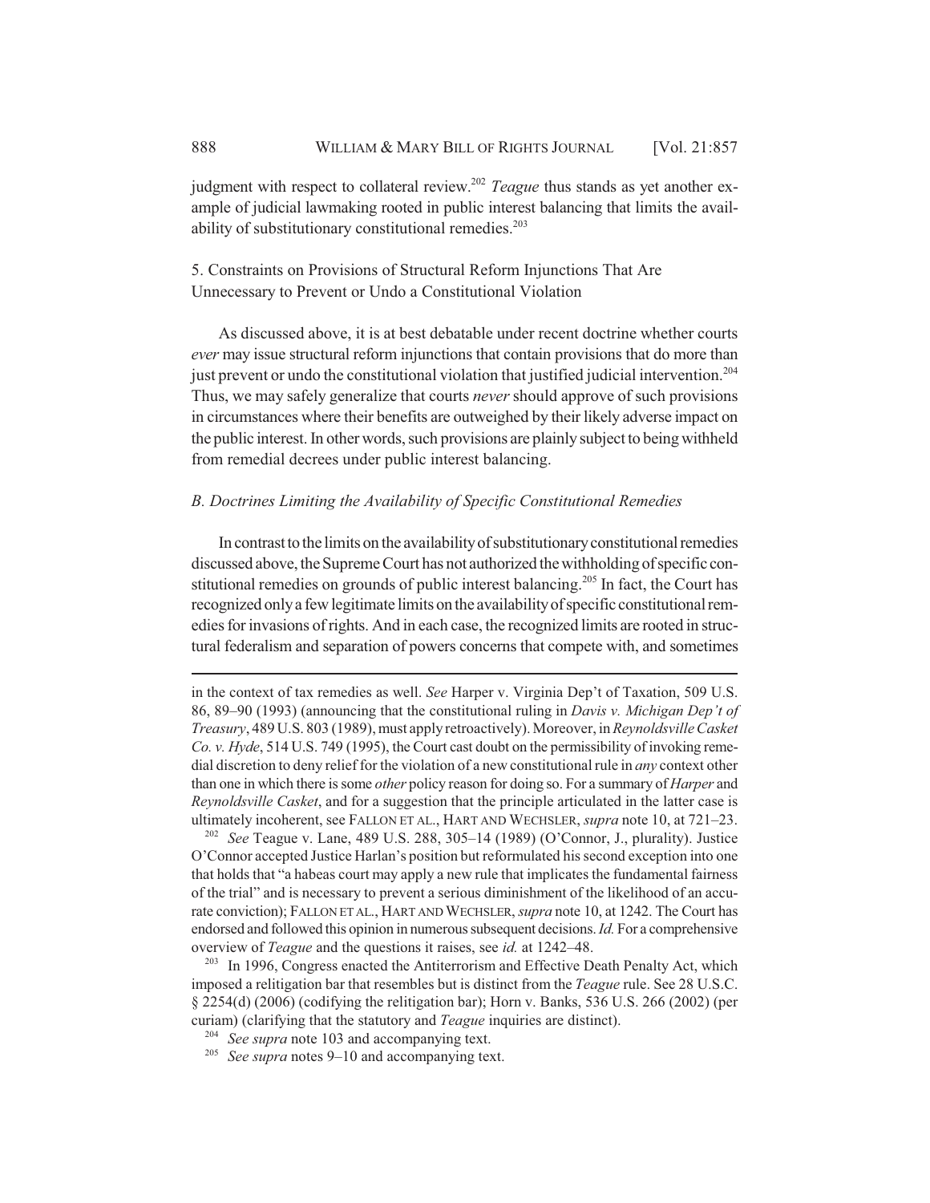judgment with respect to collateral review.[202] *Teague* thus stands as yet another example of judicial lawmaking rooted in public interest balancing that limits the availability of substitutionary constitutional remedies.[203]

5. Constraints on Provisions of Structural Reform Injunctions That Are Unnecessary to Prevent or Undo a Constitutional Violation

As discussed above, it is at best debatable under recent doctrine whether courts *ever* may issue structural reform injunctions that contain provisions that do more than just prevent or undo the constitutional violation that justified judicial intervention.[204] Thus, we may safely generalize that courts *never* should approve of such provisions in circumstances where their benefits are outweighed by their likely adverse impact on the public interest. In other words, such provisions are plainly subject to being withheld from remedial decrees under public interest balancing.

### *B. Doctrines Limiting the Availability of Specific Constitutional Remedies*

In contrast to the limits on the availability of substitutionary constitutional remedies discussed above, the Supreme Court has not authorized the withholding of specific constitutional remedies on grounds of public interest balancing.[205] In fact, the Court has recognized only a few legitimate limits on the availability of specific constitutional remedies for invasions of rights. And in each case, the recognized limits are rooted in structural federalism and separation of powers concerns that compete with, and sometimes

---

in the context of tax remedies as well. *See* Harper v. Virginia Dep't of Taxation, 509 U.S. 86, 89–90 (1993) (announcing that the constitutional ruling in *Davis v. Michigan Dep't of Treasury*, 489 U.S. 803 (1989), must apply retroactively). Moreover, in *Reynoldsville Casket Co. v. Hyde*, 514 U.S. 749 (1995), the Court cast doubt on the permissibility of invoking remedial discretion to deny relief for the violation of a new constitutional rule in *any* context other than one in which there is some *other* policy reason for doing so. For a summary of *Harper* and *Reynoldsville Casket*, and for a suggestion that the principle articulated in the latter case is ultimately incoherent, see FALLON ET AL., HART AND WECHSLER, *supra* note 10, at 721–23.

[202] *See* Teague v. Lane, 489 U.S. 288, 305–14 (1989) (O'Connor, J., plurality). Justice O'Connor accepted Justice Harlan's position but reformulated his second exception into one that holds that "a habeas court may apply a new rule that implicates the fundamental fairness of the trial" and is necessary to prevent a serious diminishment of the likelihood of an accurate conviction); FALLON ET AL., HART AND WECHSLER, *supra* note 10, at 1242. The Court has endorsed and followed this opinion in numerous subsequent decisions. *Id.* For a comprehensive overview of *Teague* and the questions it raises, see *id.* at 1242–48.

[203] In 1996, Congress enacted the Antiterrorism and Effective Death Penalty Act, which imposed a relitigation bar that resembles but is distinct from the *Teague* rule. See 28 U.S.C. § 2254(d) (2006) (codifying the relitigation bar); Horn v. Banks, 536 U.S. 266 (2002) (per curiam) (clarifying that the statutory and *Teague* inquiries are distinct).

[204] *See supra* note 103 and accompanying text.

[205] *See supra* notes 9–10 and accompanying text.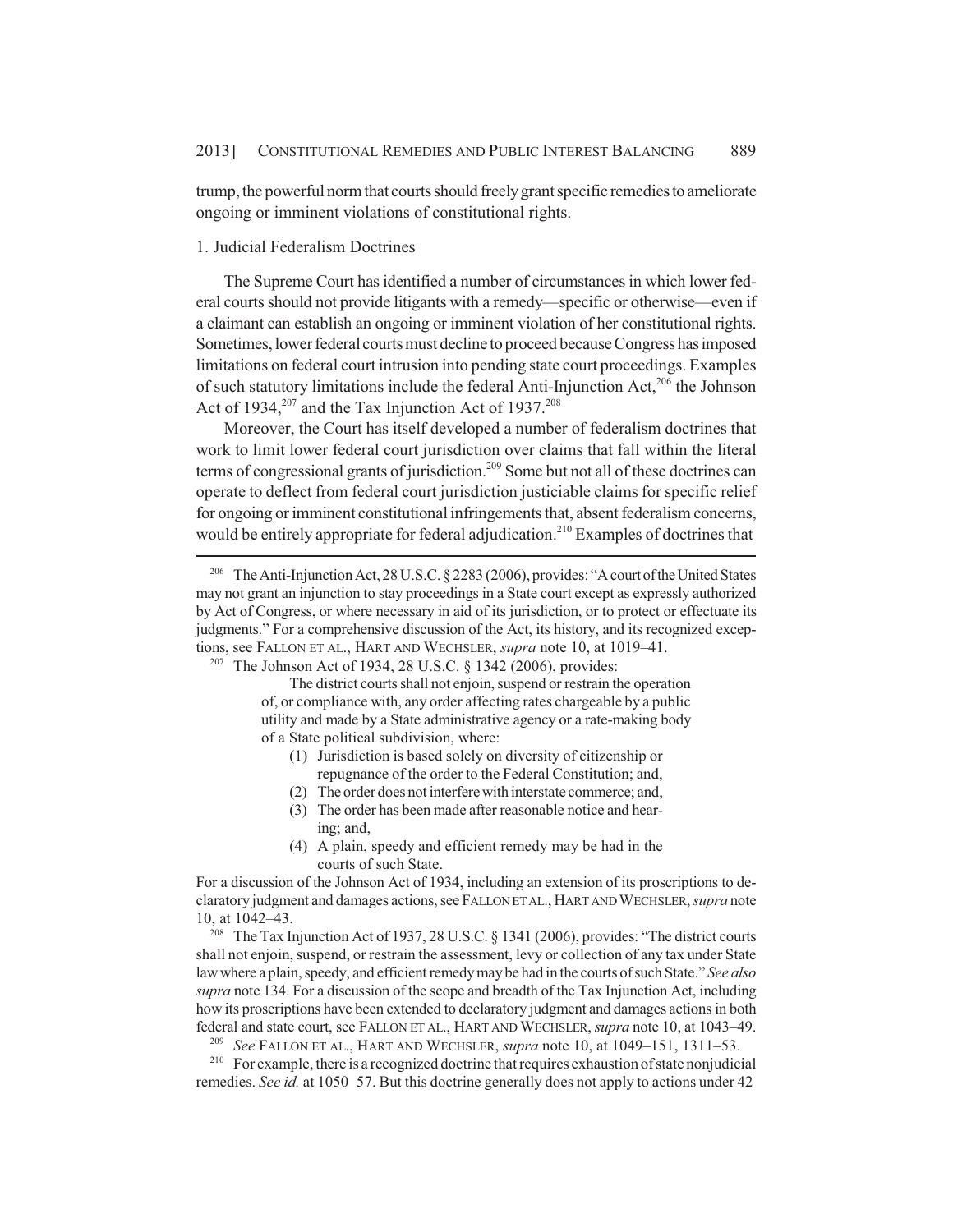trump, the powerful norm that courts should freely grant specific remedies to ameliorate ongoing or imminent violations of constitutional rights.

### 1. Judicial Federalism Doctrines

The Supreme Court has identified a number of circumstances in which lower federal courts should not provide litigants with a remedy—specific or otherwise—even if a claimant can establish an ongoing or imminent violation of her constitutional rights. Sometimes, lower federal courts must decline to proceed because Congress has imposed limitations on federal court intrusion into pending state court proceedings. Examples of such statutory limitations include the federal Anti-Injunction Act,[206] the Johnson Act of 1934,[207] and the Tax Injunction Act of 1937.[208]

Moreover, the Court has itself developed a number of federalism doctrines that work to limit lower federal court jurisdiction over claims that fall within the literal terms of congressional grants of jurisdiction.[209] Some but not all of these doctrines can operate to deflect from federal court jurisdiction justiciable claims for specific relief for ongoing or imminent constitutional infringements that, absent federalism concerns, would be entirely appropriate for federal adjudication.[210] Examples of doctrines that

---

[206] The Anti-Injunction Act, 28 U.S.C. § 2283 (2006), provides: "A court of the United States may not grant an injunction to stay proceedings in a State court except as expressly authorized by Act of Congress, or where necessary in aid of its jurisdiction, or to protect or effectuate its judgments." For a comprehensive discussion of the Act, its history, and its recognized exceptions, see FALLON ET AL., HART AND WECHSLER, *supra* note 10, at 1019–41.

[207] The Johnson Act of 1934, 28 U.S.C. § 1342 (2006), provides:

> The district courts shall not enjoin, suspend or restrain the operation of, or compliance with, any order affecting rates chargeable by a public utility and made by a State administrative agency or a rate-making body of a State political subdivision, where:
>
> (1) Jurisdiction is based solely on diversity of citizenship or repugnance of the order to the Federal Constitution; and,
> (2) The order does not interfere with interstate commerce; and,
> (3) The order has been made after reasonable notice and hearing; and,
> (4) A plain, speedy and efficient remedy may be had in the courts of such State.

For a discussion of the Johnson Act of 1934, including an extension of its proscriptions to declaratory judgment and damages actions, see FALLON ET AL., HART AND WECHSLER, *supra* note 10, at 1042–43.

[208] The Tax Injunction Act of 1937, 28 U.S.C. § 1341 (2006), provides: "The district courts shall not enjoin, suspend, or restrain the assessment, levy or collection of any tax under State law where a plain, speedy, and efficient remedy may be had in the courts of such State." *See also supra* note 134. For a discussion of the scope and breadth of the Tax Injunction Act, including how its proscriptions have been extended to declaratory judgment and damages actions in both federal and state court, see FALLON ET AL., HART AND WECHSLER, *supra* note 10, at 1043–49.

[209] *See* FALLON ET AL., HART AND WECHSLER, *supra* note 10, at 1049–151, 1311–53.

[210] For example, there is a recognized doctrine that requires exhaustion of state nonjudicial remedies. *See id.* at 1050–57. But this doctrine generally does not apply to actions under 42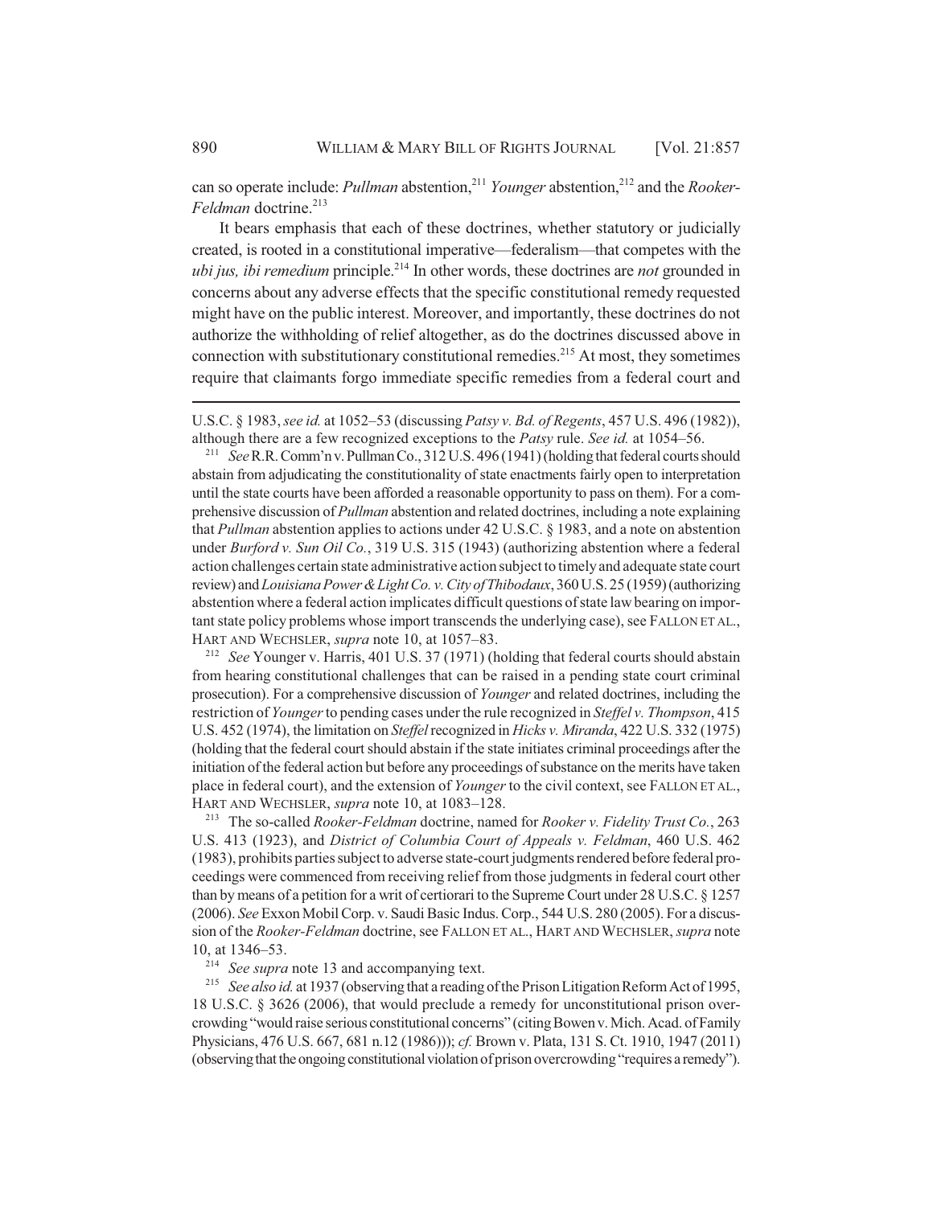can so operate include: *Pullman* abstention,[211] *Younger* abstention,[212] and the *Rooker-Feldman* doctrine.[213]

It bears emphasis that each of these doctrines, whether statutory or judicially created, is rooted in a constitutional imperative—federalism—that competes with the *ubi jus, ibi remedium* principle.[214] In other words, these doctrines are *not* grounded in concerns about any adverse effects that the specific constitutional remedy requested might have on the public interest. Moreover, and importantly, these doctrines do not authorize the withholding of relief altogether, as do the doctrines discussed above in connection with substitutionary constitutional remedies.[215] At most, they sometimes require that claimants forgo immediate specific remedies from a federal court and

---

U.S.C. § 1983, *see id.* at 1052–53 (discussing *Patsy v. Bd. of Regents*, 457 U.S. 496 (1982)), although there are a few recognized exceptions to the *Patsy* rule. *See id.* at 1054–56.

[211] *See* R.R. Comm'n v. Pullman Co., 312 U.S. 496 (1941) (holding that federal courts should abstain from adjudicating the constitutionality of state enactments fairly open to interpretation until the state courts have been afforded a reasonable opportunity to pass on them). For a comprehensive discussion of *Pullman* abstention and related doctrines, including a note explaining that *Pullman* abstention applies to actions under 42 U.S.C. § 1983, and a note on abstention under *Burford v. Sun Oil Co.*, 319 U.S. 315 (1943) (authorizing abstention where a federal action challenges certain state administrative action subject to timely and adequate state court review) and *Louisiana Power & Light Co. v. City of Thibodaux*, 360 U.S. 25 (1959) (authorizing abstention where a federal action implicates difficult questions of state law bearing on important state policy problems whose import transcends the underlying case), see FALLON ET AL., HART AND WECHSLER, *supra* note 10, at 1057–83.

[212] *See* Younger v. Harris, 401 U.S. 37 (1971) (holding that federal courts should abstain from hearing constitutional challenges that can be raised in a pending state court criminal prosecution). For a comprehensive discussion of *Younger* and related doctrines, including the restriction of *Younger* to pending cases under the rule recognized in *Steffel v. Thompson*, 415 U.S. 452 (1974), the limitation on *Steffel* recognized in *Hicks v. Miranda*, 422 U.S. 332 (1975) (holding that the federal court should abstain if the state initiates criminal proceedings after the initiation of the federal action but before any proceedings of substance on the merits have taken place in federal court), and the extension of *Younger* to the civil context, see FALLON ET AL., HART AND WECHSLER, *supra* note 10, at 1083–128.

[213] The so-called *Rooker-Feldman* doctrine, named for *Rooker v. Fidelity Trust Co.*, 263 U.S. 413 (1923), and *District of Columbia Court of Appeals v. Feldman*, 460 U.S. 462 (1983), prohibits parties subject to adverse state-court judgments rendered before federal proceedings were commenced from receiving relief from those judgments in federal court other than by means of a petition for a writ of certiorari to the Supreme Court under 28 U.S.C. § 1257 (2006). *See* Exxon Mobil Corp. v. Saudi Basic Indus. Corp., 544 U.S. 280 (2005). For a discussion of the *Rooker-Feldman* doctrine, see FALLON ET AL., HART AND WECHSLER, *supra* note 10, at 1346–53.

[214] *See supra* note 13 and accompanying text.

[215] *See also id.* at 1937 (observing that a reading of the Prison Litigation Reform Act of 1995, 18 U.S.C. § 3626 (2006), that would preclude a remedy for unconstitutional prison overcrowding "would raise serious constitutional concerns" (citing Bowen v. Mich. Acad. of Family Physicians, 476 U.S. 667, 681 n.12 (1986))); *cf.* Brown v. Plata, 131 S. Ct. 1910, 1947 (2011) (observing that the ongoing constitutional violation of prison overcrowding "requires a remedy").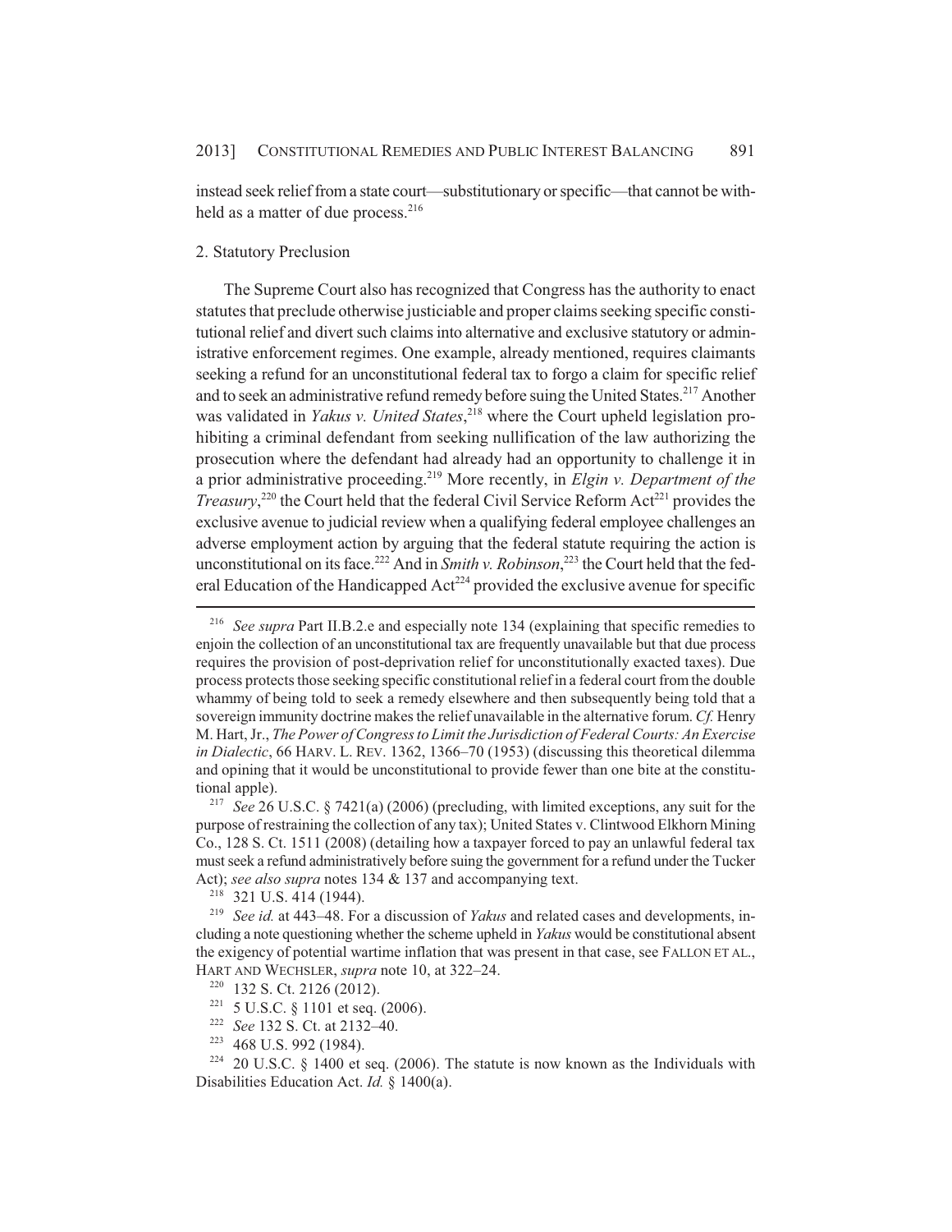instead seek relief from a state court—substitutionary or specific—that cannot be withheld as a matter of due process.[216]

### 2. Statutory Preclusion

The Supreme Court also has recognized that Congress has the authority to enact statutes that preclude otherwise justiciable and proper claims seeking specific constitutional relief and divert such claims into alternative and exclusive statutory or administrative enforcement regimes. One example, already mentioned, requires claimants seeking a refund for an unconstitutional federal tax to forgo a claim for specific relief and to seek an administrative refund remedy before suing the United States.[217] Another was validated in *Yakus v. United States*,[218] where the Court upheld legislation prohibiting a criminal defendant from seeking nullification of the law authorizing the prosecution where the defendant had already had an opportunity to challenge it in a prior administrative proceeding.[219] More recently, in *Elgin v. Department of the Treasury*,[220] the Court held that the federal Civil Service Reform Act[221] provides the exclusive avenue to judicial review when a qualifying federal employee challenges an adverse employment action by arguing that the federal statute requiring the action is unconstitutional on its face.[222] And in *Smith v. Robinson*,[223] the Court held that the federal Education of the Handicapped Act[224] provided the exclusive avenue for specific

---

[216] *See supra* Part II.B.2.e and especially note 134 (explaining that specific remedies to enjoin the collection of an unconstitutional tax are frequently unavailable but that due process requires the provision of post-deprivation relief for unconstitutionally exacted taxes). Due process protects those seeking specific constitutional relief in a federal court from the double whammy of being told to seek a remedy elsewhere and then subsequently being told that a sovereign immunity doctrine makes the relief unavailable in the alternative forum. *Cf.* Henry M. Hart, Jr., *The Power of Congress to Limit the Jurisdiction of Federal Courts: An Exercise in Dialectic*, 66 HARV. L. REV. 1362, 1366–70 (1953) (discussing this theoretical dilemma and opining that it would be unconstitutional to provide fewer than one bite at the constitutional apple).

[217] *See* 26 U.S.C. § 7421(a) (2006) (precluding, with limited exceptions, any suit for the purpose of restraining the collection of any tax); United States v. Clintwood Elkhorn Mining Co., 128 S. Ct. 1511 (2008) (detailing how a taxpayer forced to pay an unlawful federal tax must seek a refund administratively before suing the government for a refund under the Tucker Act); *see also supra* notes 134 & 137 and accompanying text.

[218] 321 U.S. 414 (1944).

[219] *See id.* at 443–48. For a discussion of *Yakus* and related cases and developments, including a note questioning whether the scheme upheld in *Yakus* would be constitutional absent the exigency of potential wartime inflation that was present in that case, see FALLON ET AL., HART AND WECHSLER, *supra* note 10, at 322–24.

[220] 132 S. Ct. 2126 (2012).

[221] 5 U.S.C. § 1101 et seq. (2006).

[222] *See* 132 S. Ct. at 2132–40.

[223] 468 U.S. 992 (1984).

[224] 20 U.S.C. § 1400 et seq. (2006). The statute is now known as the Individuals with Disabilities Education Act. *Id.* § 1400(a).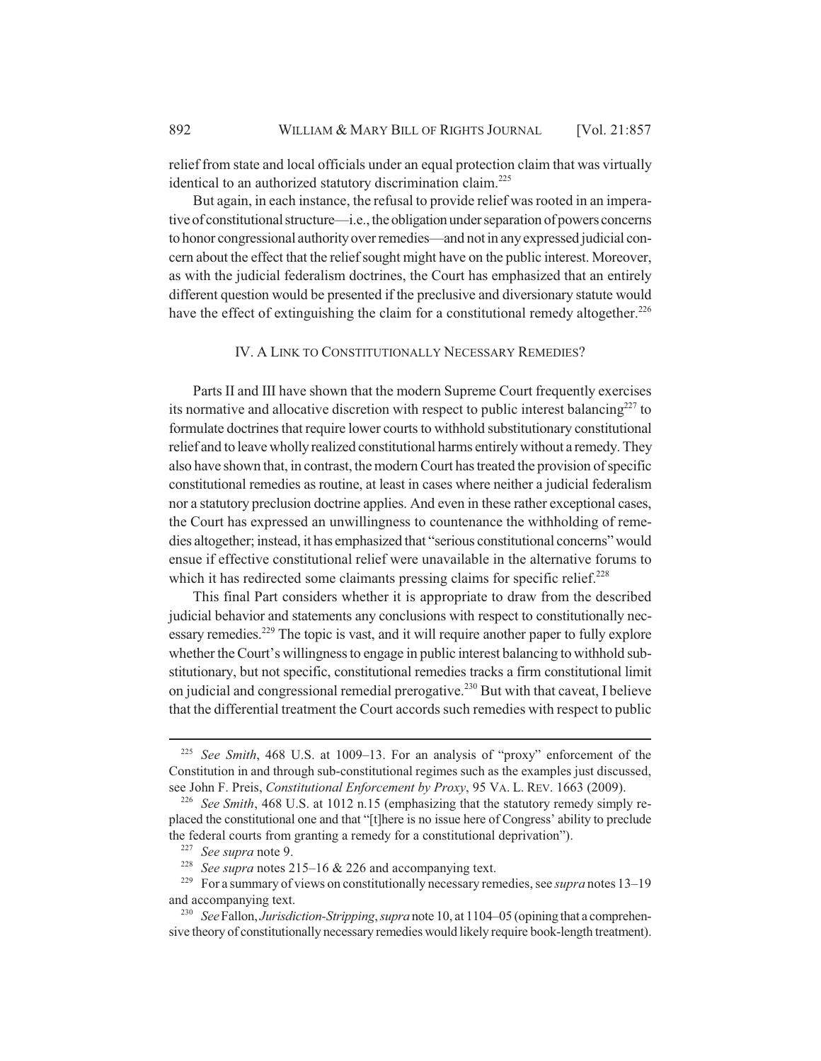relief from state and local officials under an equal protection claim that was virtually identical to an authorized statutory discrimination claim.[225]

But again, in each instance, the refusal to provide relief was rooted in an imperative of constitutional structure—i.e., the obligation under separation of powers concerns to honor congressional authority over remedies—and not in any expressed judicial concern about the effect that the relief sought might have on the public interest. Moreover, as with the judicial federalism doctrines, the Court has emphasized that an entirely different question would be presented if the preclusive and diversionary statute would have the effect of extinguishing the claim for a constitutional remedy altogether.[226]

## IV. A LINK TO CONSTITUTIONALLY NECESSARY REMEDIES?

Parts II and III have shown that the modern Supreme Court frequently exercises its normative and allocative discretion with respect to public interest balancing[227] to formulate doctrines that require lower courts to withhold substitutionary constitutional relief and to leave wholly realized constitutional harms entirely without a remedy. They also have shown that, in contrast, the modern Court has treated the provision of specific constitutional remedies as routine, at least in cases where neither a judicial federalism nor a statutory preclusion doctrine applies. And even in these rather exceptional cases, the Court has expressed an unwillingness to countenance the withholding of remedies altogether; instead, it has emphasized that "serious constitutional concerns" would ensue if effective constitutional relief were unavailable in the alternative forums to which it has redirected some claimants pressing claims for specific relief.[228]

This final Part considers whether it is appropriate to draw from the described judicial behavior and statements any conclusions with respect to constitutionally necessary remedies.[229] The topic is vast, and it will require another paper to fully explore whether the Court's willingness to engage in public interest balancing to withhold substitutionary, but not specific, constitutional remedies tracks a firm constitutional limit on judicial and congressional remedial prerogative.[230] But with that caveat, I believe that the differential treatment the Court accords such remedies with respect to public

---

[225] *See Smith*, 468 U.S. at 1009–13. For an analysis of "proxy" enforcement of the Constitution in and through sub-constitutional regimes such as the examples just discussed, see John F. Preis, *Constitutional Enforcement by Proxy*, 95 VA. L. REV. 1663 (2009).

[226] *See Smith*, 468 U.S. at 1012 n.15 (emphasizing that the statutory remedy simply replaced the constitutional one and that "[t]here is no issue here of Congress' ability to preclude the federal courts from granting a remedy for a constitutional deprivation").

[227] *See supra* note 9.

[228] *See supra* notes 215–16 & 226 and accompanying text.

[229] For a summary of views on constitutionally necessary remedies, see *supra* notes 13–19 and accompanying text.

[230] *See* Fallon, *Jurisdiction-Stripping*, *supra* note 10, at 1104–05 (opining that a comprehensive theory of constitutionally necessary remedies would likely require book-length treatment).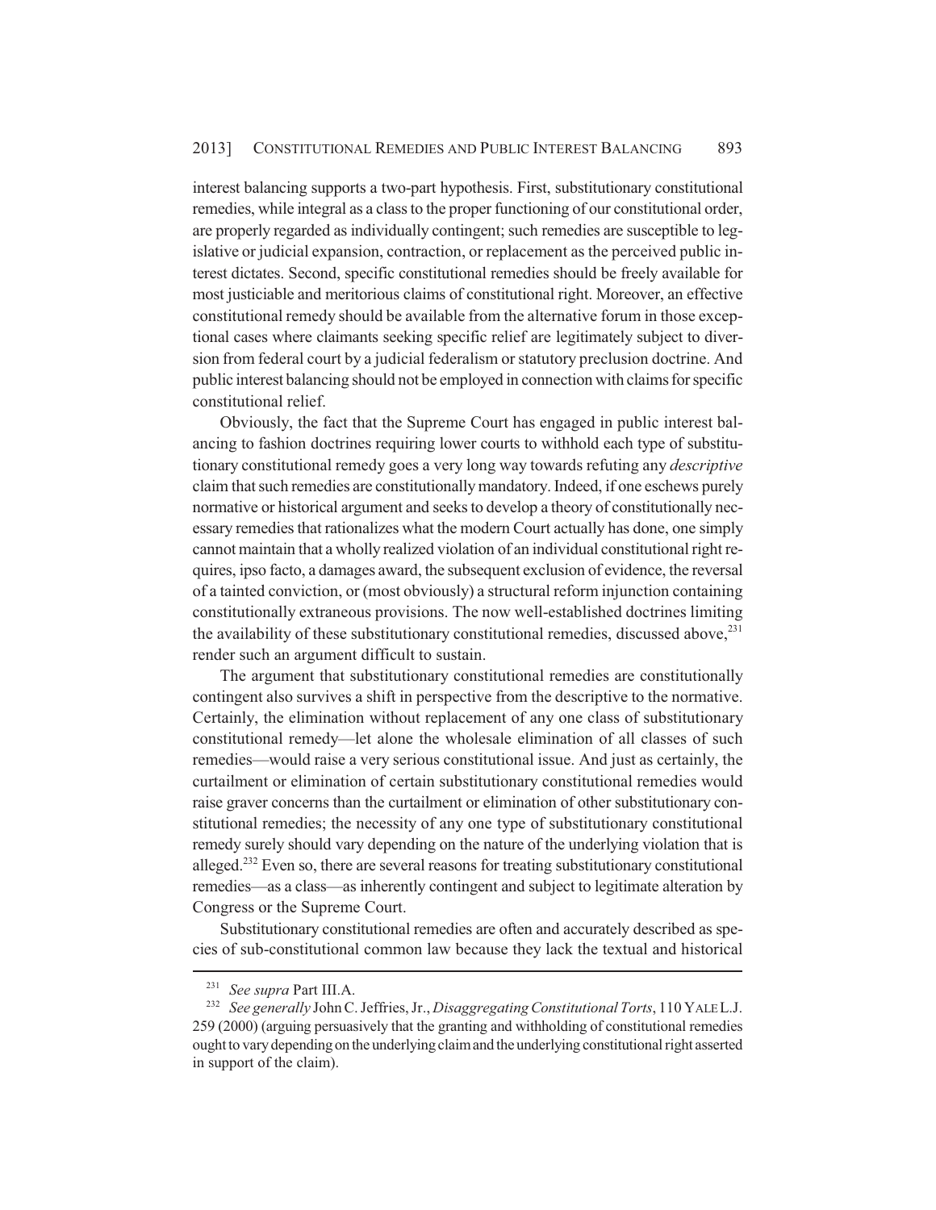interest balancing supports a two-part hypothesis. First, substitutionary constitutional remedies, while integral as a class to the proper functioning of our constitutional order, are properly regarded as individually contingent; such remedies are susceptible to legislative or judicial expansion, contraction, or replacement as the perceived public interest dictates. Second, specific constitutional remedies should be freely available for most justiciable and meritorious claims of constitutional right. Moreover, an effective constitutional remedy should be available from the alternative forum in those exceptional cases where claimants seeking specific relief are legitimately subject to diversion from federal court by a judicial federalism or statutory preclusion doctrine. And public interest balancing should not be employed in connection with claims for specific constitutional relief.

Obviously, the fact that the Supreme Court has engaged in public interest balancing to fashion doctrines requiring lower courts to withhold each type of substitutionary constitutional remedy goes a very long way towards refuting any *descriptive* claim that such remedies are constitutionally mandatory. Indeed, if one eschews purely normative or historical argument and seeks to develop a theory of constitutionally necessary remedies that rationalizes what the modern Court actually has done, one simply cannot maintain that a wholly realized violation of an individual constitutional right requires, ipso facto, a damages award, the subsequent exclusion of evidence, the reversal of a tainted conviction, or (most obviously) a structural reform injunction containing constitutionally extraneous provisions. The now well-established doctrines limiting the availability of these substitutionary constitutional remedies, discussed above,[231] render such an argument difficult to sustain.

The argument that substitutionary constitutional remedies are constitutionally contingent also survives a shift in perspective from the descriptive to the normative. Certainly, the elimination without replacement of any one class of substitutionary constitutional remedy—let alone the wholesale elimination of all classes of such remedies—would raise a very serious constitutional issue. And just as certainly, the curtailment or elimination of certain substitutionary constitutional remedies would raise graver concerns than the curtailment or elimination of other substitutionary constitutional remedies; the necessity of any one type of substitutionary constitutional remedy surely should vary depending on the nature of the underlying violation that is alleged.[232] Even so, there are several reasons for treating substitutionary constitutional remedies—as a class—as inherently contingent and subject to legitimate alteration by Congress or the Supreme Court.

Substitutionary constitutional remedies are often and accurately described as species of sub-constitutional common law because they lack the textual and historical

---

[231] *See supra* Part III.A.

[232] *See generally* John C. Jeffries, Jr., *Disaggregating Constitutional Torts*, 110 YALE L.J. 259 (2000) (arguing persuasively that the granting and withholding of constitutional remedies ought to vary depending on the underlying claim and the underlying constitutional right asserted in support of the claim).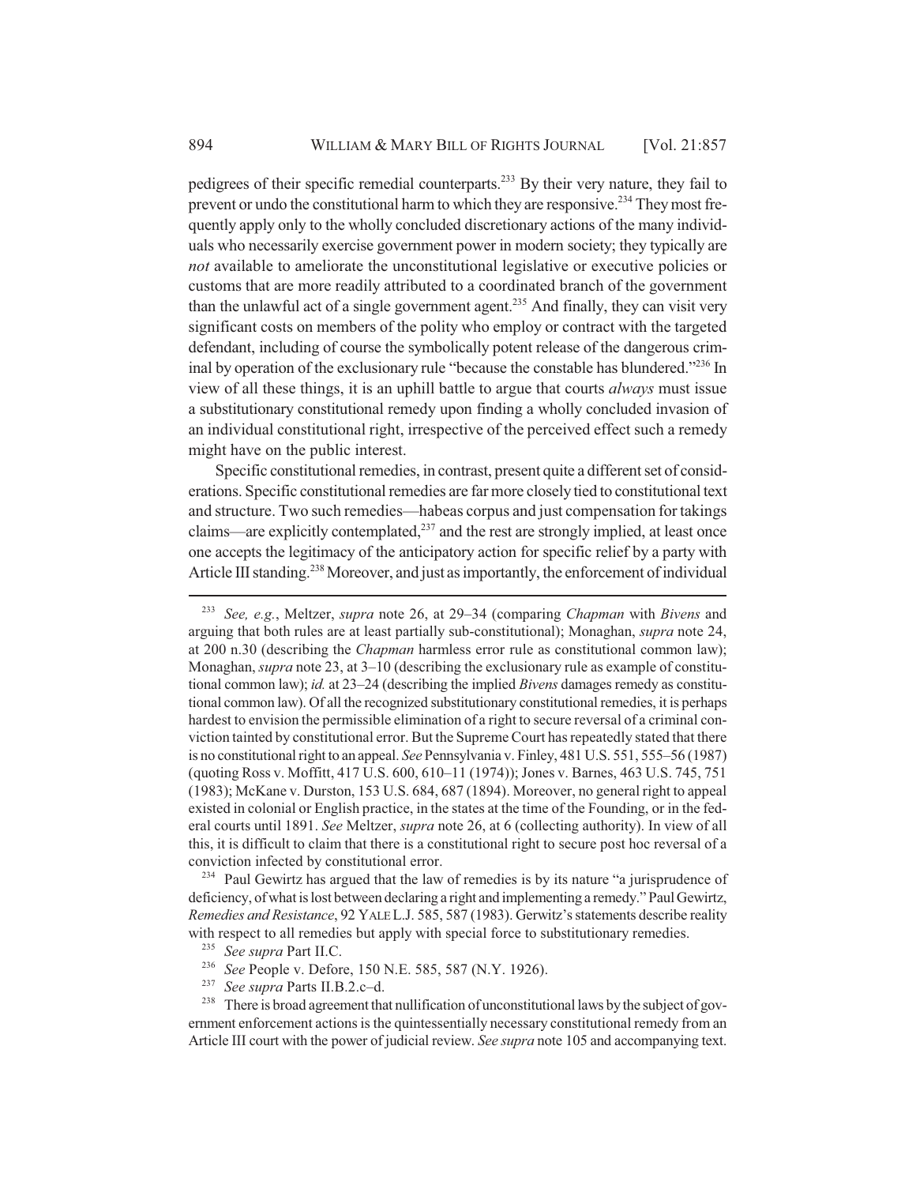pedigrees of their specific remedial counterparts.[233] By their very nature, they fail to prevent or undo the constitutional harm to which they are responsive.[234] They most frequently apply only to the wholly concluded discretionary actions of the many individuals who necessarily exercise government power in modern society; they typically are *not* available to ameliorate the unconstitutional legislative or executive policies or customs that are more readily attributed to a coordinated branch of the government than the unlawful act of a single government agent.[235] And finally, they can visit very significant costs on members of the polity who employ or contract with the targeted defendant, including of course the symbolically potent release of the dangerous criminal by operation of the exclusionary rule "because the constable has blundered."[236] In view of all these things, it is an uphill battle to argue that courts *always* must issue a substitutionary constitutional remedy upon finding a wholly concluded invasion of an individual constitutional right, irrespective of the perceived effect such a remedy might have on the public interest.

Specific constitutional remedies, in contrast, present quite a different set of considerations. Specific constitutional remedies are far more closely tied to constitutional text and structure. Two such remedies—habeas corpus and just compensation for takings claims—are explicitly contemplated,[237] and the rest are strongly implied, at least once one accepts the legitimacy of the anticipatory action for specific relief by a party with Article III standing.[238] Moreover, and just as importantly, the enforcement of individual

---

[233] *See, e.g.*, Meltzer, *supra* note 26, at 29–34 (comparing *Chapman* with *Bivens* and arguing that both rules are at least partially sub-constitutional); Monaghan, *supra* note 24, at 200 n.30 (describing the *Chapman* harmless error rule as constitutional common law); Monaghan, *supra* note 23, at 3–10 (describing the exclusionary rule as example of constitutional common law); *id.* at 23–24 (describing the implied *Bivens* damages remedy as constitutional common law). Of all the recognized substitutionary constitutional remedies, it is perhaps hardest to envision the permissible elimination of a right to secure reversal of a criminal conviction tainted by constitutional error. But the Supreme Court has repeatedly stated that there is no constitutional right to an appeal. *See* Pennsylvania v. Finley, 481 U.S. 551, 555–56 (1987) (quoting Ross v. Moffitt, 417 U.S. 600, 610–11 (1974)); Jones v. Barnes, 463 U.S. 745, 751 (1983); McKane v. Durston, 153 U.S. 684, 687 (1894). Moreover, no general right to appeal existed in colonial or English practice, in the states at the time of the Founding, or in the federal courts until 1891. *See* Meltzer, *supra* note 26, at 6 (collecting authority). In view of all this, it is difficult to claim that there is a constitutional right to secure post hoc reversal of a conviction infected by constitutional error.

[234] Paul Gewirtz has argued that the law of remedies is by its nature "a jurisprudence of deficiency, of what is lost between declaring a right and implementing a remedy." Paul Gewirtz, *Remedies and Resistance*, 92 YALE L.J. 585, 587 (1983). Gerwitz's statements describe reality with respect to all remedies but apply with special force to substitutionary remedies.

[235] *See supra* Part II.C.

[236] *See* People v. Defore, 150 N.E. 585, 587 (N.Y. 1926).

[237] *See supra* Parts II.B.2.c–d.

[238] There is broad agreement that nullification of unconstitutional laws by the subject of government enforcement actions is the quintessentially necessary constitutional remedy from an Article III court with the power of judicial review. *See supra* note 105 and accompanying text.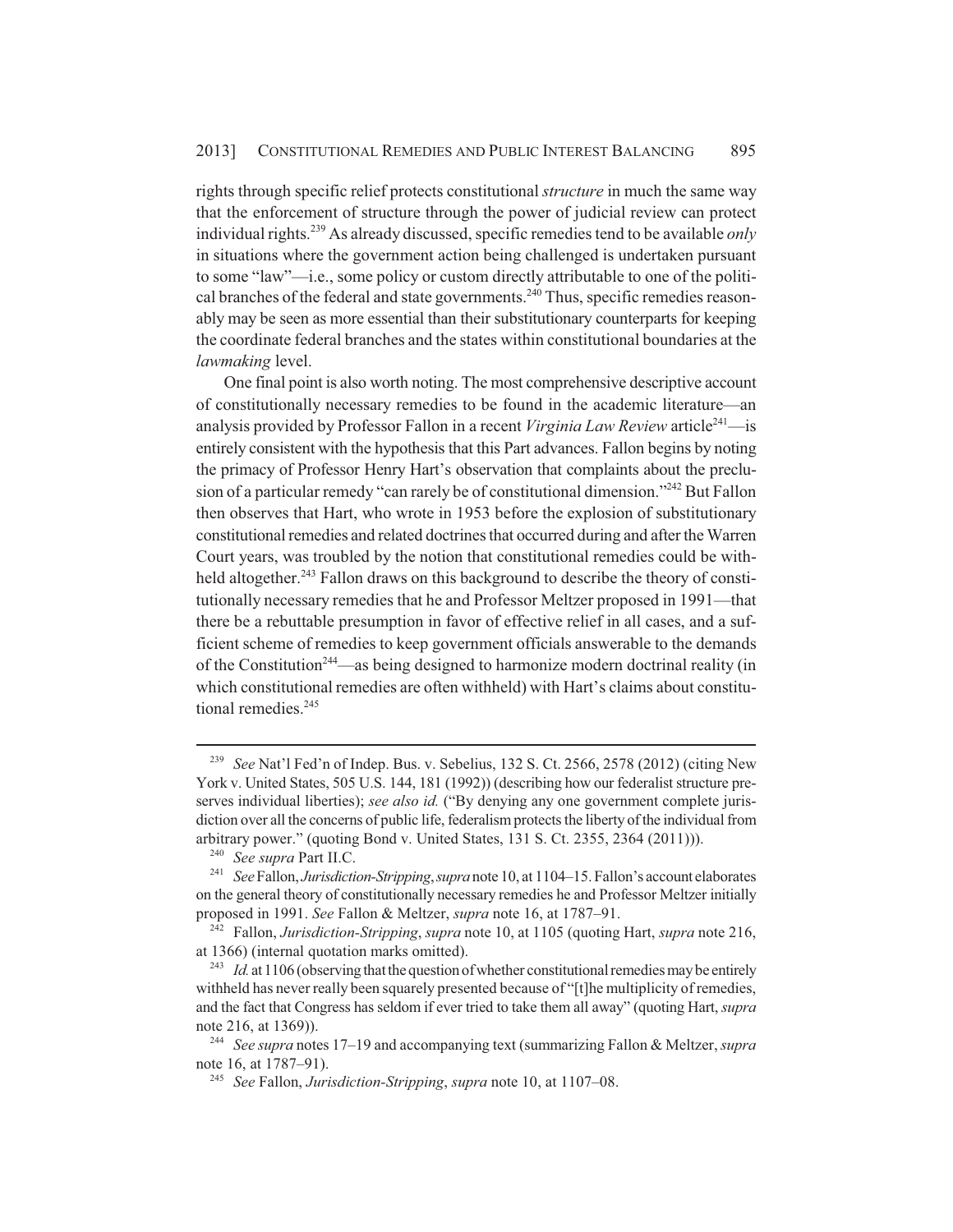rights through specific relief protects constitutional *structure* in much the same way that the enforcement of structure through the power of judicial review can protect individual rights.[239] As already discussed, specific remedies tend to be available *only* in situations where the government action being challenged is undertaken pursuant to some "law"—i.e., some policy or custom directly attributable to one of the political branches of the federal and state governments.[240] Thus, specific remedies reasonably may be seen as more essential than their substitutionary counterparts for keeping the coordinate federal branches and the states within constitutional boundaries at the *lawmaking* level.

One final point is also worth noting. The most comprehensive descriptive account of constitutionally necessary remedies to be found in the academic literature—an analysis provided by Professor Fallon in a recent *Virginia Law Review* article[241]—is entirely consistent with the hypothesis that this Part advances. Fallon begins by noting the primacy of Professor Henry Hart's observation that complaints about the preclusion of a particular remedy "can rarely be of constitutional dimension."[242] But Fallon then observes that Hart, who wrote in 1953 before the explosion of substitutionary constitutional remedies and related doctrines that occurred during and after the Warren Court years, was troubled by the notion that constitutional remedies could be withheld altogether.[243] Fallon draws on this background to describe the theory of constitutionally necessary remedies that he and Professor Meltzer proposed in 1991—that there be a rebuttable presumption in favor of effective relief in all cases, and a sufficient scheme of remedies to keep government officials answerable to the demands of the Constitution[244]—as being designed to harmonize modern doctrinal reality (in which constitutional remedies are often withheld) with Hart's claims about constitutional remedies.[245]

---

[239] *See* Nat'l Fed'n of Indep. Bus. v. Sebelius, 132 S. Ct. 2566, 2578 (2012) (citing New York v. United States, 505 U.S. 144, 181 (1992)) (describing how our federalist structure preserves individual liberties); *see also id.* ("By denying any one government complete jurisdiction over all the concerns of public life, federalism protects the liberty of the individual from arbitrary power." (quoting Bond v. United States, 131 S. Ct. 2355, 2364 (2011))).

[240] *See supra* Part II.C.

[241] *See* Fallon, *Jurisdiction-Stripping*, *supra* note 10, at 1104–15. Fallon's account elaborates on the general theory of constitutionally necessary remedies he and Professor Meltzer initially proposed in 1991. *See* Fallon & Meltzer, *supra* note 16, at 1787–91.

[242] Fallon, *Jurisdiction-Stripping*, *supra* note 10, at 1105 (quoting Hart, *supra* note 216, at 1366) (internal quotation marks omitted).

[243] *Id.* at 1106 (observing that the question of whether constitutional remedies may be entirely withheld has never really been squarely presented because of "[t]he multiplicity of remedies, and the fact that Congress has seldom if ever tried to take them all away" (quoting Hart, *supra* note 216, at 1369)).

[244] *See supra* notes 17–19 and accompanying text (summarizing Fallon & Meltzer, *supra* note 16, at 1787–91).

[245] *See* Fallon, *Jurisdiction-Stripping*, *supra* note 10, at 1107–08.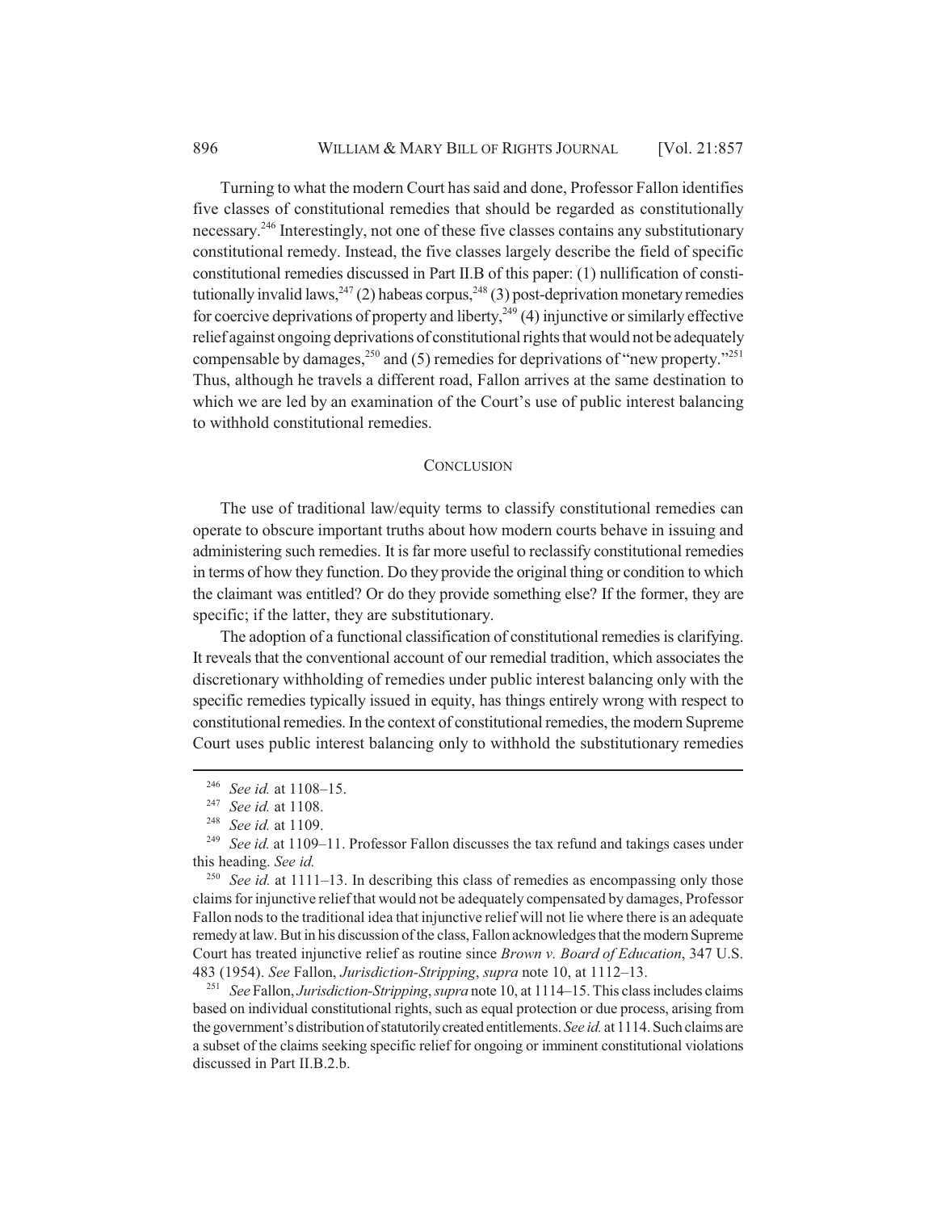Turning to what the modern Court has said and done, Professor Fallon identifies five classes of constitutional remedies that should be regarded as constitutionally necessary.[246] Interestingly, not one of these five classes contains any substitutionary constitutional remedy. Instead, the five classes largely describe the field of specific constitutional remedies discussed in Part II.B of this paper: (1) nullification of constitutionally invalid laws,[247] (2) habeas corpus,[248] (3) post-deprivation monetary remedies for coercive deprivations of property and liberty,[249] (4) injunctive or similarly effective relief against ongoing deprivations of constitutional rights that would not be adequately compensable by damages,[250] and (5) remedies for deprivations of "new property."[251] Thus, although he travels a different road, Fallon arrives at the same destination to which we are led by an examination of the Court's use of public interest balancing to withhold constitutional remedies.

## CONCLUSION

The use of traditional law/equity terms to classify constitutional remedies can operate to obscure important truths about how modern courts behave in issuing and administering such remedies. It is far more useful to reclassify constitutional remedies in terms of how they function. Do they provide the original thing or condition to which the claimant was entitled? Or do they provide something else? If the former, they are specific; if the latter, they are substitutionary.

The adoption of a functional classification of constitutional remedies is clarifying. It reveals that the conventional account of our remedial tradition, which associates the discretionary withholding of remedies under public interest balancing only with the specific remedies typically issued in equity, has things entirely wrong with respect to constitutional remedies. In the context of constitutional remedies, the modern Supreme Court uses public interest balancing only to withhold the substitutionary remedies

---

[246] *See id.* at 1108–15.

[247] *See id.* at 1108.

[248] *See id.* at 1109.

[249] *See id.* at 1109–11. Professor Fallon discusses the tax refund and takings cases under this heading. *See id.*

[250] *See id.* at 1111–13. In describing this class of remedies as encompassing only those claims for injunctive relief that would not be adequately compensated by damages, Professor Fallon nods to the traditional idea that injunctive relief will not lie where there is an adequate remedy at law. But in his discussion of the class, Fallon acknowledges that the modern Supreme Court has treated injunctive relief as routine since *Brown v. Board of Education*, 347 U.S. 483 (1954). *See* Fallon, *Jurisdiction-Stripping*, *supra* note 10, at 1112–13.

[251] *See* Fallon, *Jurisdiction-Stripping*, *supra* note 10, at 1114–15. This class includes claims based on individual constitutional rights, such as equal protection or due process, arising from the government's distribution of statutorily created entitlements. *See id.* at 1114. Such claims are a subset of the claims seeking specific relief for ongoing or imminent constitutional violations discussed in Part II.B.2.b.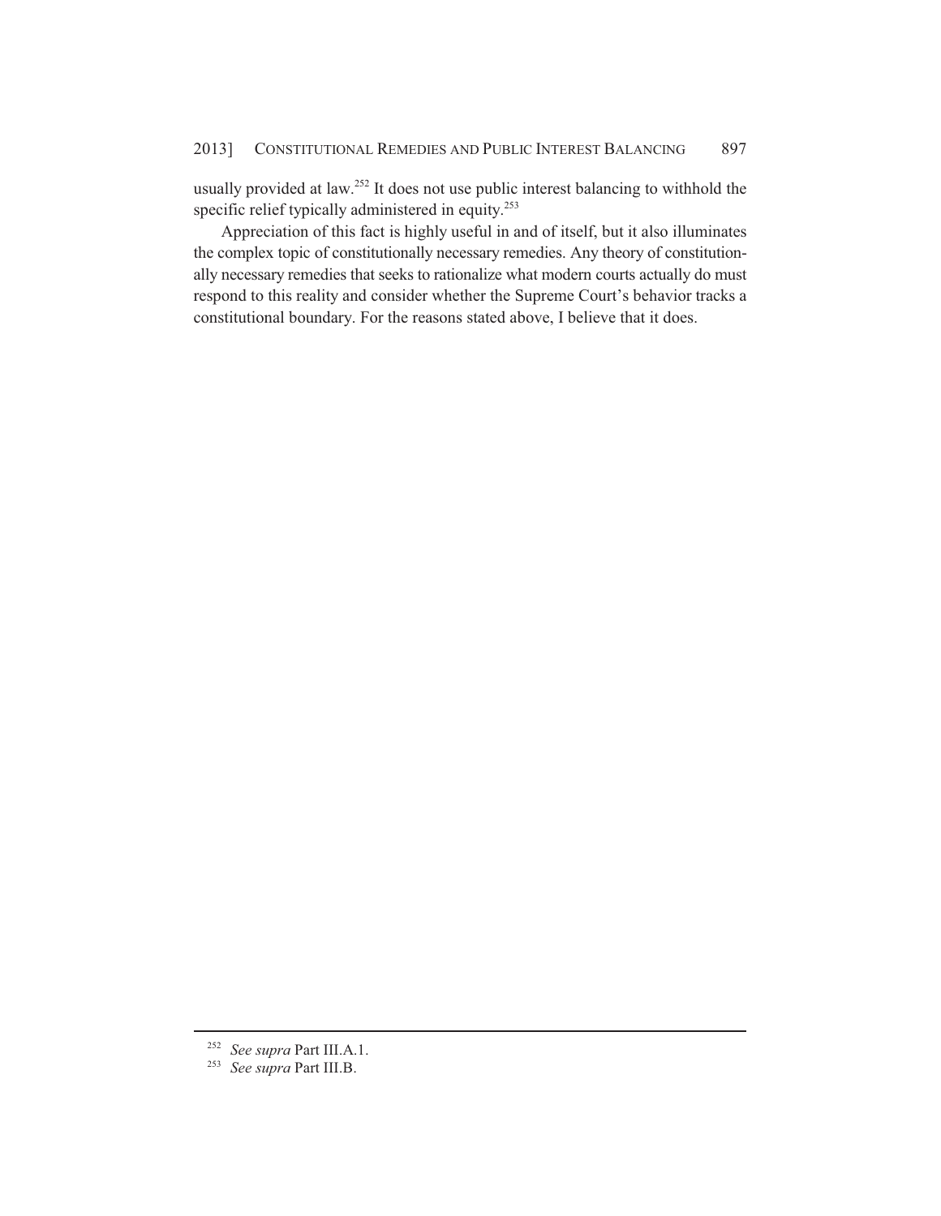usually provided at law.[252] It does not use public interest balancing to withhold the specific relief typically administered in equity.[253]

Appreciation of this fact is highly useful in and of itself, but it also illuminates the complex topic of constitutionally necessary remedies. Any theory of constitutionally necessary remedies that seeks to rationalize what modern courts actually do must respond to this reality and consider whether the Supreme Court's behavior tracks a constitutional boundary. For the reasons stated above, I believe that it does.

---

[252] *See supra* Part III.A.1.

[253] *See supra* Part III.B.